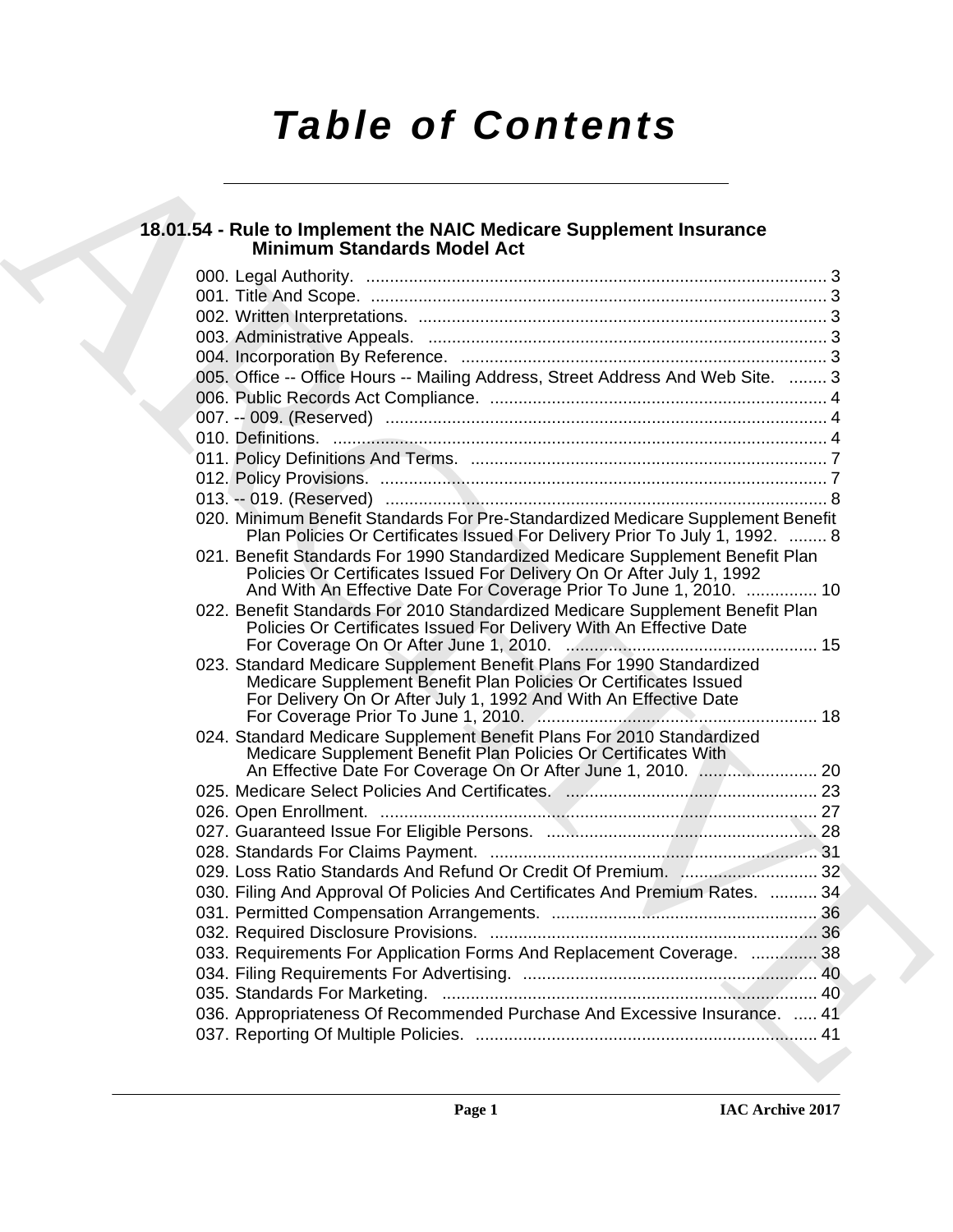# *Table of Contents*

## 18.01.54 - Rule to Implement the NAIC Medicare Supplement Insurance Minimum Standards Model Act

000. Legal Authority. ........................................................................................ 3
001. Title And Scope. ........................................................................................ 3
002. Written Interpretations. ............................................................................. 3
003. Administrative Appeals. ............................................................................ 3
004. Incorporation By Reference. ..................................................................... 3
005. Office -- Office Hours -- Mailing Address, Street Address And Web Site. ........ 3
006. Public Records Act Compliance. ................................................................ 4
007. -- 009. (Reserved) ..................................................................................... 4
010. Definitions. ................................................................................................ 4
011. Policy Definitions And Terms. .................................................................... 7
012. Policy Provisions. ....................................................................................... 7
013. -- 019. (Reserved) ..................................................................................... 8
020. Minimum Benefit Standards For Pre-Standardized Medicare Supplement Benefit Plan Policies Or Certificates Issued For Delivery Prior To July 1, 1992. ........ 8
021. Benefit Standards For 1990 Standardized Medicare Supplement Benefit Plan Policies Or Certificates Issued For Delivery On Or After July 1, 1992 And With An Effective Date For Coverage Prior To June 1, 2010. ............... 10
022. Benefit Standards For 2010 Standardized Medicare Supplement Benefit Plan Policies Or Certificates Issued For Delivery With An Effective Date For Coverage On Or After June 1, 2010. ..................................................... 15
023. Standard Medicare Supplement Benefit Plans For 1990 Standardized Medicare Supplement Benefit Plan Policies Or Certificates Issued For Delivery On Or After July 1, 1992 And With An Effective Date For Coverage Prior To June 1, 2010. ........................................................... 18
024. Standard Medicare Supplement Benefit Plans For 2010 Standardized Medicare Supplement Benefit Plan Policies Or Certificates With An Effective Date For Coverage On Or After June 1, 2010. ......................... 20
025. Medicare Select Policies And Certificates. ..................................................... 23
026. Open Enrollment. ............................................................................................ 27
027. Guaranteed Issue For Eligible Persons. ......................................................... 28
028. Standards For Claims Payment. ..................................................................... 31
029. Loss Ratio Standards And Refund Or Credit Of Premium. ............................. 32
030. Filing And Approval Of Policies And Certificates And Premium Rates. .......... 34
031. Permitted Compensation Arrangements. ........................................................ 36
032. Required Disclosure Provisions. ..................................................................... 36
033. Requirements For Application Forms And Replacement Coverage. .............. 38
034. Filing Requirements For Advertising. .............................................................. 40
035. Standards For Marketing. ................................................................................ 40
036. Appropriateness Of Recommended Purchase And Excessive Insurance. ..... 41
037. Reporting Of Multiple Policies. ........................................................................ 41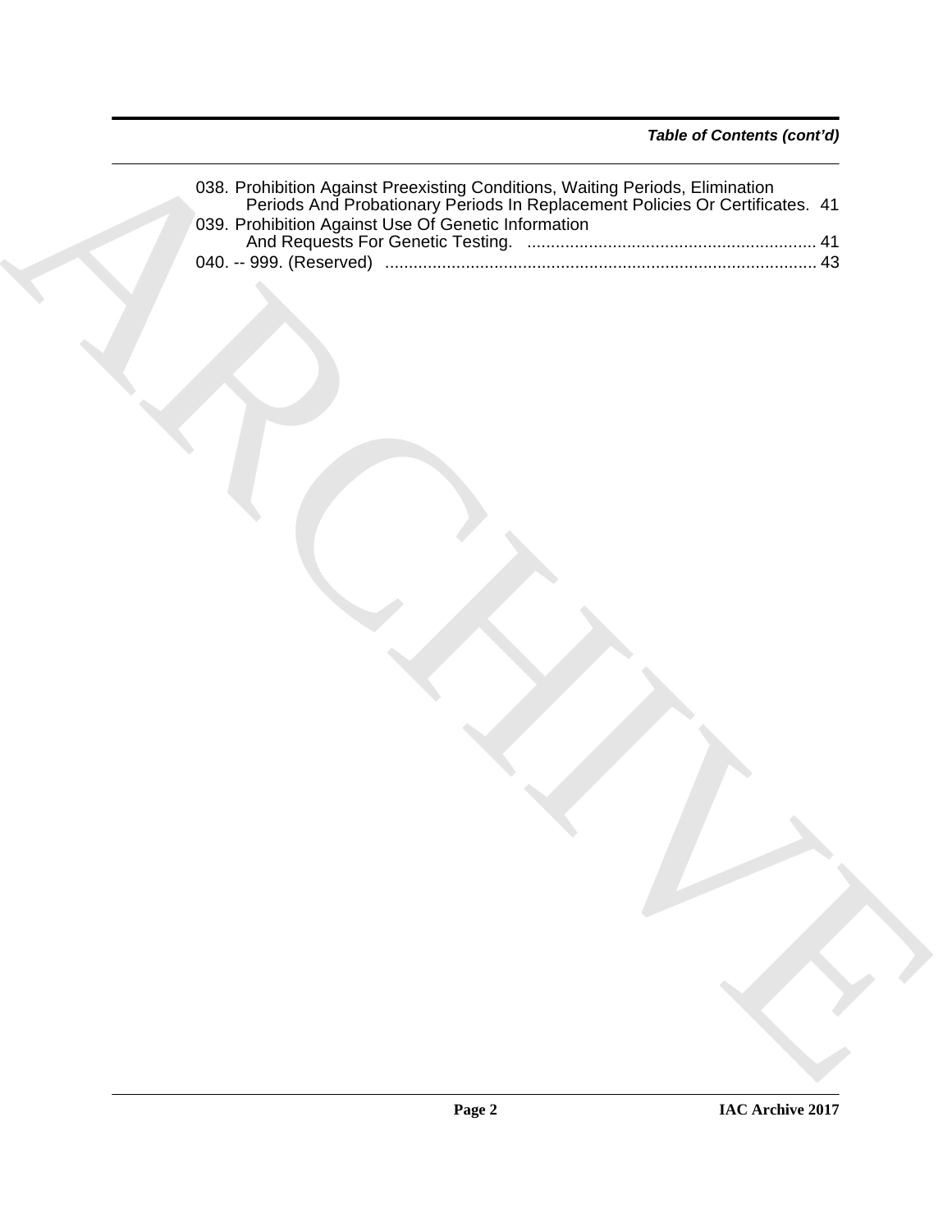*Table of Contents (cont'd)*

038. Prohibition Against Preexisting Conditions, Waiting Periods, Elimination Periods And Probationary Periods In Replacement Policies Or Certificates. 41
039. Prohibition Against Use Of Genetic Information And Requests For Genetic Testing. ............................................................ 41
040. -- 999. (Reserved) .......................................................................................... 43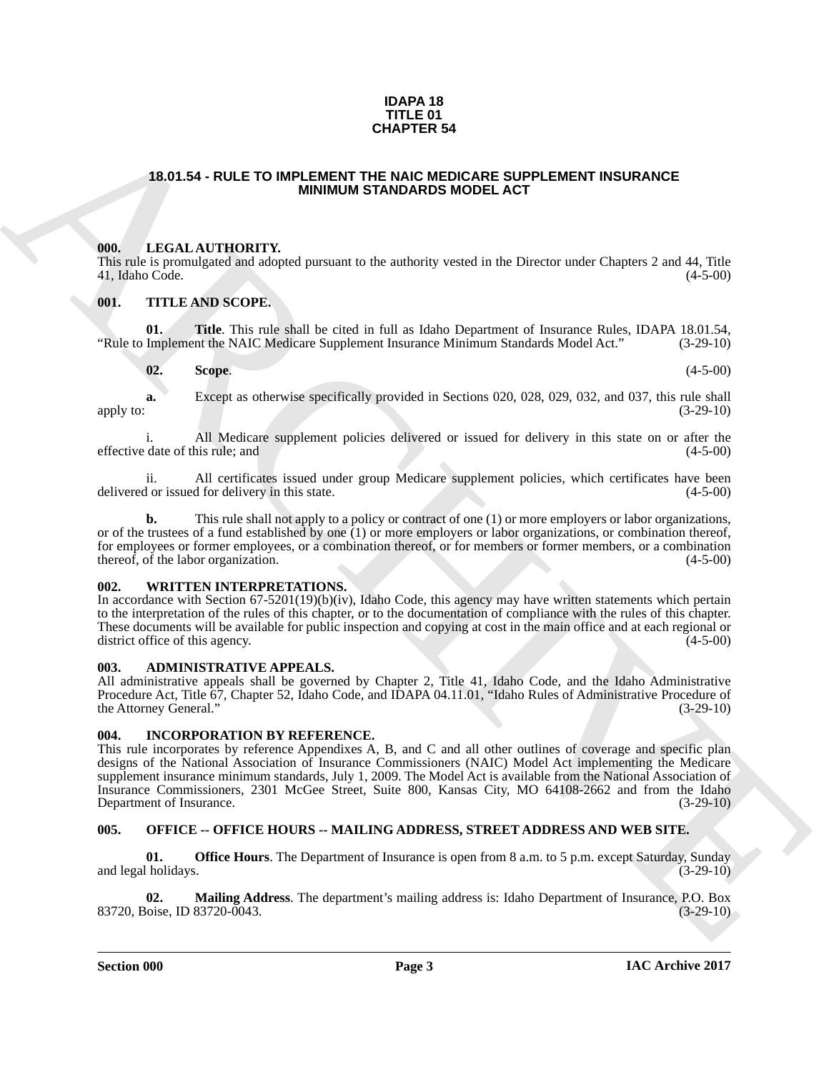**IDAPA 18**
**TITLE 01**
**CHAPTER 54**

# 18.01.54 - RULE TO IMPLEMENT THE NAIC MEDICARE SUPPLEMENT INSURANCE MINIMUM STANDARDS MODEL ACT

## 000. LEGAL AUTHORITY.

This rule is promulgated and adopted pursuant to the authority vested in the Director under Chapters 2 and 44, Title 41, Idaho Code. (4-5-00)

## 001. TITLE AND SCOPE.

**01. Title**. This rule shall be cited in full as Idaho Department of Insurance Rules, IDAPA 18.01.54, "Rule to Implement the NAIC Medicare Supplement Insurance Minimum Standards Model Act." (3-29-10)

**02. Scope**. (4-5-00)

**a.** Except as otherwise specifically provided in Sections 020, 028, 029, 032, and 037, this rule shall apply to: (3-29-10)

i. All Medicare supplement policies delivered or issued for delivery in this state on or after the effective date of this rule; and (4-5-00)

ii. All certificates issued under group Medicare supplement policies, which certificates have been delivered or issued for delivery in this state. (4-5-00)

**b.** This rule shall not apply to a policy or contract of one (1) or more employers or labor organizations, or of the trustees of a fund established by one (1) or more employers or labor organizations, or combination thereof, for employees or former employees, or a combination thereof, or for members or former members, or a combination thereof, of the labor organization. (4-5-00)

## 002. WRITTEN INTERPRETATIONS.

In accordance with Section 67-5201(19)(b)(iv), Idaho Code, this agency may have written statements which pertain to the interpretation of the rules of this chapter, or to the documentation of compliance with the rules of this chapter. These documents will be available for public inspection and copying at cost in the main office and at each regional or district office of this agency. (4-5-00)

## 003. ADMINISTRATIVE APPEALS.

All administrative appeals shall be governed by Chapter 2, Title 41, Idaho Code, and the Idaho Administrative Procedure Act, Title 67, Chapter 52, Idaho Code, and IDAPA 04.11.01, "Idaho Rules of Administrative Procedure of the Attorney General." (3-29-10)

## 004. INCORPORATION BY REFERENCE.

This rule incorporates by reference Appendixes A, B, and C and all other outlines of coverage and specific plan designs of the National Association of Insurance Commissioners (NAIC) Model Act implementing the Medicare supplement insurance minimum standards, July 1, 2009. The Model Act is available from the National Association of Insurance Commissioners, 2301 McGee Street, Suite 800, Kansas City, MO 64108-2662 and from the Idaho Department of Insurance. (3-29-10)

## 005. OFFICE -- OFFICE HOURS -- MAILING ADDRESS, STREET ADDRESS AND WEB SITE.

**01. Office Hours**. The Department of Insurance is open from 8 a.m. to 5 p.m. except Saturday, Sunday and legal holidays. (3-29-10)

**02. Mailing Address**. The department's mailing address is: Idaho Department of Insurance, P.O. Box 83720, Boise, ID 83720-0043. (3-29-10)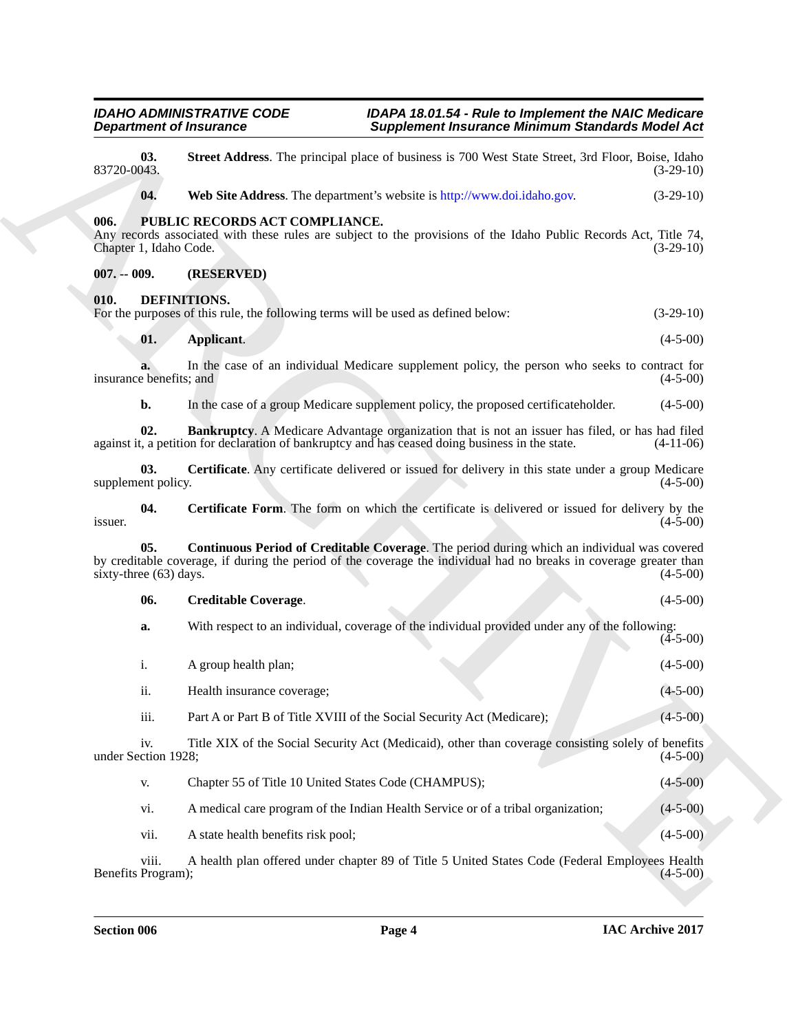**03. Street Address**. The principal place of business is 700 West State Street, 3rd Floor, Boise, Idaho 83720-0043. (3-29-10)

**04. Web Site Address**. The department's website is http://www.doi.idaho.gov. (3-29-10)

**006. PUBLIC RECORDS ACT COMPLIANCE.**

Any records associated with these rules are subject to the provisions of the Idaho Public Records Act, Title 74, Chapter 1, Idaho Code. (3-29-10)

**007. -- 009. (RESERVED)**

**010. DEFINITIONS.**

For the purposes of this rule, the following terms will be used as defined below: (3-29-10)

**01. Applicant**. (4-5-00)

**a.** In the case of an individual Medicare supplement policy, the person who seeks to contract for insurance benefits; and (4-5-00)

**b.** In the case of a group Medicare supplement policy, the proposed certificateholder. (4-5-00)

**02. Bankruptcy**. A Medicare Advantage organization that is not an issuer has filed, or has had filed against it, a petition for declaration of bankruptcy and has ceased doing business in the state. (4-11-06)

**03. Certificate**. Any certificate delivered or issued for delivery in this state under a group Medicare supplement policy. (4-5-00)

**04. Certificate Form**. The form on which the certificate is delivered or issued for delivery by the issuer. (4-5-00)

**05. Continuous Period of Creditable Coverage**. The period during which an individual was covered by creditable coverage, if during the period of the coverage the individual had no breaks in coverage greater than sixty-three (63) days. (4-5-00)

**06. Creditable Coverage**. (4-5-00)

**a.** With respect to an individual, coverage of the individual provided under any of the following: (4-5-00)

i. A group health plan; (4-5-00)

ii. Health insurance coverage; (4-5-00)

iii. Part A or Part B of Title XVIII of the Social Security Act (Medicare); (4-5-00)

iv. Title XIX of the Social Security Act (Medicaid), other than coverage consisting solely of benefits under Section 1928; (4-5-00)

v. Chapter 55 of Title 10 United States Code (CHAMPUS); (4-5-00)

vi. A medical care program of the Indian Health Service or of a tribal organization; (4-5-00)

vii. A state health benefits risk pool; (4-5-00)

viii. A health plan offered under chapter 89 of Title 5 United States Code (Federal Employees Health Benefits Program); (4-5-00)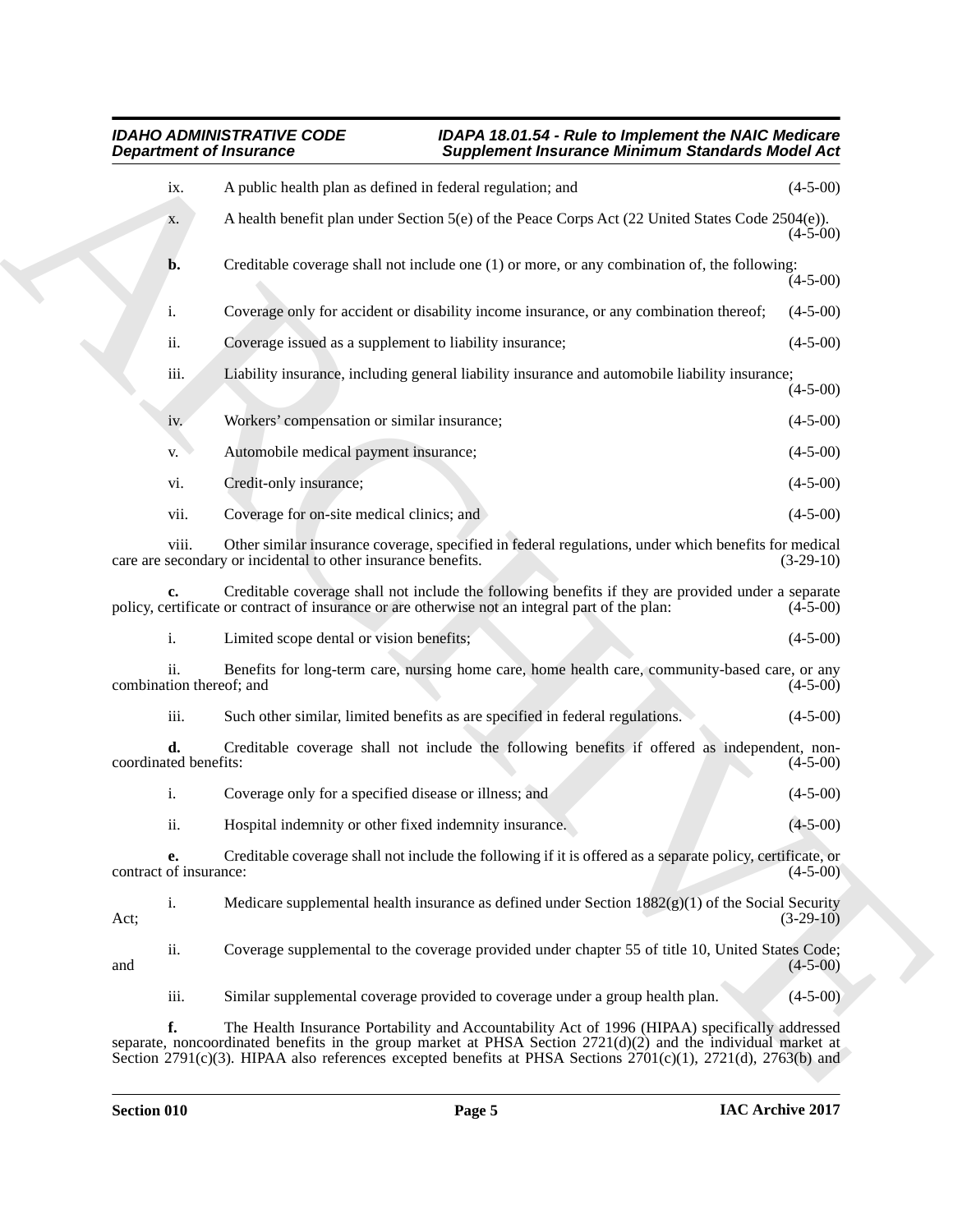ix. A public health plan as defined in federal regulation; and (4-5-00)

x. A health benefit plan under Section 5(e) of the Peace Corps Act (22 United States Code 2504(e)). (4-5-00)

**b.** Creditable coverage shall not include one (1) or more, or any combination of, the following: (4-5-00)

i. Coverage only for accident or disability income insurance, or any combination thereof; (4-5-00)

ii. Coverage issued as a supplement to liability insurance; (4-5-00)

iii. Liability insurance, including general liability insurance and automobile liability insurance; (4-5-00)

iv. Workers' compensation or similar insurance; (4-5-00)

v. Automobile medical payment insurance; (4-5-00)

vi. Credit-only insurance; (4-5-00)

vii. Coverage for on-site medical clinics; and (4-5-00)

viii. Other similar insurance coverage, specified in federal regulations, under which benefits for medical care are secondary or incidental to other insurance benefits. (3-29-10)

**c.** Creditable coverage shall not include the following benefits if they are provided under a separate policy, certificate or contract of insurance or are otherwise not an integral part of the plan: (4-5-00)

i. Limited scope dental or vision benefits; (4-5-00)

ii. Benefits for long-term care, nursing home care, home health care, community-based care, or any combination thereof; and (4-5-00)

iii. Such other similar, limited benefits as are specified in federal regulations. (4-5-00)

**d.** Creditable coverage shall not include the following benefits if offered as independent, non-coordinated benefits: (4-5-00)

i. Coverage only for a specified disease or illness; and (4-5-00)

ii. Hospital indemnity or other fixed indemnity insurance. (4-5-00)

**e.** Creditable coverage shall not include the following if it is offered as a separate policy, certificate, or contract of insurance: (4-5-00)

i. Medicare supplemental health insurance as defined under Section 1882(g)(1) of the Social Security Act; (3-29-10)

ii. Coverage supplemental to the coverage provided under chapter 55 of title 10, United States Code; and (4-5-00)

iii. Similar supplemental coverage provided to coverage under a group health plan. (4-5-00)

**f.** The Health Insurance Portability and Accountability Act of 1996 (HIPAA) specifically addressed separate, noncoordinated benefits in the group market at PHSA Section 2721(d)(2) and the individual market at Section 2791(c)(3). HIPAA also references excepted benefits at PHSA Sections 2701(c)(1), 2721(d), 2763(b) and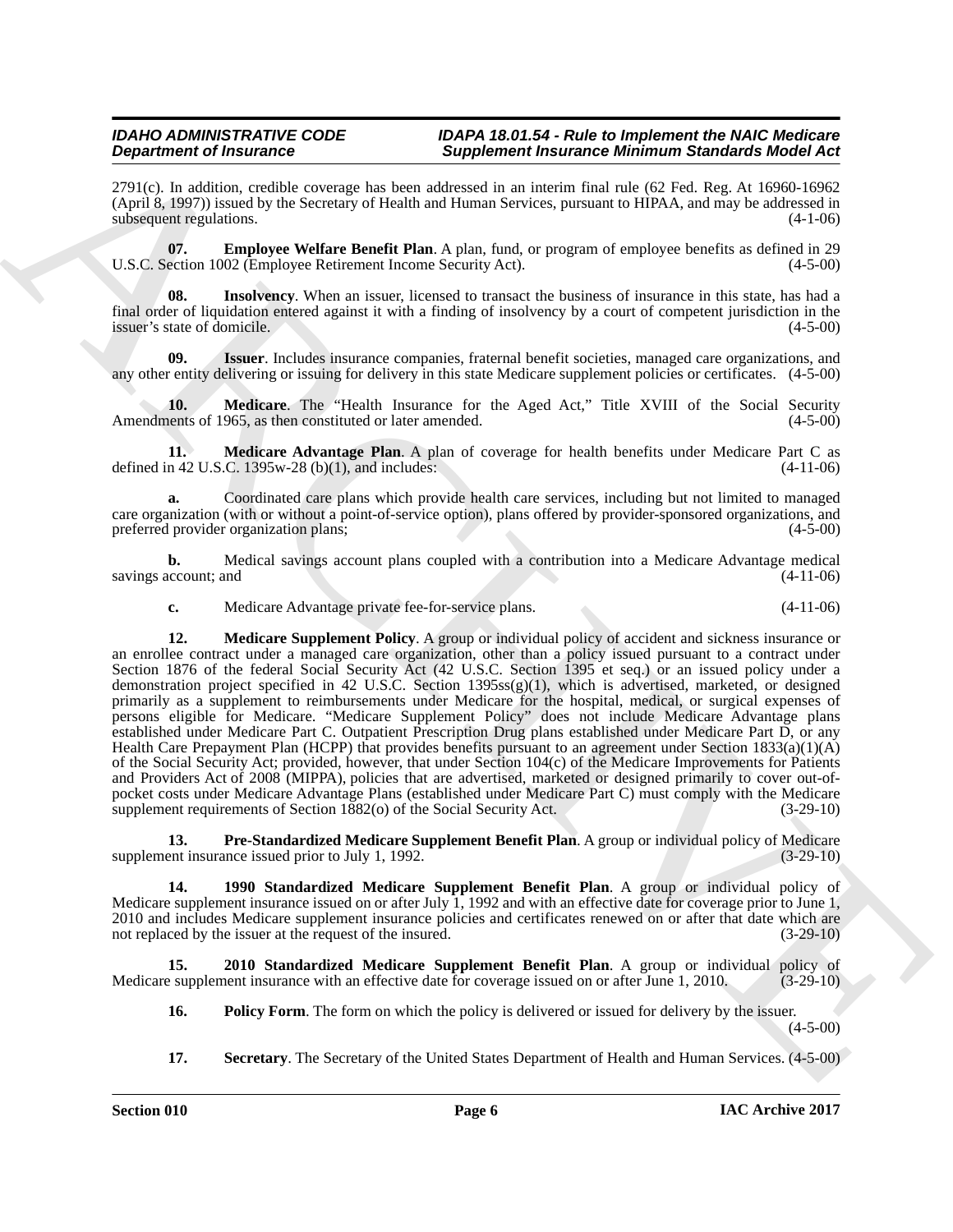2791(c). In addition, credible coverage has been addressed in an interim final rule (62 Fed. Reg. At 16960-16962 (April 8, 1997)) issued by the Secretary of Health and Human Services, pursuant to HIPAA, and may be addressed in subsequent regulations. (4-1-06)

**07. Employee Welfare Benefit Plan**. A plan, fund, or program of employee benefits as defined in 29 U.S.C. Section 1002 (Employee Retirement Income Security Act). (4-5-00)

**08. Insolvency**. When an issuer, licensed to transact the business of insurance in this state, has had a final order of liquidation entered against it with a finding of insolvency by a court of competent jurisdiction in the issuer's state of domicile. (4-5-00)

**09. Issuer**. Includes insurance companies, fraternal benefit societies, managed care organizations, and any other entity delivering or issuing for delivery in this state Medicare supplement policies or certificates. (4-5-00)

**10. Medicare**. The "Health Insurance for the Aged Act," Title XVIII of the Social Security Amendments of 1965, as then constituted or later amended. (4-5-00)

**11. Medicare Advantage Plan**. A plan of coverage for health benefits under Medicare Part C as defined in 42 U.S.C. 1395w-28 (b)(1), and includes: (4-11-06)

**a.** Coordinated care plans which provide health care services, including but not limited to managed care organization (with or without a point-of-service option), plans offered by provider-sponsored organizations, and preferred provider organization plans; (4-5-00)

**b.** Medical savings account plans coupled with a contribution into a Medicare Advantage medical savings account; and (4-11-06)

**c.** Medicare Advantage private fee-for-service plans. (4-11-06)

**12. Medicare Supplement Policy**. A group or individual policy of accident and sickness insurance or an enrollee contract under a managed care organization, other than a policy issued pursuant to a contract under Section 1876 of the federal Social Security Act (42 U.S.C. Section 1395 et seq.) or an issued policy under a demonstration project specified in 42 U.S.C. Section 1395ss(g)(1), which is advertised, marketed, or designed primarily as a supplement to reimbursements under Medicare for the hospital, medical, or surgical expenses of persons eligible for Medicare. "Medicare Supplement Policy" does not include Medicare Advantage plans established under Medicare Part C. Outpatient Prescription Drug plans established under Medicare Part D, or any Health Care Prepayment Plan (HCPP) that provides benefits pursuant to an agreement under Section 1833(a)(1)(A) of the Social Security Act; provided, however, that under Section 104(c) of the Medicare Improvements for Patients and Providers Act of 2008 (MIPPA), policies that are advertised, marketed or designed primarily to cover out-of-pocket costs under Medicare Advantage Plans (established under Medicare Part C) must comply with the Medicare supplement requirements of Section 1882(o) of the Social Security Act. (3-29-10)

**13. Pre-Standardized Medicare Supplement Benefit Plan**. A group or individual policy of Medicare supplement insurance issued prior to July 1, 1992. (3-29-10)

**14. 1990 Standardized Medicare Supplement Benefit Plan**. A group or individual policy of Medicare supplement insurance issued on or after July 1, 1992 and with an effective date for coverage prior to June 1, 2010 and includes Medicare supplement insurance policies and certificates renewed on or after that date which are not replaced by the issuer at the request of the insured. (3-29-10)

**15. 2010 Standardized Medicare Supplement Benefit Plan**. A group or individual policy of Medicare supplement insurance with an effective date for coverage issued on or after June 1, 2010. (3-29-10)

**16. Policy Form**. The form on which the policy is delivered or issued for delivery by the issuer. (4-5-00)

**17. Secretary**. The Secretary of the United States Department of Health and Human Services. (4-5-00)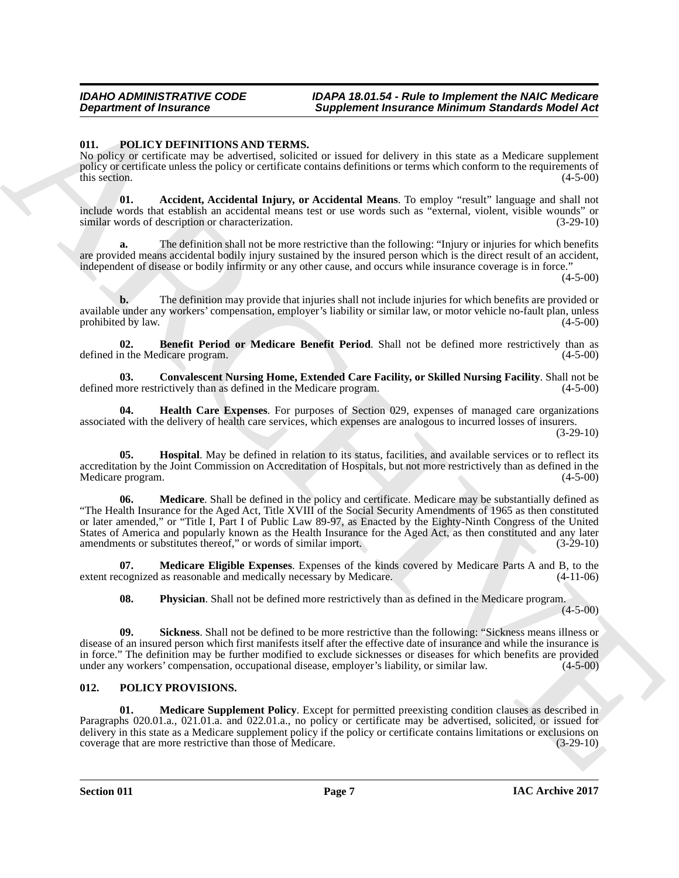## 011. POLICY DEFINITIONS AND TERMS.

No policy or certificate may be advertised, solicited or issued for delivery in this state as a Medicare supplement policy or certificate unless the policy or certificate contains definitions or terms which conform to the requirements of this section. (4-5-00)

**01. Accident, Accidental Injury, or Accidental Means**. To employ "result" language and shall not include words that establish an accidental means test or use words such as "external, violent, visible wounds" or similar words of description or characterization. (3-29-10)

**a.** The definition shall not be more restrictive than the following: "Injury or injuries for which benefits are provided means accidental bodily injury sustained by the insured person which is the direct result of an accident, independent of disease or bodily infirmity or any other cause, and occurs while insurance coverage is in force." (4-5-00)

**b.** The definition may provide that injuries shall not include injuries for which benefits are provided or available under any workers' compensation, employer's liability or similar law, or motor vehicle no-fault plan, unless prohibited by law. (4-5-00)

**02. Benefit Period or Medicare Benefit Period**. Shall not be defined more restrictively than as defined in the Medicare program. (4-5-00)

**03. Convalescent Nursing Home, Extended Care Facility, or Skilled Nursing Facility**. Shall not be defined more restrictively than as defined in the Medicare program. (4-5-00)

**04. Health Care Expenses**. For purposes of Section 029, expenses of managed care organizations associated with the delivery of health care services, which expenses are analogous to incurred losses of insurers. (3-29-10)

**05. Hospital**. May be defined in relation to its status, facilities, and available services or to reflect its accreditation by the Joint Commission on Accreditation of Hospitals, but not more restrictively than as defined in the Medicare program. (4-5-00)

**06. Medicare**. Shall be defined in the policy and certificate. Medicare may be substantially defined as "The Health Insurance for the Aged Act, Title XVIII of the Social Security Amendments of 1965 as then constituted or later amended," or "Title I, Part I of Public Law 89-97, as Enacted by the Eighty-Ninth Congress of the United States of America and popularly known as the Health Insurance for the Aged Act, as then constituted and any later amendments or substitutes thereof," or words of similar import. (3-29-10)

**07. Medicare Eligible Expenses**. Expenses of the kinds covered by Medicare Parts A and B, to the extent recognized as reasonable and medically necessary by Medicare. (4-11-06)

**08. Physician**. Shall not be defined more restrictively than as defined in the Medicare program. (4-5-00)

**09. Sickness**. Shall not be defined to be more restrictive than the following: "Sickness means illness or disease of an insured person which first manifests itself after the effective date of insurance and while the insurance is in force." The definition may be further modified to exclude sicknesses or diseases for which benefits are provided under any workers' compensation, occupational disease, employer's liability, or similar law. (4-5-00)

## 012. POLICY PROVISIONS.

**01. Medicare Supplement Policy**. Except for permitted preexisting condition clauses as described in Paragraphs 020.01.a., 021.01.a. and 022.01.a., no policy or certificate may be advertised, solicited, or issued for delivery in this state as a Medicare supplement policy if the policy or certificate contains limitations or exclusions on coverage that are more restrictive than those of Medicare. (3-29-10)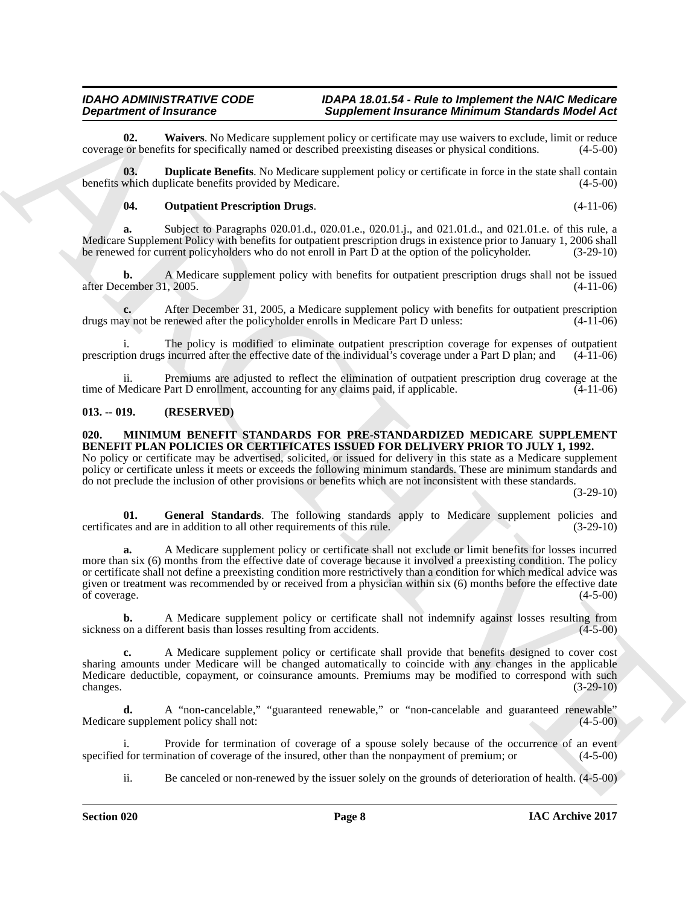**02. Waivers**. No Medicare supplement policy or certificate may use waivers to exclude, limit or reduce coverage or benefits for specifically named or described preexisting diseases or physical conditions. (4-5-00)

**03. Duplicate Benefits**. No Medicare supplement policy or certificate in force in the state shall contain benefits which duplicate benefits provided by Medicare. (4-5-00)

**04. Outpatient Prescription Drugs**. (4-11-06)

**a.** Subject to Paragraphs 020.01.d., 020.01.e., 020.01.j., and 021.01.d., and 021.01.e. of this rule, a Medicare Supplement Policy with benefits for outpatient prescription drugs in existence prior to January 1, 2006 shall be renewed for current policyholders who do not enroll in Part D at the option of the policyholder. (3-29-10)

**b.** A Medicare supplement policy with benefits for outpatient prescription drugs shall not be issued after December 31, 2005. (4-11-06)

**c.** After December 31, 2005, a Medicare supplement policy with benefits for outpatient prescription drugs may not be renewed after the policyholder enrolls in Medicare Part D unless: (4-11-06)

i. The policy is modified to eliminate outpatient prescription coverage for expenses of outpatient prescription drugs incurred after the effective date of the individual's coverage under a Part D plan; and (4-11-06)

ii. Premiums are adjusted to reflect the elimination of outpatient prescription drug coverage at the time of Medicare Part D enrollment, accounting for any claims paid, if applicable. (4-11-06)

## 013. -- 019. (RESERVED)

## 020. MINIMUM BENEFIT STANDARDS FOR PRE-STANDARDIZED MEDICARE SUPPLEMENT BENEFIT PLAN POLICIES OR CERTIFICATES ISSUED FOR DELIVERY PRIOR TO JULY 1, 1992.

No policy or certificate may be advertised, solicited, or issued for delivery in this state as a Medicare supplement policy or certificate unless it meets or exceeds the following minimum standards. These are minimum standards and do not preclude the inclusion of other provisions or benefits which are not inconsistent with these standards. (3-29-10)

**01. General Standards**. The following standards apply to Medicare supplement policies and certificates and are in addition to all other requirements of this rule. (3-29-10)

**a.** A Medicare supplement policy or certificate shall not exclude or limit benefits for losses incurred more than six (6) months from the effective date of coverage because it involved a preexisting condition. The policy or certificate shall not define a preexisting condition more restrictively than a condition for which medical advice was given or treatment was recommended by or received from a physician within six (6) months before the effective date of coverage. (4-5-00)

**b.** A Medicare supplement policy or certificate shall not indemnify against losses resulting from sickness on a different basis than losses resulting from accidents. (4-5-00)

**c.** A Medicare supplement policy or certificate shall provide that benefits designed to cover cost sharing amounts under Medicare will be changed automatically to coincide with any changes in the applicable Medicare deductible, copayment, or coinsurance amounts. Premiums may be modified to correspond with such changes. (3-29-10)

**d.** A "non-cancelable," "guaranteed renewable," or "non-cancelable and guaranteed renewable" Medicare supplement policy shall not: (4-5-00)

i. Provide for termination of coverage of a spouse solely because of the occurrence of an event specified for termination of coverage of the insured, other than the nonpayment of premium; or (4-5-00)

ii. Be canceled or non-renewed by the issuer solely on the grounds of deterioration of health. (4-5-00)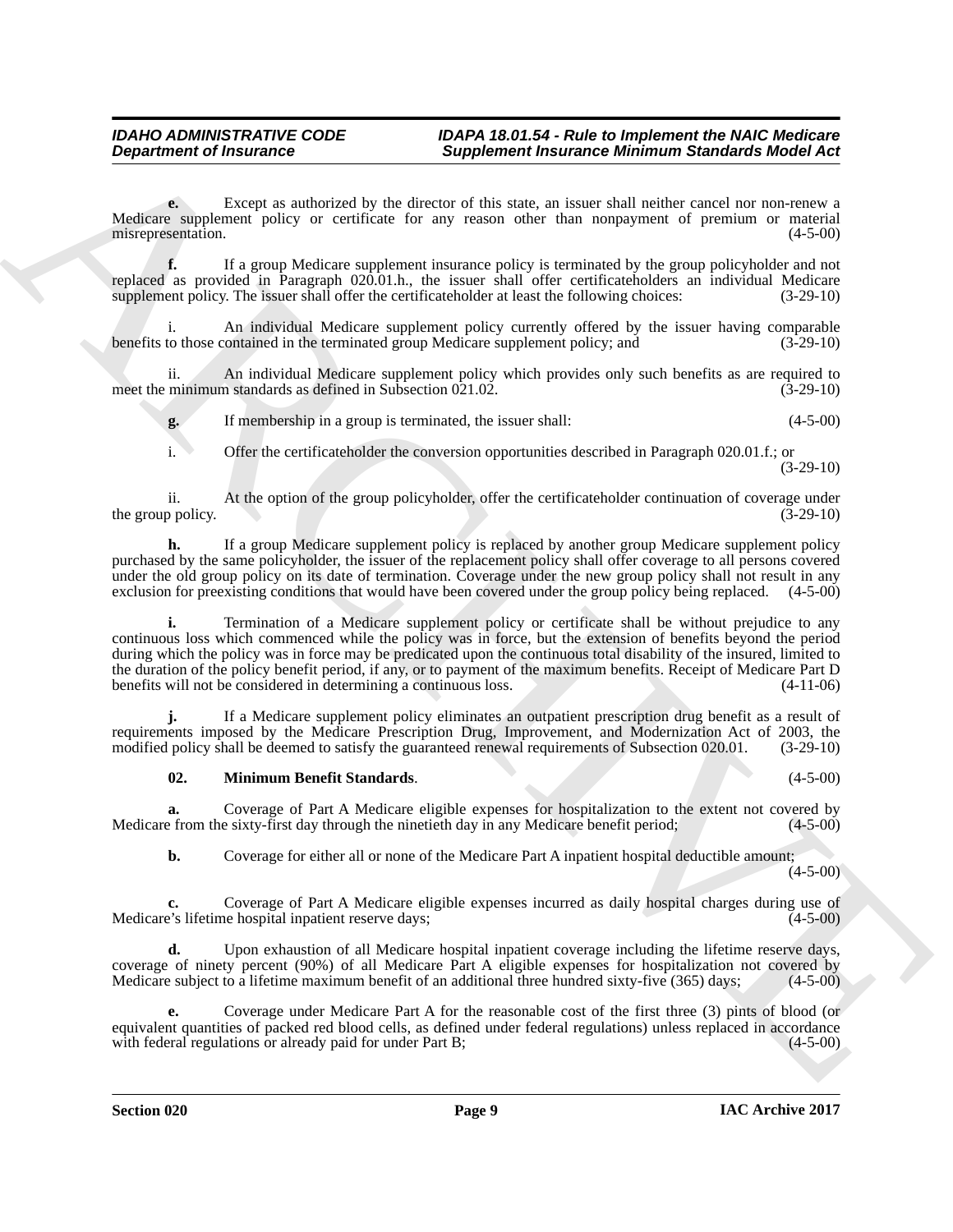**e.** Except as authorized by the director of this state, an issuer shall neither cancel nor non-renew a Medicare supplement policy or certificate for any reason other than nonpayment of premium or material misrepresentation. (4-5-00)

**f.** If a group Medicare supplement insurance policy is terminated by the group policyholder and not replaced as provided in Paragraph 020.01.h., the issuer shall offer certificateholders an individual Medicare supplement policy. The issuer shall offer the certificateholder at least the following choices: (3-29-10)

i. An individual Medicare supplement policy currently offered by the issuer having comparable benefits to those contained in the terminated group Medicare supplement policy; and (3-29-10)

ii. An individual Medicare supplement policy which provides only such benefits as are required to meet the minimum standards as defined in Subsection 021.02. (3-29-10)

**g.** If membership in a group is terminated, the issuer shall: (4-5-00)

i. Offer the certificateholder the conversion opportunities described in Paragraph 020.01.f.; or (3-29-10)

ii. At the option of the group policyholder, offer the certificateholder continuation of coverage under the group policy. (3-29-10)

**h.** If a group Medicare supplement policy is replaced by another group Medicare supplement policy purchased by the same policyholder, the issuer of the replacement policy shall offer coverage to all persons covered under the old group policy on its date of termination. Coverage under the new group policy shall not result in any exclusion for preexisting conditions that would have been covered under the group policy being replaced. (4-5-00)

**i.** Termination of a Medicare supplement policy or certificate shall be without prejudice to any continuous loss which commenced while the policy was in force, but the extension of benefits beyond the period during which the policy was in force may be predicated upon the continuous total disability of the insured, limited to the duration of the policy benefit period, if any, or to payment of the maximum benefits. Receipt of Medicare Part D benefits will not be considered in determining a continuous loss. (4-11-06)

**j.** If a Medicare supplement policy eliminates an outpatient prescription drug benefit as a result of requirements imposed by the Medicare Prescription Drug, Improvement, and Modernization Act of 2003, the modified policy shall be deemed to satisfy the guaranteed renewal requirements of Subsection 020.01. (3-29-10)

**02. Minimum Benefit Standards**. (4-5-00)

**a.** Coverage of Part A Medicare eligible expenses for hospitalization to the extent not covered by Medicare from the sixty-first day through the ninetieth day in any Medicare benefit period; (4-5-00)

**b.** Coverage for either all or none of the Medicare Part A inpatient hospital deductible amount; (4-5-00)

**c.** Coverage of Part A Medicare eligible expenses incurred as daily hospital charges during use of Medicare's lifetime hospital inpatient reserve days; (4-5-00)

**d.** Upon exhaustion of all Medicare hospital inpatient coverage including the lifetime reserve days, coverage of ninety percent (90%) of all Medicare Part A eligible expenses for hospitalization not covered by Medicare subject to a lifetime maximum benefit of an additional three hundred sixty-five (365) days; (4-5-00)

**e.** Coverage under Medicare Part A for the reasonable cost of the first three (3) pints of blood (or equivalent quantities of packed red blood cells, as defined under federal regulations) unless replaced in accordance with federal regulations or already paid for under Part B; (4-5-00)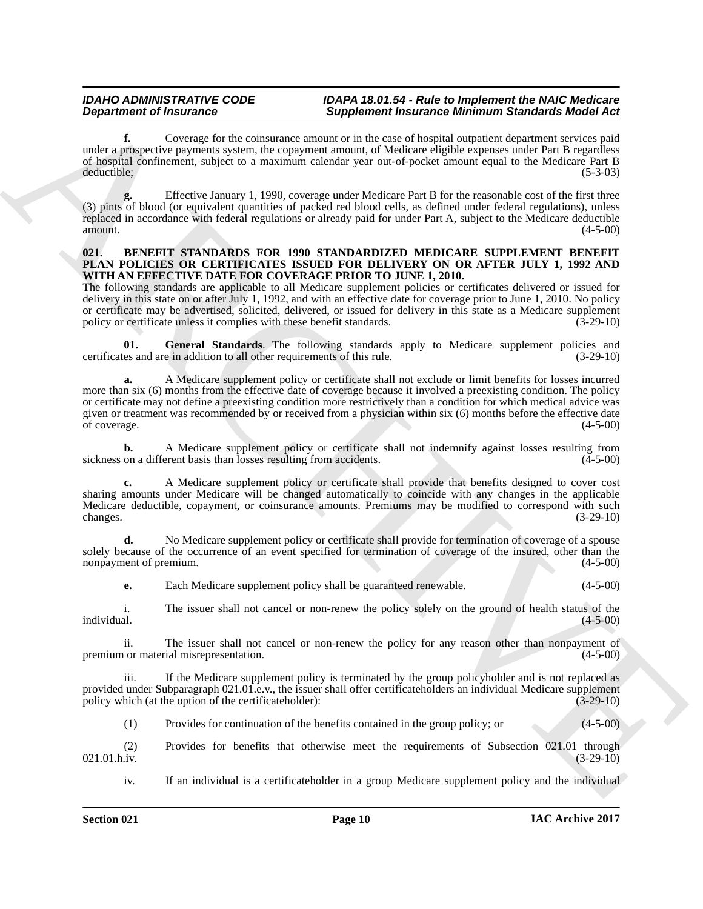**f.** Coverage for the coinsurance amount or in the case of hospital outpatient department services paid under a prospective payments system, the copayment amount, of Medicare eligible expenses under Part B regardless of hospital confinement, subject to a maximum calendar year out-of-pocket amount equal to the Medicare Part B deductible; (5-3-03)

**g.** Effective January 1, 1990, coverage under Medicare Part B for the reasonable cost of the first three (3) pints of blood (or equivalent quantities of packed red blood cells, as defined under federal regulations), unless replaced in accordance with federal regulations or already paid for under Part A, subject to the Medicare deductible amount. (4-5-00)

### 021. BENEFIT STANDARDS FOR 1990 STANDARDIZED MEDICARE SUPPLEMENT BENEFIT PLAN POLICIES OR CERTIFICATES ISSUED FOR DELIVERY ON OR AFTER JULY 1, 1992 AND WITH AN EFFECTIVE DATE FOR COVERAGE PRIOR TO JUNE 1, 2010.

The following standards are applicable to all Medicare supplement policies or certificates delivered or issued for delivery in this state on or after July 1, 1992, and with an effective date for coverage prior to June 1, 2010. No policy or certificate may be advertised, solicited, delivered, or issued for delivery in this state as a Medicare supplement policy or certificate unless it complies with these benefit standards. (3-29-10)

**01. General Standards**. The following standards apply to Medicare supplement policies and certificates and are in addition to all other requirements of this rule. (3-29-10)

**a.** A Medicare supplement policy or certificate shall not exclude or limit benefits for losses incurred more than six (6) months from the effective date of coverage because it involved a preexisting condition. The policy or certificate may not define a preexisting condition more restrictively than a condition for which medical advice was given or treatment was recommended by or received from a physician within six (6) months before the effective date of coverage. (4-5-00)

**b.** A Medicare supplement policy or certificate shall not indemnify against losses resulting from sickness on a different basis than losses resulting from accidents. (4-5-00)

**c.** A Medicare supplement policy or certificate shall provide that benefits designed to cover cost sharing amounts under Medicare will be changed automatically to coincide with any changes in the applicable Medicare deductible, copayment, or coinsurance amounts. Premiums may be modified to correspond with such changes. (3-29-10)

**d.** No Medicare supplement policy or certificate shall provide for termination of coverage of a spouse solely because of the occurrence of an event specified for termination of coverage of the insured, other than the nonpayment of premium. (4-5-00)

**e.** Each Medicare supplement policy shall be guaranteed renewable. (4-5-00)

i. The issuer shall not cancel or non-renew the policy solely on the ground of health status of the individual. (4-5-00)

ii. The issuer shall not cancel or non-renew the policy for any reason other than nonpayment of premium or material misrepresentation. (4-5-00)

iii. If the Medicare supplement policy is terminated by the group policyholder and is not replaced as provided under Subparagraph 021.01.e.v., the issuer shall offer certificateholders an individual Medicare supplement policy which (at the option of the certificateholder): (3-29-10)

(1) Provides for continuation of the benefits contained in the group policy; or (4-5-00)

(2) Provides for benefits that otherwise meet the requirements of Subsection 021.01 through 021.01.h.iv. (3-29-10)

iv. If an individual is a certificateholder in a group Medicare supplement policy and the individual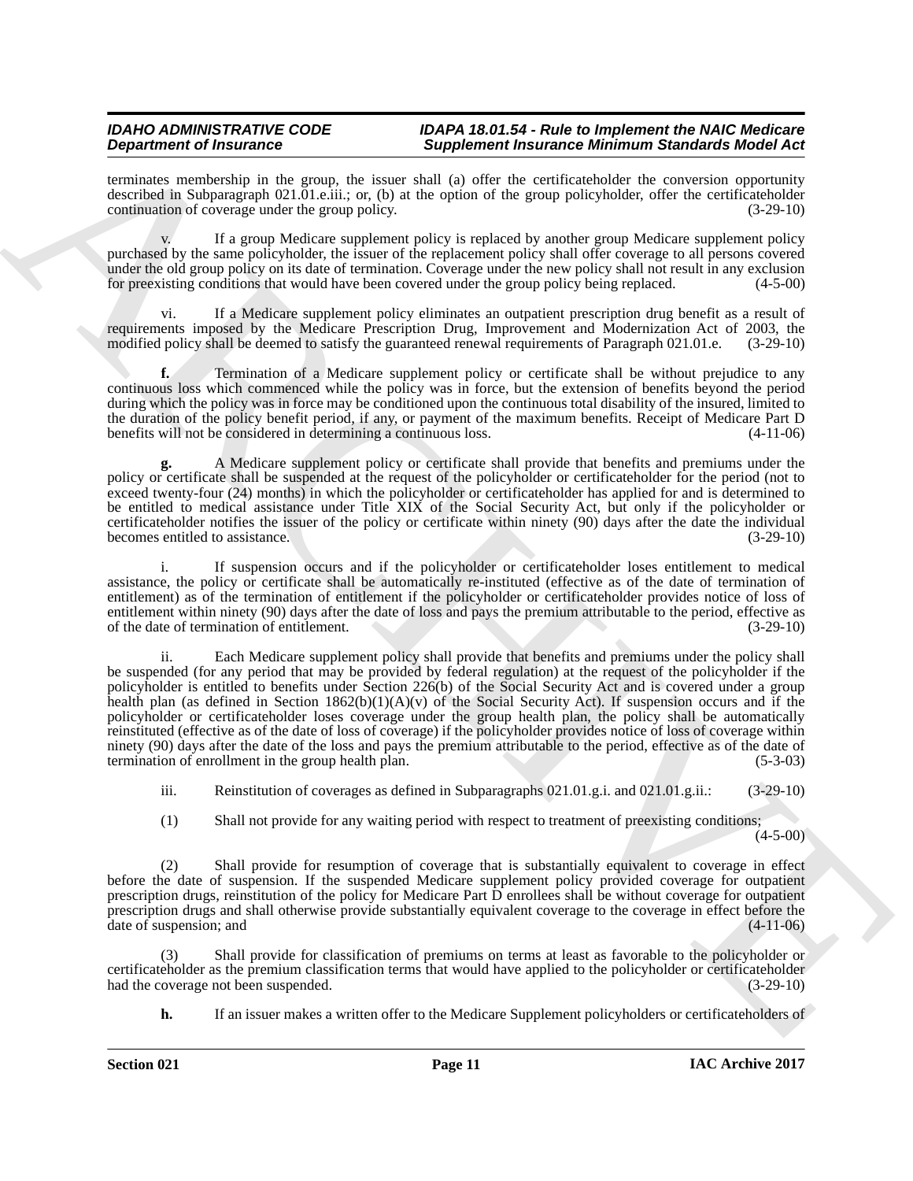terminates membership in the group, the issuer shall (a) offer the certificateholder the conversion opportunity described in Subparagraph 021.01.e.iii.; or, (b) at the option of the group policyholder, offer the certificateholder continuation of coverage under the group policy. (3-29-10)

v. If a group Medicare supplement policy is replaced by another group Medicare supplement policy purchased by the same policyholder, the issuer of the replacement policy shall offer coverage to all persons covered under the old group policy on its date of termination. Coverage under the new policy shall not result in any exclusion for preexisting conditions that would have been covered under the group policy being replaced. (4-5-00)

vi. If a Medicare supplement policy eliminates an outpatient prescription drug benefit as a result of requirements imposed by the Medicare Prescription Drug, Improvement and Modernization Act of 2003, the modified policy shall be deemed to satisfy the guaranteed renewal requirements of Paragraph 021.01.e. (3-29-10)

**f.** Termination of a Medicare supplement policy or certificate shall be without prejudice to any continuous loss which commenced while the policy was in force, but the extension of benefits beyond the period during which the policy was in force may be conditioned upon the continuous total disability of the insured, limited to the duration of the policy benefit period, if any, or payment of the maximum benefits. Receipt of Medicare Part D benefits will not be considered in determining a continuous loss. (4-11-06)

**g.** A Medicare supplement policy or certificate shall provide that benefits and premiums under the policy or certificate shall be suspended at the request of the policyholder or certificateholder for the period (not to exceed twenty-four (24) months) in which the policyholder or certificateholder has applied for and is determined to be entitled to medical assistance under Title XIX of the Social Security Act, but only if the policyholder or certificateholder notifies the issuer of the policy or certificate within ninety (90) days after the date the individual becomes entitled to assistance. (3-29-10)

i. If suspension occurs and if the policyholder or certificateholder loses entitlement to medical assistance, the policy or certificate shall be automatically re-instituted (effective as of the date of termination of entitlement) as of the termination of entitlement if the policyholder or certificateholder provides notice of loss of entitlement within ninety (90) days after the date of loss and pays the premium attributable to the period, effective as of the date of termination of entitlement. (3-29-10)

ii. Each Medicare supplement policy shall provide that benefits and premiums under the policy shall be suspended (for any period that may be provided by federal regulation) at the request of the policyholder if the policyholder is entitled to benefits under Section 226(b) of the Social Security Act and is covered under a group health plan (as defined in Section 1862(b)(1)(A)(v) of the Social Security Act). If suspension occurs and if the policyholder or certificateholder loses coverage under the group health plan, the policy shall be automatically reinstituted (effective as of the date of loss of coverage) if the policyholder provides notice of loss of coverage within ninety (90) days after the date of the loss and pays the premium attributable to the period, effective as of the date of termination of enrollment in the group health plan. (5-3-03)

iii. Reinstitution of coverages as defined in Subparagraphs 021.01.g.i. and 021.01.g.ii.: (3-29-10)

(1) Shall not provide for any waiting period with respect to treatment of preexisting conditions; (4-5-00)

(2) Shall provide for resumption of coverage that is substantially equivalent to coverage in effect before the date of suspension. If the suspended Medicare supplement policy provided coverage for outpatient prescription drugs, reinstitution of the policy for Medicare Part D enrollees shall be without coverage for outpatient prescription drugs and shall otherwise provide substantially equivalent coverage to the coverage in effect before the date of suspension; and (4-11-06)

(3) Shall provide for classification of premiums on terms at least as favorable to the policyholder or certificateholder as the premium classification terms that would have applied to the policyholder or certificateholder had the coverage not been suspended. (3-29-10)

**h.** If an issuer makes a written offer to the Medicare Supplement policyholders or certificateholders of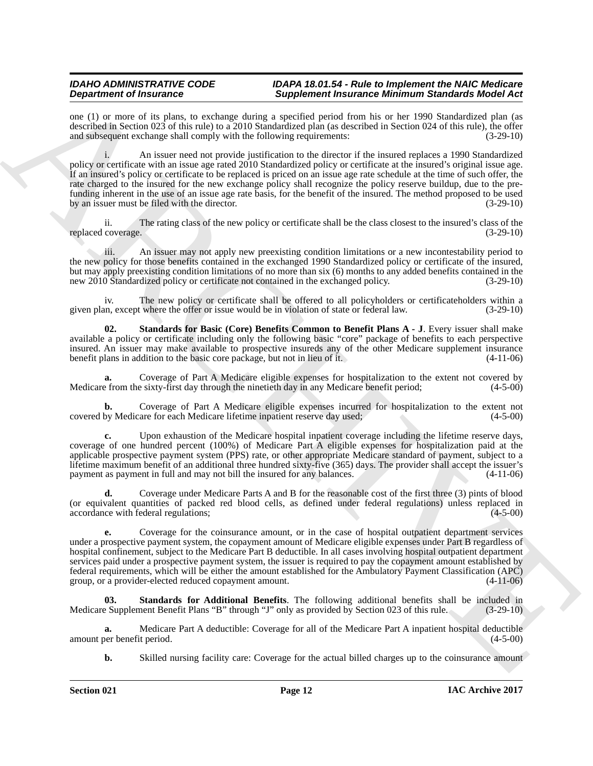one (1) or more of its plans, to exchange during a specified period from his or her 1990 Standardized plan (as described in Section 023 of this rule) to a 2010 Standardized plan (as described in Section 024 of this rule), the offer and subsequent exchange shall comply with the following requirements: (3-29-10)

i. An issuer need not provide justification to the director if the insured replaces a 1990 Standardized policy or certificate with an issue age rated 2010 Standardized policy or certificate at the insured's original issue age. If an insured's policy or certificate to be replaced is priced on an issue age rate schedule at the time of such offer, the rate charged to the insured for the new exchange policy shall recognize the policy reserve buildup, due to the pre-funding inherent in the use of an issue age rate basis, for the benefit of the insured. The method proposed to be used by an issuer must be filed with the director. (3-29-10)

ii. The rating class of the new policy or certificate shall be the class closest to the insured's class of the replaced coverage. (3-29-10)

iii. An issuer may not apply new preexisting condition limitations or a new incontestability period to the new policy for those benefits contained in the exchanged 1990 Standardized policy or certificate of the insured, but may apply preexisting condition limitations of no more than six (6) months to any added benefits contained in the new 2010 Standardized policy or certificate not contained in the exchanged policy. (3-29-10)

iv. The new policy or certificate shall be offered to all policyholders or certificateholders within a given plan, except where the offer or issue would be in violation of state or federal law. (3-29-10)

**02. Standards for Basic (Core) Benefits Common to Benefit Plans A - J**. Every issuer shall make available a policy or certificate including only the following basic "core" package of benefits to each perspective insured. An issuer may make available to prospective insureds any of the other Medicare supplement insurance benefit plans in addition to the basic core package, but not in lieu of it. (4-11-06)

**a.** Coverage of Part A Medicare eligible expenses for hospitalization to the extent not covered by Medicare from the sixty-first day through the ninetieth day in any Medicare benefit period; (4-5-00)

**b.** Coverage of Part A Medicare eligible expenses incurred for hospitalization to the extent not covered by Medicare for each Medicare lifetime inpatient reserve day used; (4-5-00)

**c.** Upon exhaustion of the Medicare hospital inpatient coverage including the lifetime reserve days, coverage of one hundred percent (100%) of Medicare Part A eligible expenses for hospitalization paid at the applicable prospective payment system (PPS) rate, or other appropriate Medicare standard of payment, subject to a lifetime maximum benefit of an additional three hundred sixty-five (365) days. The provider shall accept the issuer's payment as payment in full and may not bill the insured for any balances. (4-11-06)

**d.** Coverage under Medicare Parts A and B for the reasonable cost of the first three (3) pints of blood (or equivalent quantities of packed red blood cells, as defined under federal regulations) unless replaced in accordance with federal regulations; (4-5-00)

**e.** Coverage for the coinsurance amount, or in the case of hospital outpatient department services under a prospective payment system, the copayment amount of Medicare eligible expenses under Part B regardless of hospital confinement, subject to the Medicare Part B deductible. In all cases involving hospital outpatient department services paid under a prospective payment system, the issuer is required to pay the copayment amount established by federal requirements, which will be either the amount established for the Ambulatory Payment Classification (APC) group, or a provider-elected reduced copayment amount. (4-11-06)

**03. Standards for Additional Benefits**. The following additional benefits shall be included in Medicare Supplement Benefit Plans "B" through "J" only as provided by Section 023 of this rule. (3-29-10)

**a.** Medicare Part A deductible: Coverage for all of the Medicare Part A inpatient hospital deductible amount per benefit period. (4-5-00)

**b.** Skilled nursing facility care: Coverage for the actual billed charges up to the coinsurance amount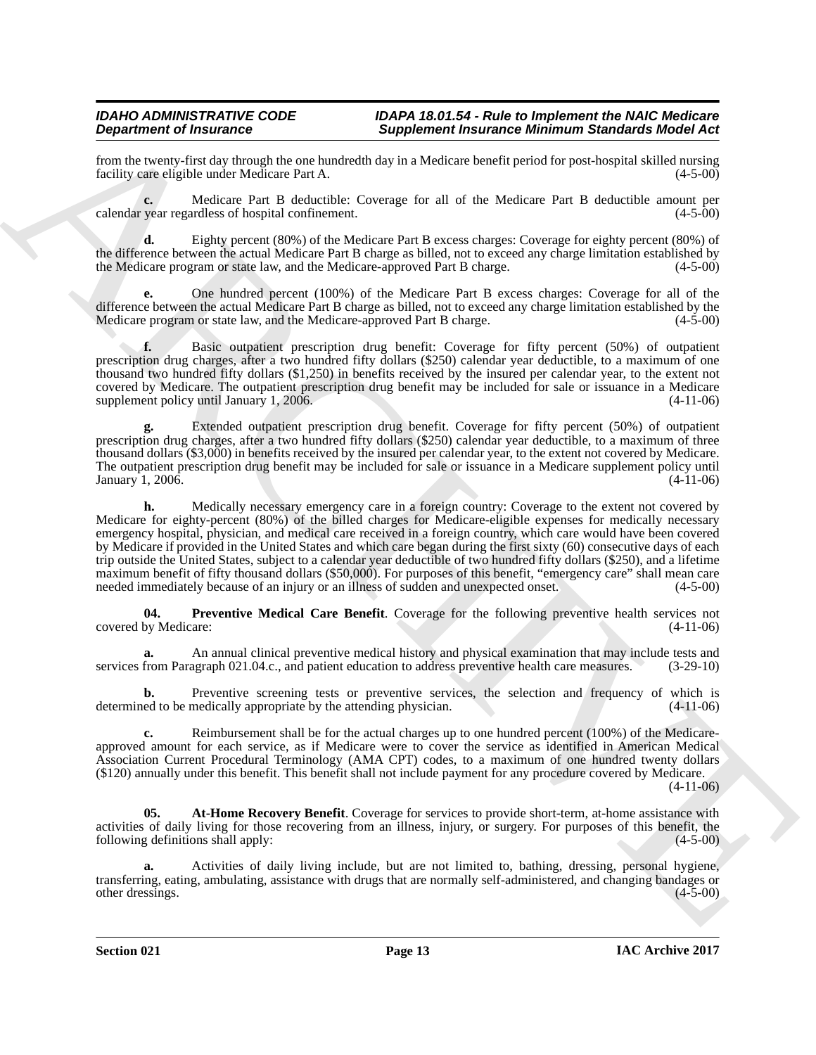from the twenty-first day through the one hundredth day in a Medicare benefit period for post-hospital skilled nursing facility care eligible under Medicare Part A. (4-5-00)

**c.** Medicare Part B deductible: Coverage for all of the Medicare Part B deductible amount per calendar year regardless of hospital confinement. (4-5-00)

**d.** Eighty percent (80%) of the Medicare Part B excess charges: Coverage for eighty percent (80%) of the difference between the actual Medicare Part B charge as billed, not to exceed any charge limitation established by the Medicare program or state law, and the Medicare-approved Part B charge. (4-5-00)

**e.** One hundred percent (100%) of the Medicare Part B excess charges: Coverage for all of the difference between the actual Medicare Part B charge as billed, not to exceed any charge limitation established by the Medicare program or state law, and the Medicare-approved Part B charge. (4-5-00)

**f.** Basic outpatient prescription drug benefit: Coverage for fifty percent (50%) of outpatient prescription drug charges, after a two hundred fifty dollars ($250) calendar year deductible, to a maximum of one thousand two hundred fifty dollars ($1,250) in benefits received by the insured per calendar year, to the extent not covered by Medicare. The outpatient prescription drug benefit may be included for sale or issuance in a Medicare supplement policy until January 1, 2006. (4-11-06)

**g.** Extended outpatient prescription drug benefit. Coverage for fifty percent (50%) of outpatient prescription drug charges, after a two hundred fifty dollars ($250) calendar year deductible, to a maximum of three thousand dollars ($3,000) in benefits received by the insured per calendar year, to the extent not covered by Medicare. The outpatient prescription drug benefit may be included for sale or issuance in a Medicare supplement policy until January 1, 2006. (4-11-06)

**h.** Medically necessary emergency care in a foreign country: Coverage to the extent not covered by Medicare for eighty-percent (80%) of the billed charges for Medicare-eligible expenses for medically necessary emergency hospital, physician, and medical care received in a foreign country, which care would have been covered by Medicare if provided in the United States and which care began during the first sixty (60) consecutive days of each trip outside the United States, subject to a calendar year deductible of two hundred fifty dollars ($250), and a lifetime maximum benefit of fifty thousand dollars ($50,000). For purposes of this benefit, "emergency care" shall mean care needed immediately because of an injury or an illness of sudden and unexpected onset. (4-5-00)

**04. Preventive Medical Care Benefit**. Coverage for the following preventive health services not covered by Medicare: (4-11-06)

**a.** An annual clinical preventive medical history and physical examination that may include tests and services from Paragraph 021.04.c., and patient education to address preventive health care measures. (3-29-10)

**b.** Preventive screening tests or preventive services, the selection and frequency of which is determined to be medically appropriate by the attending physician. (4-11-06)

**c.** Reimbursement shall be for the actual charges up to one hundred percent (100%) of the Medicare-approved amount for each service, as if Medicare were to cover the service as identified in American Medical Association Current Procedural Terminology (AMA CPT) codes, to a maximum of one hundred twenty dollars ($120) annually under this benefit. This benefit shall not include payment for any procedure covered by Medicare. (4-11-06)

**05. At-Home Recovery Benefit**. Coverage for services to provide short-term, at-home assistance with activities of daily living for those recovering from an illness, injury, or surgery. For purposes of this benefit, the following definitions shall apply: (4-5-00)

**a.** Activities of daily living include, but are not limited to, bathing, dressing, personal hygiene, transferring, eating, ambulating, assistance with drugs that are normally self-administered, and changing bandages or other dressings. (4-5-00)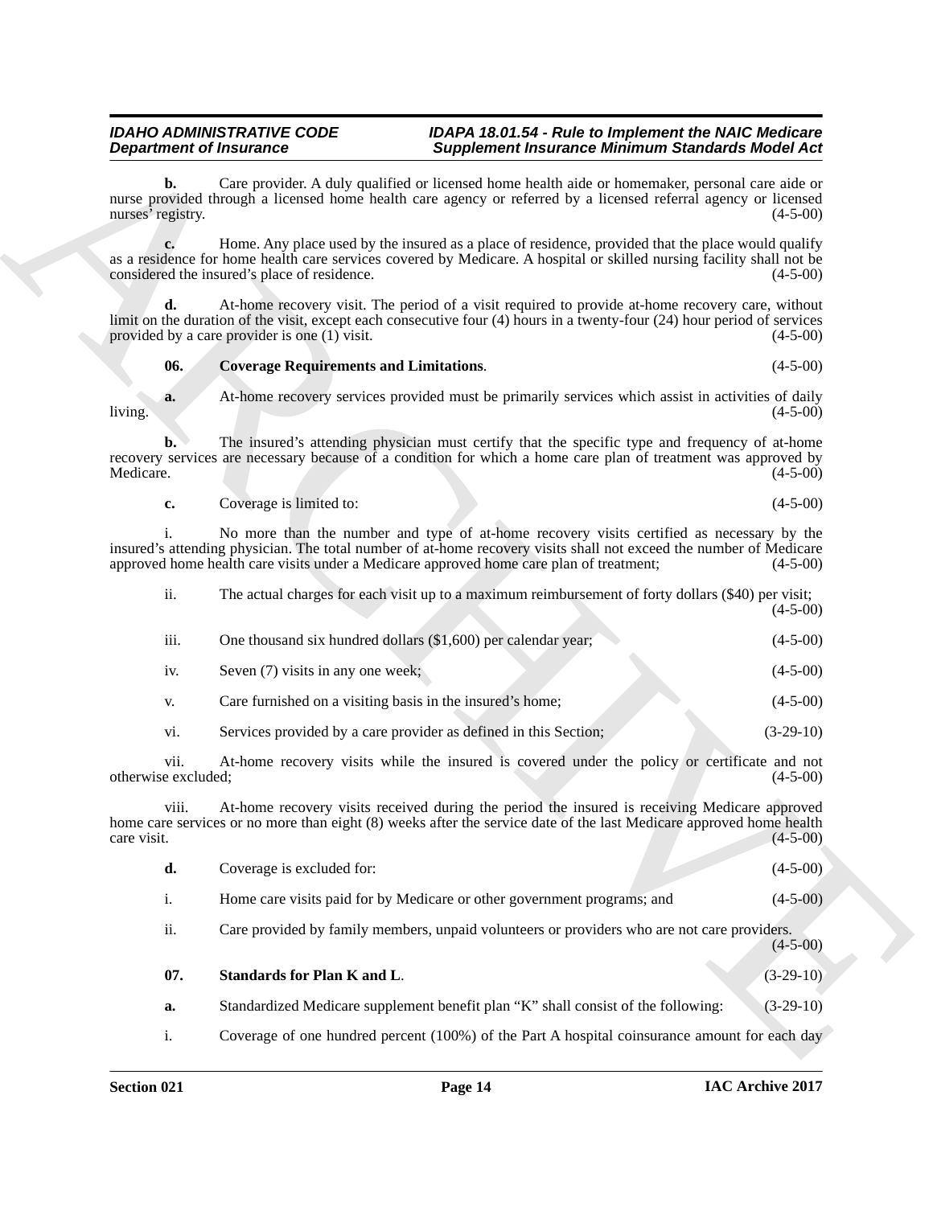**b.** Care provider. A duly qualified or licensed home health aide or homemaker, personal care aide or nurse provided through a licensed home health care agency or referred by a licensed referral agency or licensed nurses' registry. (4-5-00)

**c.** Home. Any place used by the insured as a place of residence, provided that the place would qualify as a residence for home health care services covered by Medicare. A hospital or skilled nursing facility shall not be considered the insured's place of residence. (4-5-00)

**d.** At-home recovery visit. The period of a visit required to provide at-home recovery care, without limit on the duration of the visit, except each consecutive four (4) hours in a twenty-four (24) hour period of services provided by a care provider is one (1) visit. (4-5-00)

**06. Coverage Requirements and Limitations**. (4-5-00)

**a.** At-home recovery services provided must be primarily services which assist in activities of daily living. (4-5-00)

**b.** The insured's attending physician must certify that the specific type and frequency of at-home recovery services are necessary because of a condition for which a home care plan of treatment was approved by Medicare. (4-5-00)

**c.** Coverage is limited to: (4-5-00)

i. No more than the number and type of at-home recovery visits certified as necessary by the insured's attending physician. The total number of at-home recovery visits shall not exceed the number of Medicare approved home health care visits under a Medicare approved home care plan of treatment; (4-5-00)

ii. The actual charges for each visit up to a maximum reimbursement of forty dollars ($40) per visit; (4-5-00)

iii. One thousand six hundred dollars ($1,600) per calendar year; (4-5-00)

iv. Seven (7) visits in any one week; (4-5-00)

v. Care furnished on a visiting basis in the insured's home; (4-5-00)

vi. Services provided by a care provider as defined in this Section; (3-29-10)

vii. At-home recovery visits while the insured is covered under the policy or certificate and not otherwise excluded; (4-5-00)

viii. At-home recovery visits received during the period the insured is receiving Medicare approved home care services or no more than eight (8) weeks after the service date of the last Medicare approved home health care visit. (4-5-00)

**d.** Coverage is excluded for: (4-5-00)

i. Home care visits paid for by Medicare or other government programs; and (4-5-00)

ii. Care provided by family members, unpaid volunteers or providers who are not care providers. (4-5-00)

**07. Standards for Plan K and L**. (3-29-10)

**a.** Standardized Medicare supplement benefit plan "K" shall consist of the following: (3-29-10)

i. Coverage of one hundred percent (100%) of the Part A hospital coinsurance amount for each day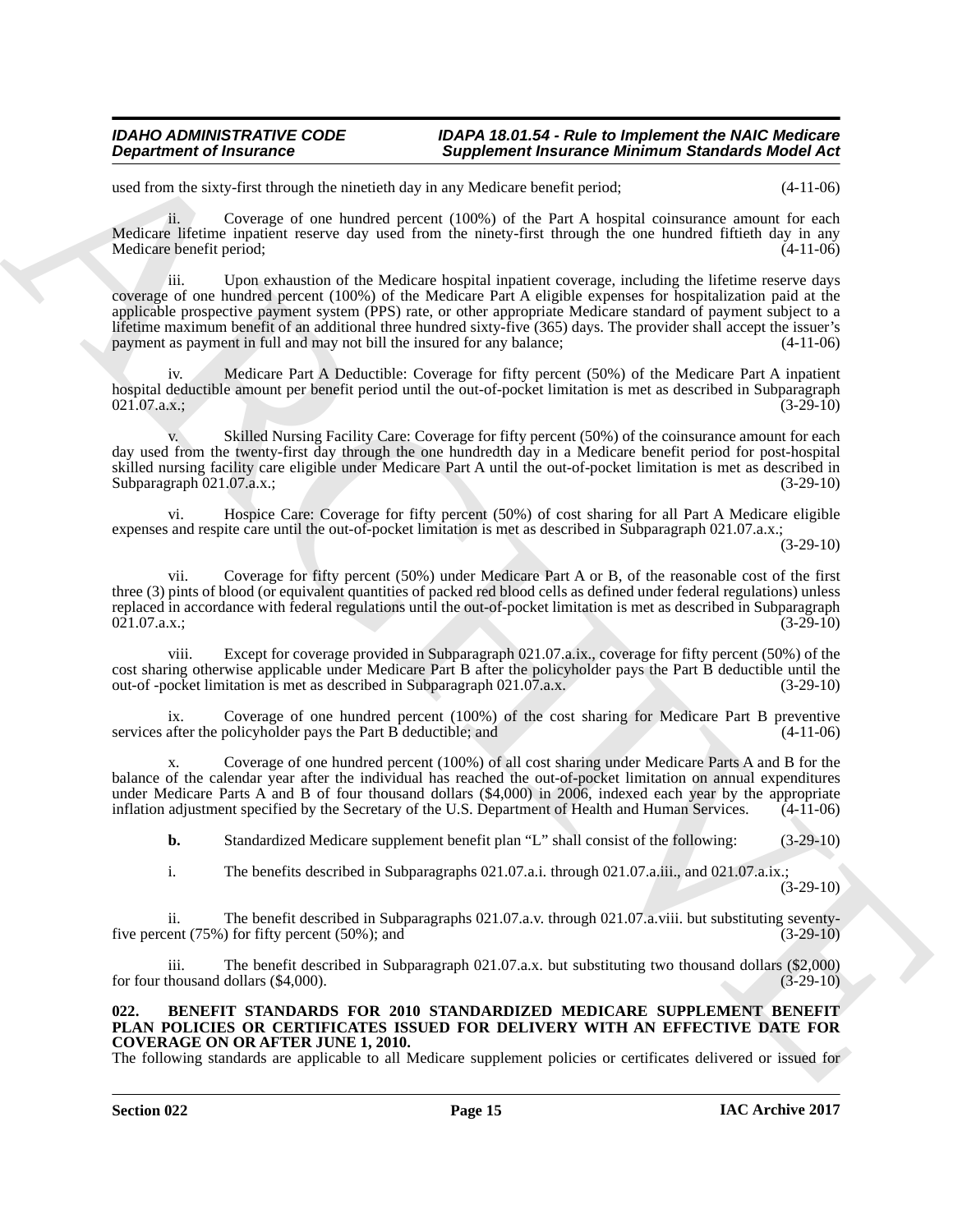used from the sixty-first through the ninetieth day in any Medicare benefit period; (4-11-06)

ii. Coverage of one hundred percent (100%) of the Part A hospital coinsurance amount for each Medicare lifetime inpatient reserve day used from the ninety-first through the one hundred fiftieth day in any Medicare benefit period; (4-11-06)

iii. Upon exhaustion of the Medicare hospital inpatient coverage, including the lifetime reserve days coverage of one hundred percent (100%) of the Medicare Part A eligible expenses for hospitalization paid at the applicable prospective payment system (PPS) rate, or other appropriate Medicare standard of payment subject to a lifetime maximum benefit of an additional three hundred sixty-five (365) days. The provider shall accept the issuer's payment as payment in full and may not bill the insured for any balance; (4-11-06)

iv. Medicare Part A Deductible: Coverage for fifty percent (50%) of the Medicare Part A inpatient hospital deductible amount per benefit period until the out-of-pocket limitation is met as described in Subparagraph 021.07.a.x.; (3-29-10)

v. Skilled Nursing Facility Care: Coverage for fifty percent (50%) of the coinsurance amount for each day used from the twenty-first day through the one hundredth day in a Medicare benefit period for post-hospital skilled nursing facility care eligible under Medicare Part A until the out-of-pocket limitation is met as described in Subparagraph 021.07.a.x.; (3-29-10)

vi. Hospice Care: Coverage for fifty percent (50%) of cost sharing for all Part A Medicare eligible expenses and respite care until the out-of-pocket limitation is met as described in Subparagraph 021.07.a.x.; (3-29-10)

vii. Coverage for fifty percent (50%) under Medicare Part A or B, of the reasonable cost of the first three (3) pints of blood (or equivalent quantities of packed red blood cells as defined under federal regulations) unless replaced in accordance with federal regulations until the out-of-pocket limitation is met as described in Subparagraph 021.07.a.x.; (3-29-10)

viii. Except for coverage provided in Subparagraph 021.07.a.ix., coverage for fifty percent (50%) of the cost sharing otherwise applicable under Medicare Part B after the policyholder pays the Part B deductible until the out-of -pocket limitation is met as described in Subparagraph 021.07.a.x. (3-29-10)

ix. Coverage of one hundred percent (100%) of the cost sharing for Medicare Part B preventive services after the policyholder pays the Part B deductible; and (4-11-06)

x. Coverage of one hundred percent (100%) of all cost sharing under Medicare Parts A and B for the balance of the calendar year after the individual has reached the out-of-pocket limitation on annual expenditures under Medicare Parts A and B of four thousand dollars ($4,000) in 2006, indexed each year by the appropriate inflation adjustment specified by the Secretary of the U.S. Department of Health and Human Services. (4-11-06)

**b.** Standardized Medicare supplement benefit plan "L" shall consist of the following: (3-29-10)

i. The benefits described in Subparagraphs 021.07.a.i. through 021.07.a.iii., and 021.07.a.ix.; (3-29-10)

ii. The benefit described in Subparagraphs 021.07.a.v. through 021.07.a.viii. but substituting seventy-five percent (75%) for fifty percent (50%); and (3-29-10)

iii. The benefit described in Subparagraph 021.07.a.x. but substituting two thousand dollars ($2,000) for four thousand dollars ($4,000). (3-29-10)

**022. BENEFIT STANDARDS FOR 2010 STANDARDIZED MEDICARE SUPPLEMENT BENEFIT PLAN POLICIES OR CERTIFICATES ISSUED FOR DELIVERY WITH AN EFFECTIVE DATE FOR COVERAGE ON OR AFTER JUNE 1, 2010.**

The following standards are applicable to all Medicare supplement policies or certificates delivered or issued for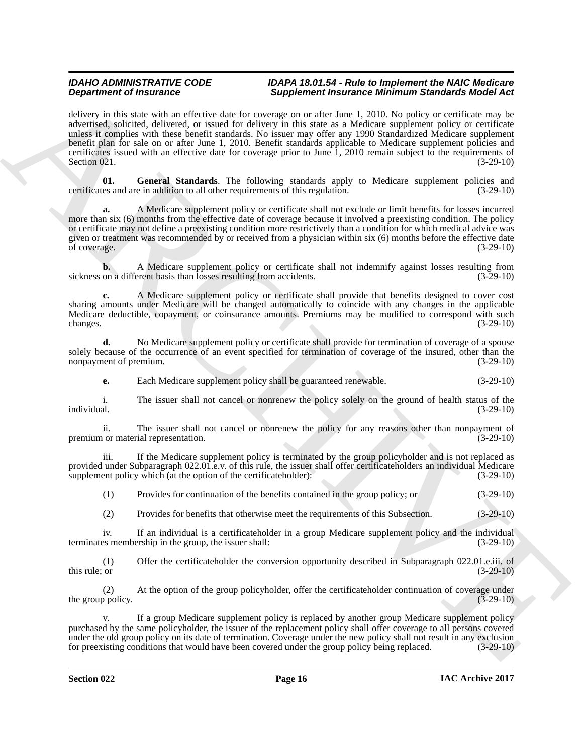delivery in this state with an effective date for coverage on or after June 1, 2010. No policy or certificate may be advertised, solicited, delivered, or issued for delivery in this state as a Medicare supplement policy or certificate unless it complies with these benefit standards. No issuer may offer any 1990 Standardized Medicare supplement benefit plan for sale on or after June 1, 2010. Benefit standards applicable to Medicare supplement policies and certificates issued with an effective date for coverage prior to June 1, 2010 remain subject to the requirements of Section 021. (3-29-10)

**01. General Standards**. The following standards apply to Medicare supplement policies and certificates and are in addition to all other requirements of this regulation. (3-29-10)

**a.** A Medicare supplement policy or certificate shall not exclude or limit benefits for losses incurred more than six (6) months from the effective date of coverage because it involved a preexisting condition. The policy or certificate may not define a preexisting condition more restrictively than a condition for which medical advice was given or treatment was recommended by or received from a physician within six (6) months before the effective date of coverage. (3-29-10)

**b.** A Medicare supplement policy or certificate shall not indemnify against losses resulting from sickness on a different basis than losses resulting from accidents. (3-29-10)

**c.** A Medicare supplement policy or certificate shall provide that benefits designed to cover cost sharing amounts under Medicare will be changed automatically to coincide with any changes in the applicable Medicare deductible, copayment, or coinsurance amounts. Premiums may be modified to correspond with such changes. (3-29-10)

**d.** No Medicare supplement policy or certificate shall provide for termination of coverage of a spouse solely because of the occurrence of an event specified for termination of coverage of the insured, other than the nonpayment of premium. (3-29-10)

**e.** Each Medicare supplement policy shall be guaranteed renewable. (3-29-10)

i. The issuer shall not cancel or nonrenew the policy solely on the ground of health status of the individual. (3-29-10)

ii. The issuer shall not cancel or nonrenew the policy for any reasons other than nonpayment of premium or material representation. (3-29-10)

iii. If the Medicare supplement policy is terminated by the group policyholder and is not replaced as provided under Subparagraph 022.01.e.v. of this rule, the issuer shall offer certificateholders an individual Medicare supplement policy which (at the option of the certificateholder): (3-29-10)

(1) Provides for continuation of the benefits contained in the group policy; or (3-29-10)

(2) Provides for benefits that otherwise meet the requirements of this Subsection. (3-29-10)

iv. If an individual is a certificateholder in a group Medicare supplement policy and the individual terminates membership in the group, the issuer shall: (3-29-10)

(1) Offer the certificateholder the conversion opportunity described in Subparagraph 022.01.e.iii. of this rule; or (3-29-10)

(2) At the option of the group policyholder, offer the certificateholder continuation of coverage under the group policy. (3-29-10)

v. If a group Medicare supplement policy is replaced by another group Medicare supplement policy purchased by the same policyholder, the issuer of the replacement policy shall offer coverage to all persons covered under the old group policy on its date of termination. Coverage under the new policy shall not result in any exclusion for preexisting conditions that would have been covered under the group policy being replaced. (3-29-10)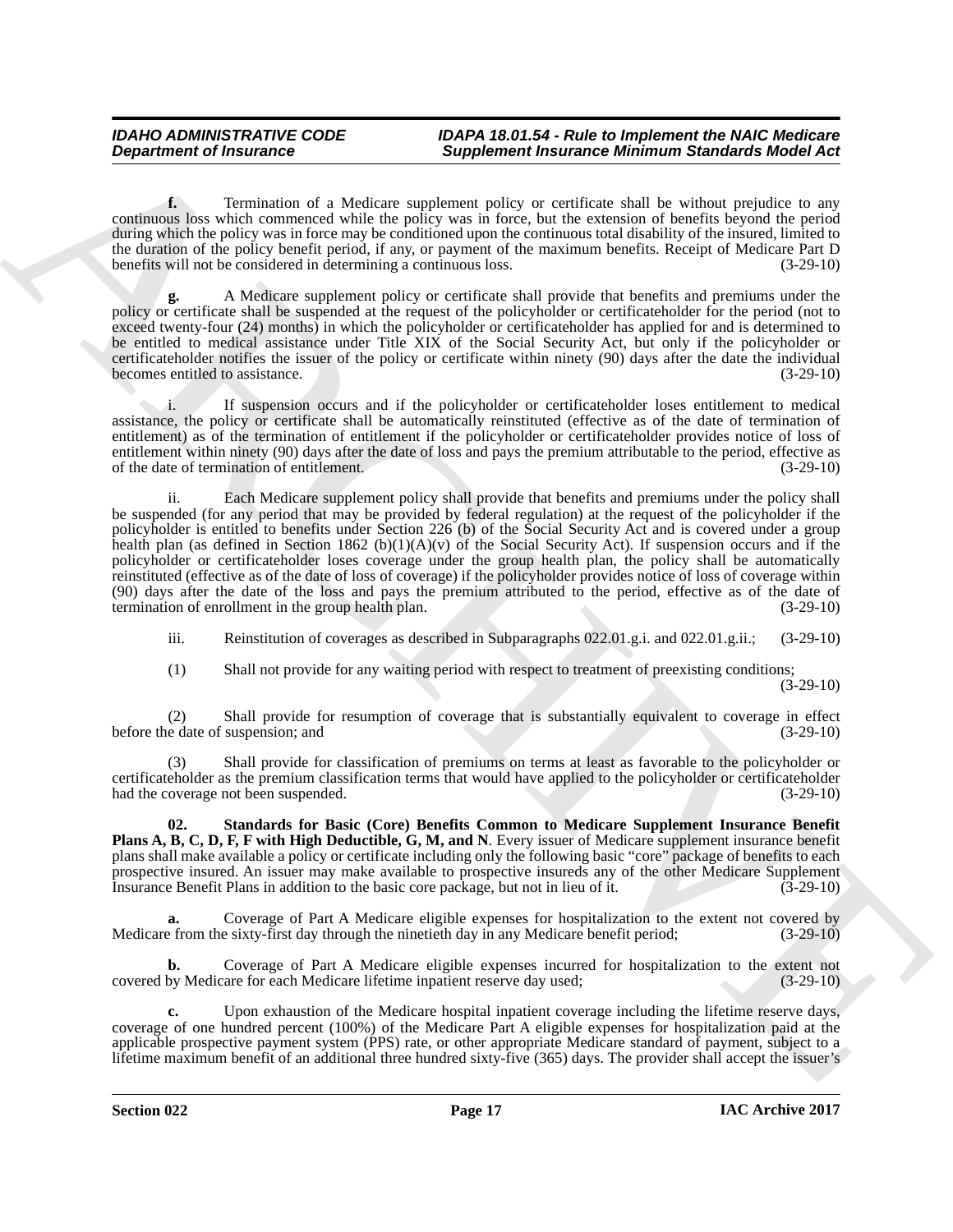**f.** Termination of a Medicare supplement policy or certificate shall be without prejudice to any continuous loss which commenced while the policy was in force, but the extension of benefits beyond the period during which the policy was in force may be conditioned upon the continuous total disability of the insured, limited to the duration of the policy benefit period, if any, or payment of the maximum benefits. Receipt of Medicare Part D benefits will not be considered in determining a continuous loss. (3-29-10)

**g.** A Medicare supplement policy or certificate shall provide that benefits and premiums under the policy or certificate shall be suspended at the request of the policyholder or certificateholder for the period (not to exceed twenty-four (24) months) in which the policyholder or certificateholder has applied for and is determined to be entitled to medical assistance under Title XIX of the Social Security Act, but only if the policyholder or certificateholder notifies the issuer of the policy or certificate within ninety (90) days after the date the individual becomes entitled to assistance. (3-29-10)

i. If suspension occurs and if the policyholder or certificateholder loses entitlement to medical assistance, the policy or certificate shall be automatically reinstituted (effective as of the date of termination of entitlement) as of the termination of entitlement if the policyholder or certificateholder provides notice of loss of entitlement within ninety (90) days after the date of loss and pays the premium attributable to the period, effective as of the date of termination of entitlement. (3-29-10)

ii. Each Medicare supplement policy shall provide that benefits and premiums under the policy shall be suspended (for any period that may be provided by federal regulation) at the request of the policyholder if the policyholder is entitled to benefits under Section 226 (b) of the Social Security Act and is covered under a group health plan (as defined in Section 1862 (b)(1)(A)(v) of the Social Security Act). If suspension occurs and if the policyholder or certificateholder loses coverage under the group health plan, the policy shall be automatically reinstituted (effective as of the date of loss of coverage) if the policyholder provides notice of loss of coverage within (90) days after the date of the loss and pays the premium attributed to the period, effective as of the date of termination of enrollment in the group health plan. (3-29-10)

iii. Reinstitution of coverages as described in Subparagraphs 022.01.g.i. and 022.01.g.ii.; (3-29-10)

(1) Shall not provide for any waiting period with respect to treatment of preexisting conditions; (3-29-10)

(2) Shall provide for resumption of coverage that is substantially equivalent to coverage in effect before the date of suspension; and (3-29-10)

(3) Shall provide for classification of premiums on terms at least as favorable to the policyholder or certificateholder as the premium classification terms that would have applied to the policyholder or certificateholder had the coverage not been suspended. (3-29-10)

**02. Standards for Basic (Core) Benefits Common to Medicare Supplement Insurance Benefit Plans A, B, C, D, F, F with High Deductible, G, M, and N**. Every issuer of Medicare supplement insurance benefit plans shall make available a policy or certificate including only the following basic "core" package of benefits to each prospective insured. An issuer may make available to prospective insureds any of the other Medicare Supplement Insurance Benefit Plans in addition to the basic core package, but not in lieu of it. (3-29-10)

**a.** Coverage of Part A Medicare eligible expenses for hospitalization to the extent not covered by Medicare from the sixty-first day through the ninetieth day in any Medicare benefit period; (3-29-10)

**b.** Coverage of Part A Medicare eligible expenses incurred for hospitalization to the extent not covered by Medicare for each Medicare lifetime inpatient reserve day used; (3-29-10)

**c.** Upon exhaustion of the Medicare hospital inpatient coverage including the lifetime reserve days, coverage of one hundred percent (100%) of the Medicare Part A eligible expenses for hospitalization paid at the applicable prospective payment system (PPS) rate, or other appropriate Medicare standard of payment, subject to a lifetime maximum benefit of an additional three hundred sixty-five (365) days. The provider shall accept the issuer's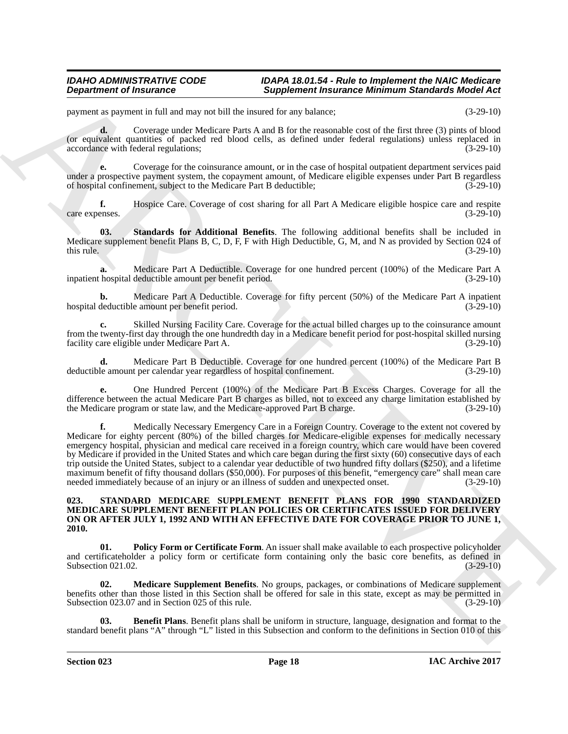payment as payment in full and may not bill the insured for any balance; (3-29-10)

**d.** Coverage under Medicare Parts A and B for the reasonable cost of the first three (3) pints of blood (or equivalent quantities of packed red blood cells, as defined under federal regulations) unless replaced in accordance with federal regulations; (3-29-10)

**e.** Coverage for the coinsurance amount, or in the case of hospital outpatient department services paid under a prospective payment system, the copayment amount, of Medicare eligible expenses under Part B regardless of hospital confinement, subject to the Medicare Part B deductible; (3-29-10)

**f.** Hospice Care. Coverage of cost sharing for all Part A Medicare eligible hospice care and respite care expenses. (3-29-10)

**03. Standards for Additional Benefits**. The following additional benefits shall be included in Medicare supplement benefit Plans B, C, D, F, F with High Deductible, G, M, and N as provided by Section 024 of this rule. (3-29-10)

**a.** Medicare Part A Deductible. Coverage for one hundred percent (100%) of the Medicare Part A inpatient hospital deductible amount per benefit period. (3-29-10)

**b.** Medicare Part A Deductible. Coverage for fifty percent (50%) of the Medicare Part A inpatient hospital deductible amount per benefit period. (3-29-10)

**c.** Skilled Nursing Facility Care. Coverage for the actual billed charges up to the coinsurance amount from the twenty-first day through the one hundredth day in a Medicare benefit period for post-hospital skilled nursing facility care eligible under Medicare Part A. (3-29-10)

**d.** Medicare Part B Deductible. Coverage for one hundred percent (100%) of the Medicare Part B deductible amount per calendar year regardless of hospital confinement. (3-29-10)

**e.** One Hundred Percent (100%) of the Medicare Part B Excess Charges. Coverage for all the difference between the actual Medicare Part B charges as billed, not to exceed any charge limitation established by the Medicare program or state law, and the Medicare-approved Part B charge. (3-29-10)

**f.** Medically Necessary Emergency Care in a Foreign Country. Coverage to the extent not covered by Medicare for eighty percent (80%) of the billed charges for Medicare-eligible expenses for medically necessary emergency hospital, physician and medical care received in a foreign country, which care would have been covered by Medicare if provided in the United States and which care began during the first sixty (60) consecutive days of each trip outside the United States, subject to a calendar year deductible of two hundred fifty dollars ($250), and a lifetime maximum benefit of fifty thousand dollars ($50,000). For purposes of this benefit, "emergency care" shall mean care needed immediately because of an injury or an illness of sudden and unexpected onset. (3-29-10)

**023. STANDARD MEDICARE SUPPLEMENT BENEFIT PLANS FOR 1990 STANDARDIZED MEDICARE SUPPLEMENT BENEFIT PLAN POLICIES OR CERTIFICATES ISSUED FOR DELIVERY ON OR AFTER JULY 1, 1992 AND WITH AN EFFECTIVE DATE FOR COVERAGE PRIOR TO JUNE 1, 2010.**

**01. Policy Form or Certificate Form**. An issuer shall make available to each prospective policyholder and certificateholder a policy form or certificate form containing only the basic core benefits, as defined in Subsection 021.02. (3-29-10)

**02. Medicare Supplement Benefits**. No groups, packages, or combinations of Medicare supplement benefits other than those listed in this Section shall be offered for sale in this state, except as may be permitted in Subsection 023.07 and in Section 025 of this rule. (3-29-10)

**03. Benefit Plans**. Benefit plans shall be uniform in structure, language, designation and format to the standard benefit plans "A" through "L" listed in this Subsection and conform to the definitions in Section 010 of this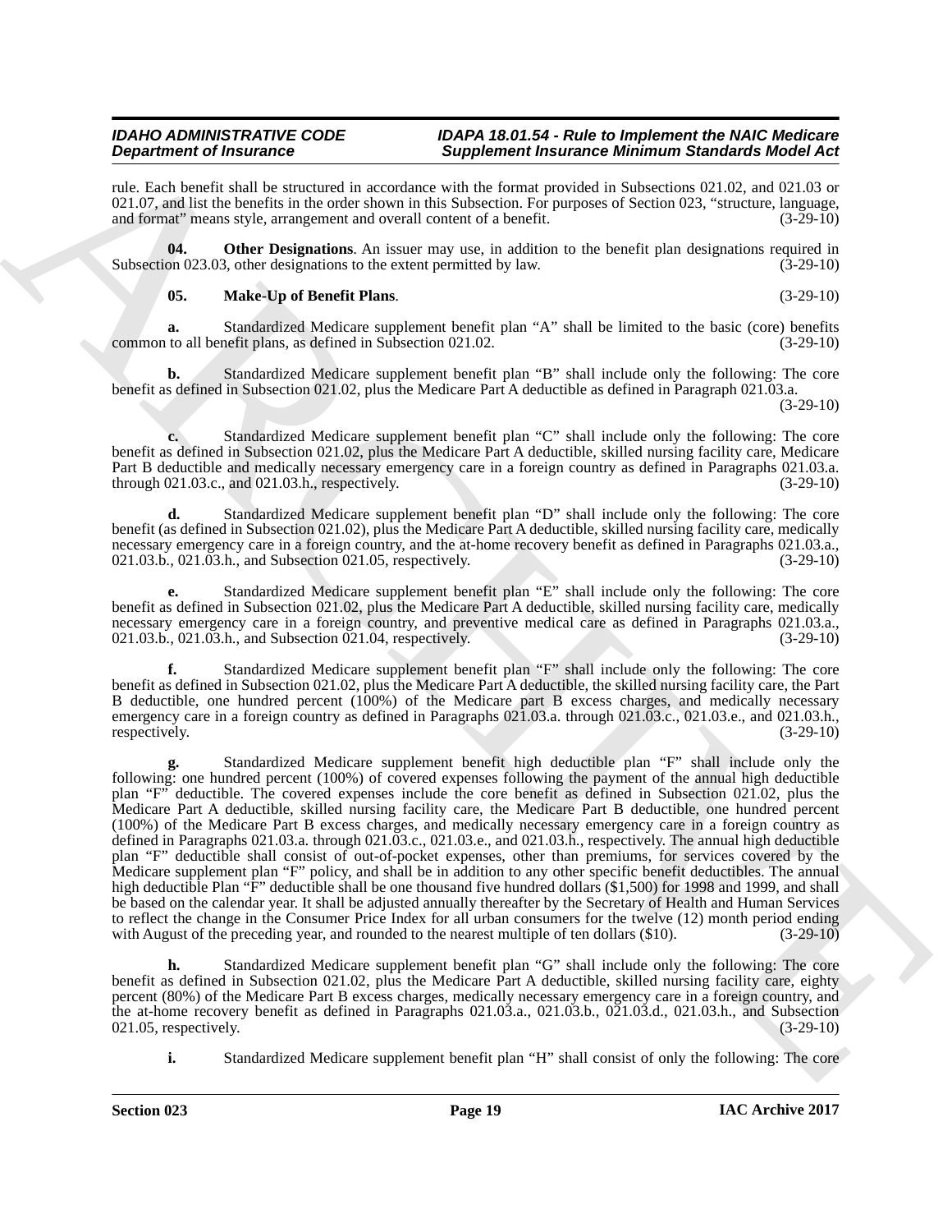rule. Each benefit shall be structured in accordance with the format provided in Subsections 021.02, and 021.03 or 021.07, and list the benefits in the order shown in this Subsection. For purposes of Section 023, "structure, language, and format" means style, arrangement and overall content of a benefit. (3-29-10)

**04. Other Designations**. An issuer may use, in addition to the benefit plan designations required in Subsection 023.03, other designations to the extent permitted by law. (3-29-10)

**05. Make-Up of Benefit Plans**. (3-29-10)

**a.** Standardized Medicare supplement benefit plan "A" shall be limited to the basic (core) benefits common to all benefit plans, as defined in Subsection 021.02. (3-29-10)

**b.** Standardized Medicare supplement benefit plan "B" shall include only the following: The core benefit as defined in Subsection 021.02, plus the Medicare Part A deductible as defined in Paragraph 021.03.a. (3-29-10)

**c.** Standardized Medicare supplement benefit plan "C" shall include only the following: The core benefit as defined in Subsection 021.02, plus the Medicare Part A deductible, skilled nursing facility care, Medicare Part B deductible and medically necessary emergency care in a foreign country as defined in Paragraphs 021.03.a. through 021.03.c., and 021.03.h., respectively. (3-29-10)

**d.** Standardized Medicare supplement benefit plan "D" shall include only the following: The core benefit (as defined in Subsection 021.02), plus the Medicare Part A deductible, skilled nursing facility care, medically necessary emergency care in a foreign country, and the at-home recovery benefit as defined in Paragraphs 021.03.a., 021.03.b., 021.03.h., and Subsection 021.05, respectively. (3-29-10)

**e.** Standardized Medicare supplement benefit plan "E" shall include only the following: The core benefit as defined in Subsection 021.02, plus the Medicare Part A deductible, skilled nursing facility care, medically necessary emergency care in a foreign country, and preventive medical care as defined in Paragraphs 021.03.a., 021.03.b., 021.03.h., and Subsection 021.04, respectively. (3-29-10)

**f.** Standardized Medicare supplement benefit plan "F" shall include only the following: The core benefit as defined in Subsection 021.02, plus the Medicare Part A deductible, the skilled nursing facility care, the Part B deductible, one hundred percent (100%) of the Medicare part B excess charges, and medically necessary emergency care in a foreign country as defined in Paragraphs 021.03.a. through 021.03.c., 021.03.e., and 021.03.h., respectively. (3-29-10)

**g.** Standardized Medicare supplement benefit high deductible plan "F" shall include only the following: one hundred percent (100%) of covered expenses following the payment of the annual high deductible plan "F" deductible. The covered expenses include the core benefit as defined in Subsection 021.02, plus the Medicare Part A deductible, skilled nursing facility care, the Medicare Part B deductible, one hundred percent (100%) of the Medicare Part B excess charges, and medically necessary emergency care in a foreign country as defined in Paragraphs 021.03.a. through 021.03.c., 021.03.e., and 021.03.h., respectively. The annual high deductible plan "F" deductible shall consist of out-of-pocket expenses, other than premiums, for services covered by the Medicare supplement plan "F" policy, and shall be in addition to any other specific benefit deductibles. The annual high deductible Plan "F" deductible shall be one thousand five hundred dollars ($1,500) for 1998 and 1999, and shall be based on the calendar year. It shall be adjusted annually thereafter by the Secretary of Health and Human Services to reflect the change in the Consumer Price Index for all urban consumers for the twelve (12) month period ending with August of the preceding year, and rounded to the nearest multiple of ten dollars ($10). (3-29-10)

**h.** Standardized Medicare supplement benefit plan "G" shall include only the following: The core benefit as defined in Subsection 021.02, plus the Medicare Part A deductible, skilled nursing facility care, eighty percent (80%) of the Medicare Part B excess charges, medically necessary emergency care in a foreign country, and the at-home recovery benefit as defined in Paragraphs 021.03.a., 021.03.b., 021.03.d., 021.03.h., and Subsection 021.05, respectively. (3-29-10)

**i.** Standardized Medicare supplement benefit plan "H" shall consist of only the following: The core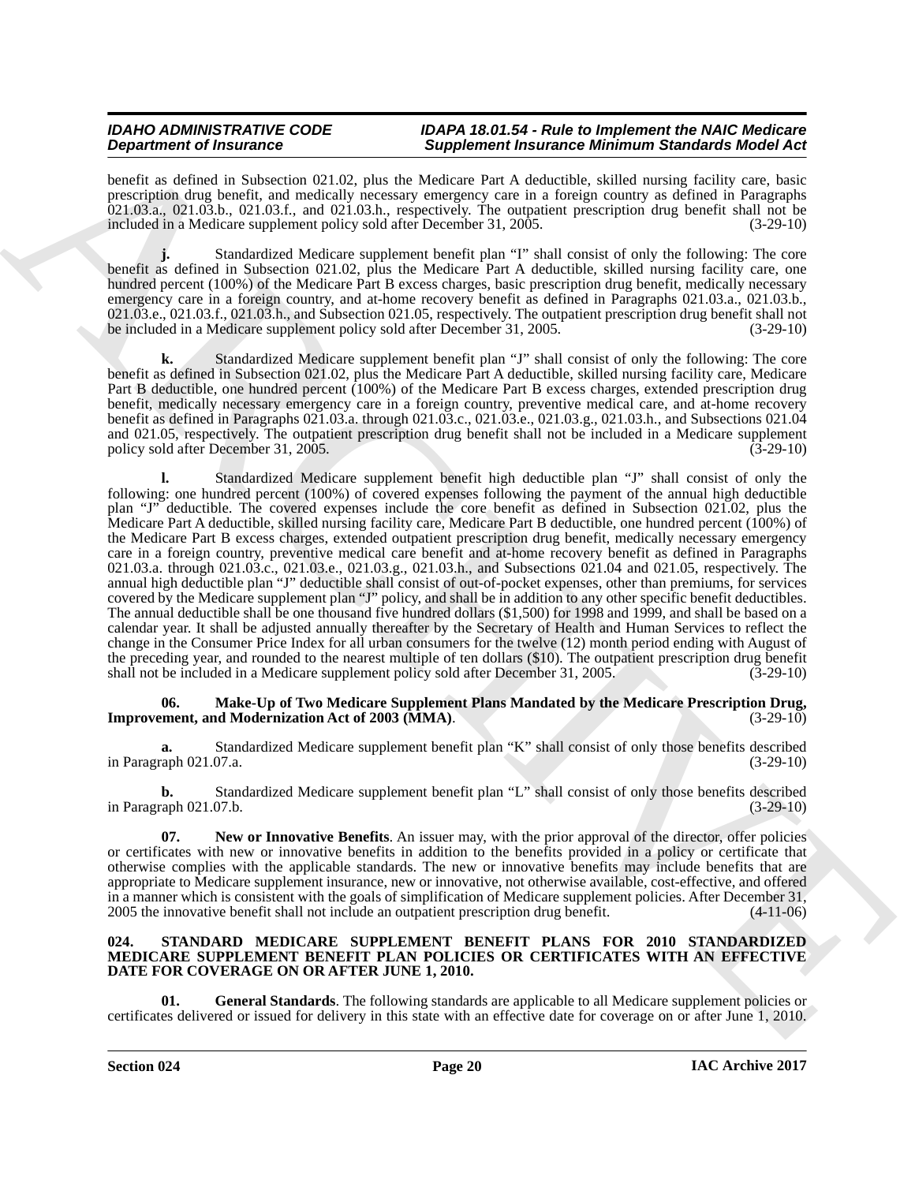benefit as defined in Subsection 021.02, plus the Medicare Part A deductible, skilled nursing facility care, basic prescription drug benefit, and medically necessary emergency care in a foreign country as defined in Paragraphs 021.03.a., 021.03.b., 021.03.f., and 021.03.h., respectively. The outpatient prescription drug benefit shall not be included in a Medicare supplement policy sold after December 31, 2005. (3-29-10)

**j.** Standardized Medicare supplement benefit plan "I" shall consist of only the following: The core benefit as defined in Subsection 021.02, plus the Medicare Part A deductible, skilled nursing facility care, one hundred percent (100%) of the Medicare Part B excess charges, basic prescription drug benefit, medically necessary emergency care in a foreign country, and at-home recovery benefit as defined in Paragraphs 021.03.a., 021.03.b., 021.03.e., 021.03.f., 021.03.h., and Subsection 021.05, respectively. The outpatient prescription drug benefit shall not be included in a Medicare supplement policy sold after December 31, 2005. (3-29-10)

**k.** Standardized Medicare supplement benefit plan "J" shall consist of only the following: The core benefit as defined in Subsection 021.02, plus the Medicare Part A deductible, skilled nursing facility care, Medicare Part B deductible, one hundred percent (100%) of the Medicare Part B excess charges, extended prescription drug benefit, medically necessary emergency care in a foreign country, preventive medical care, and at-home recovery benefit as defined in Paragraphs 021.03.a. through 021.03.c., 021.03.e., 021.03.g., 021.03.h., and Subsections 021.04 and 021.05, respectively. The outpatient prescription drug benefit shall not be included in a Medicare supplement policy sold after December 31, 2005. (3-29-10)

**l.** Standardized Medicare supplement benefit high deductible plan "J" shall consist of only the following: one hundred percent (100%) of covered expenses following the payment of the annual high deductible plan "J" deductible. The covered expenses include the core benefit as defined in Subsection 021.02, plus the Medicare Part A deductible, skilled nursing facility care, Medicare Part B deductible, one hundred percent (100%) of the Medicare Part B excess charges, extended outpatient prescription drug benefit, medically necessary emergency care in a foreign country, preventive medical care benefit and at-home recovery benefit as defined in Paragraphs 021.03.a. through 021.03.c., 021.03.e., 021.03.g., 021.03.h., and Subsections 021.04 and 021.05, respectively. The annual high deductible plan "J" deductible shall consist of out-of-pocket expenses, other than premiums, for services covered by the Medicare supplement plan "J" policy, and shall be in addition to any other specific benefit deductibles. The annual deductible shall be one thousand five hundred dollars ($1,500) for 1998 and 1999, and shall be based on a calendar year. It shall be adjusted annually thereafter by the Secretary of Health and Human Services to reflect the change in the Consumer Price Index for all urban consumers for the twelve (12) month period ending with August of the preceding year, and rounded to the nearest multiple of ten dollars ($10). The outpatient prescription drug benefit shall not be included in a Medicare supplement policy sold after December 31, 2005. (3-29-10)

**06. Make-Up of Two Medicare Supplement Plans Mandated by the Medicare Prescription Drug, Improvement, and Modernization Act of 2003 (MMA)**. (3-29-10)

**a.** Standardized Medicare supplement benefit plan "K" shall consist of only those benefits described in Paragraph 021.07.a. (3-29-10)

**b.** Standardized Medicare supplement benefit plan "L" shall consist of only those benefits described in Paragraph 021.07.b. (3-29-10)

**07. New or Innovative Benefits**. An issuer may, with the prior approval of the director, offer policies or certificates with new or innovative benefits in addition to the benefits provided in a policy or certificate that otherwise complies with the applicable standards. The new or innovative benefits may include benefits that are appropriate to Medicare supplement insurance, new or innovative, not otherwise available, cost-effective, and offered in a manner which is consistent with the goals of simplification of Medicare supplement policies. After December 31, 2005 the innovative benefit shall not include an outpatient prescription drug benefit. (4-11-06)

## 024. STANDARD MEDICARE SUPPLEMENT BENEFIT PLANS FOR 2010 STANDARDIZED MEDICARE SUPPLEMENT BENEFIT PLAN POLICIES OR CERTIFICATES WITH AN EFFECTIVE DATE FOR COVERAGE ON OR AFTER JUNE 1, 2010.

**01. General Standards**. The following standards are applicable to all Medicare supplement policies or certificates delivered or issued for delivery in this state with an effective date for coverage on or after June 1, 2010.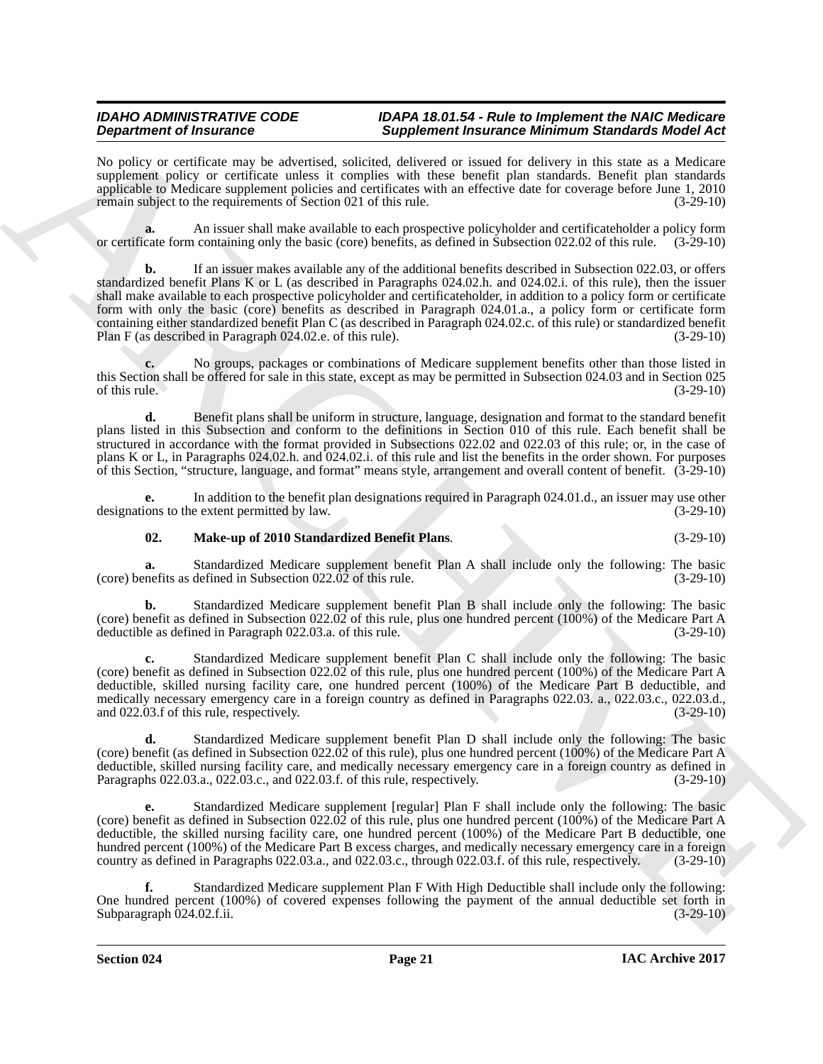No policy or certificate may be advertised, solicited, delivered or issued for delivery in this state as a Medicare supplement policy or certificate unless it complies with these benefit plan standards. Benefit plan standards applicable to Medicare supplement policies and certificates with an effective date for coverage before June 1, 2010 remain subject to the requirements of Section 021 of this rule. (3-29-10)

**a.** An issuer shall make available to each prospective policyholder and certificateholder a policy form or certificate form containing only the basic (core) benefits, as defined in Subsection 022.02 of this rule. (3-29-10)

**b.** If an issuer makes available any of the additional benefits described in Subsection 022.03, or offers standardized benefit Plans K or L (as described in Paragraphs 024.02.h. and 024.02.i. of this rule), then the issuer shall make available to each prospective policyholder and certificateholder, in addition to a policy form or certificate form with only the basic (core) benefits as described in Paragraph 024.01.a., a policy form or certificate form containing either standardized benefit Plan C (as described in Paragraph 024.02.c. of this rule) or standardized benefit Plan F (as described in Paragraph 024.02.e. of this rule). (3-29-10)

**c.** No groups, packages or combinations of Medicare supplement benefits other than those listed in this Section shall be offered for sale in this state, except as may be permitted in Subsection 024.03 and in Section 025 of this rule. (3-29-10)

**d.** Benefit plans shall be uniform in structure, language, designation and format to the standard benefit plans listed in this Subsection and conform to the definitions in Section 010 of this rule. Each benefit shall be structured in accordance with the format provided in Subsections 022.02 and 022.03 of this rule; or, in the case of plans K or L, in Paragraphs 024.02.h. and 024.02.i. of this rule and list the benefits in the order shown. For purposes of this Section, "structure, language, and format" means style, arrangement and overall content of benefit. (3-29-10)

**e.** In addition to the benefit plan designations required in Paragraph 024.01.d., an issuer may use other designations to the extent permitted by law. (3-29-10)

**02. Make-up of 2010 Standardized Benefit Plans**. (3-29-10)

**a.** Standardized Medicare supplement benefit Plan A shall include only the following: The basic (core) benefits as defined in Subsection 022.02 of this rule. (3-29-10)

**b.** Standardized Medicare supplement benefit Plan B shall include only the following: The basic (core) benefit as defined in Subsection 022.02 of this rule, plus one hundred percent (100%) of the Medicare Part A deductible as defined in Paragraph 022.03.a. of this rule. (3-29-10)

**c.** Standardized Medicare supplement benefit Plan C shall include only the following: The basic (core) benefit as defined in Subsection 022.02 of this rule, plus one hundred percent (100%) of the Medicare Part A deductible, skilled nursing facility care, one hundred percent (100%) of the Medicare Part B deductible, and medically necessary emergency care in a foreign country as defined in Paragraphs 022.03. a., 022.03.c., 022.03.d., and 022.03.f of this rule, respectively. (3-29-10)

**d.** Standardized Medicare supplement benefit Plan D shall include only the following: The basic (core) benefit (as defined in Subsection 022.02 of this rule), plus one hundred percent (100%) of the Medicare Part A deductible, skilled nursing facility care, and medically necessary emergency care in a foreign country as defined in Paragraphs 022.03.a., 022.03.c., and 022.03.f. of this rule, respectively. (3-29-10)

**e.** Standardized Medicare supplement [regular] Plan F shall include only the following: The basic (core) benefit as defined in Subsection 022.02 of this rule, plus one hundred percent (100%) of the Medicare Part A deductible, the skilled nursing facility care, one hundred percent (100%) of the Medicare Part B deductible, one hundred percent (100%) of the Medicare Part B excess charges, and medically necessary emergency care in a foreign country as defined in Paragraphs 022.03.a., and 022.03.c., through 022.03.f. of this rule, respectively. (3-29-10)

**f.** Standardized Medicare supplement Plan F With High Deductible shall include only the following: One hundred percent (100%) of covered expenses following the payment of the annual deductible set forth in Subparagraph 024.02.f.ii. (3-29-10)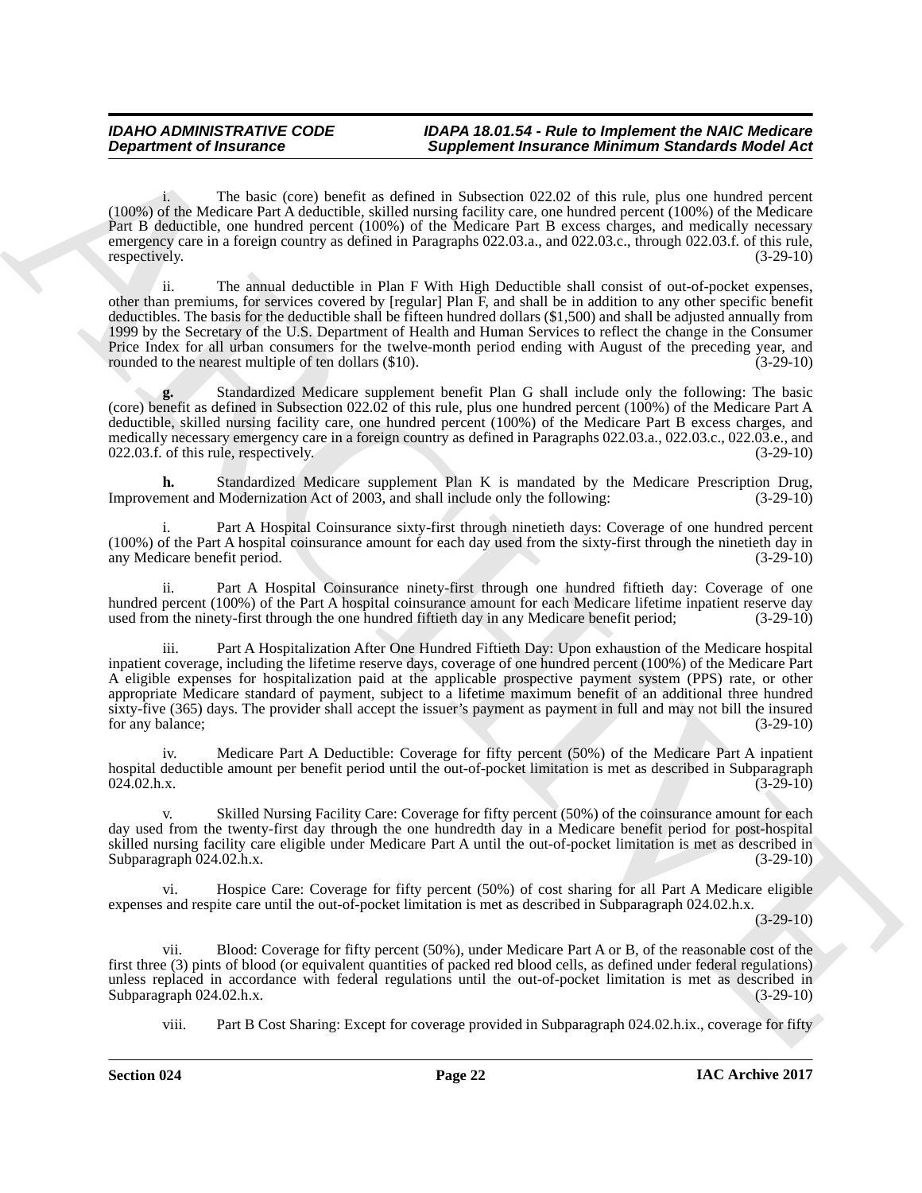i. The basic (core) benefit as defined in Subsection 022.02 of this rule, plus one hundred percent (100%) of the Medicare Part A deductible, skilled nursing facility care, one hundred percent (100%) of the Medicare Part B deductible, one hundred percent (100%) of the Medicare Part B excess charges, and medically necessary emergency care in a foreign country as defined in Paragraphs 022.03.a., and 022.03.c., through 022.03.f. of this rule, respectively. (3-29-10)

ii. The annual deductible in Plan F With High Deductible shall consist of out-of-pocket expenses, other than premiums, for services covered by [regular] Plan F, and shall be in addition to any other specific benefit deductibles. The basis for the deductible shall be fifteen hundred dollars ($1,500) and shall be adjusted annually from 1999 by the Secretary of the U.S. Department of Health and Human Services to reflect the change in the Consumer Price Index for all urban consumers for the twelve-month period ending with August of the preceding year, and rounded to the nearest multiple of ten dollars ($10). (3-29-10)

**g.** Standardized Medicare supplement benefit Plan G shall include only the following: The basic (core) benefit as defined in Subsection 022.02 of this rule, plus one hundred percent (100%) of the Medicare Part A deductible, skilled nursing facility care, one hundred percent (100%) of the Medicare Part B excess charges, and medically necessary emergency care in a foreign country as defined in Paragraphs 022.03.a., 022.03.c., 022.03.e., and 022.03.f. of this rule, respectively. (3-29-10)

**h.** Standardized Medicare supplement Plan K is mandated by the Medicare Prescription Drug, Improvement and Modernization Act of 2003, and shall include only the following: (3-29-10)

i. Part A Hospital Coinsurance sixty-first through ninetieth days: Coverage of one hundred percent (100%) of the Part A hospital coinsurance amount for each day used from the sixty-first through the ninetieth day in any Medicare benefit period. (3-29-10)

ii. Part A Hospital Coinsurance ninety-first through one hundred fiftieth day: Coverage of one hundred percent (100%) of the Part A hospital coinsurance amount for each Medicare lifetime inpatient reserve day used from the ninety-first through the one hundred fiftieth day in any Medicare benefit period; (3-29-10)

iii. Part A Hospitalization After One Hundred Fiftieth Day: Upon exhaustion of the Medicare hospital inpatient coverage, including the lifetime reserve days, coverage of one hundred percent (100%) of the Medicare Part A eligible expenses for hospitalization paid at the applicable prospective payment system (PPS) rate, or other appropriate Medicare standard of payment, subject to a lifetime maximum benefit of an additional three hundred sixty-five (365) days. The provider shall accept the issuer's payment as payment in full and may not bill the insured for any balance; (3-29-10)

iv. Medicare Part A Deductible: Coverage for fifty percent (50%) of the Medicare Part A inpatient hospital deductible amount per benefit period until the out-of-pocket limitation is met as described in Subparagraph 024.02.h.x. (3-29-10)

v. Skilled Nursing Facility Care: Coverage for fifty percent (50%) of the coinsurance amount for each day used from the twenty-first day through the one hundredth day in a Medicare benefit period for post-hospital skilled nursing facility care eligible under Medicare Part A until the out-of-pocket limitation is met as described in Subparagraph 024.02.h.x. (3-29-10)

vi. Hospice Care: Coverage for fifty percent (50%) of cost sharing for all Part A Medicare eligible expenses and respite care until the out-of-pocket limitation is met as described in Subparagraph 024.02.h.x. (3-29-10)

vii. Blood: Coverage for fifty percent (50%), under Medicare Part A or B, of the reasonable cost of the first three (3) pints of blood (or equivalent quantities of packed red blood cells, as defined under federal regulations) unless replaced in accordance with federal regulations until the out-of-pocket limitation is met as described in Subparagraph 024.02.h.x. (3-29-10)

viii. Part B Cost Sharing: Except for coverage provided in Subparagraph 024.02.h.ix., coverage for fifty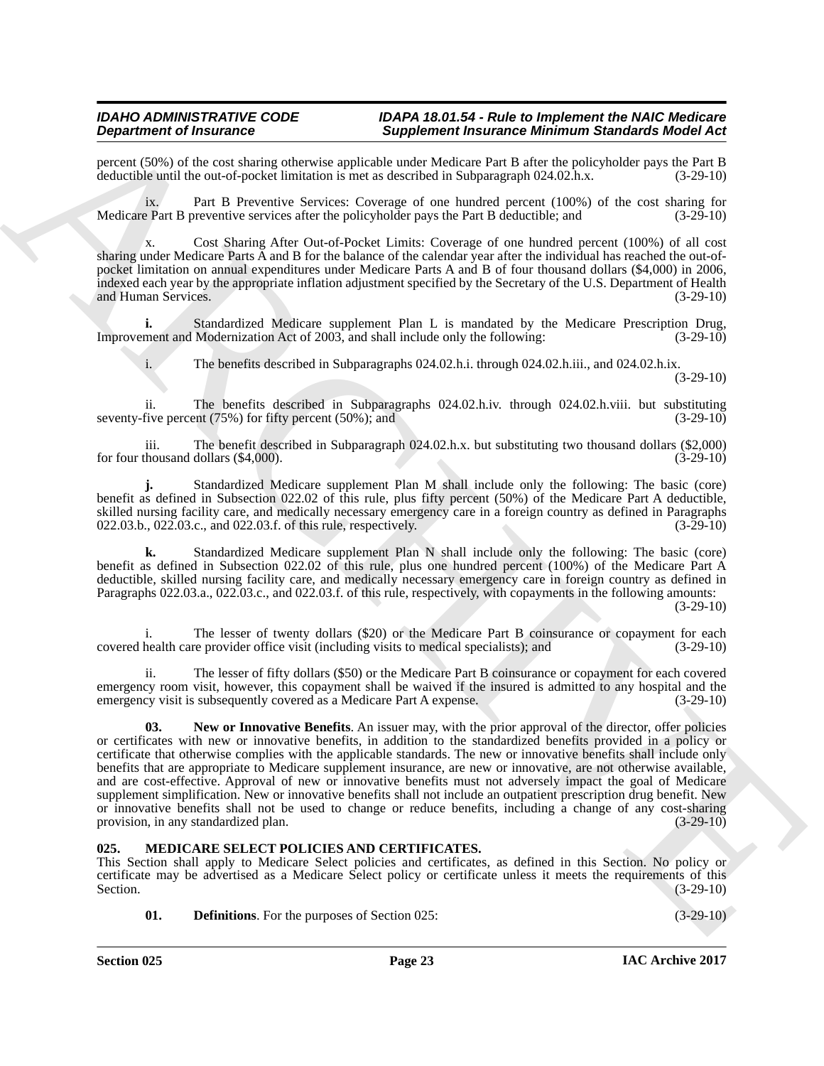percent (50%) of the cost sharing otherwise applicable under Medicare Part B after the policyholder pays the Part B deductible until the out-of-pocket limitation is met as described in Subparagraph 024.02.h.x. (3-29-10)

ix. Part B Preventive Services: Coverage of one hundred percent (100%) of the cost sharing for Medicare Part B preventive services after the policyholder pays the Part B deductible; and (3-29-10)

x. Cost Sharing After Out-of-Pocket Limits: Coverage of one hundred percent (100%) of all cost sharing under Medicare Parts A and B for the balance of the calendar year after the individual has reached the out-of-pocket limitation on annual expenditures under Medicare Parts A and B of four thousand dollars ($4,000) in 2006, indexed each year by the appropriate inflation adjustment specified by the Secretary of the U.S. Department of Health and Human Services. (3-29-10)

**i.** Standardized Medicare supplement Plan L is mandated by the Medicare Prescription Drug, Improvement and Modernization Act of 2003, and shall include only the following: (3-29-10)

i. The benefits described in Subparagraphs 024.02.h.i. through 024.02.h.iii., and 024.02.h.ix. (3-29-10)

ii. The benefits described in Subparagraphs 024.02.h.iv. through 024.02.h.viii. but substituting seventy-five percent (75%) for fifty percent (50%); and (3-29-10)

iii. The benefit described in Subparagraph 024.02.h.x. but substituting two thousand dollars ($2,000) for four thousand dollars ($4,000). (3-29-10)

**j.** Standardized Medicare supplement Plan M shall include only the following: The basic (core) benefit as defined in Subsection 022.02 of this rule, plus fifty percent (50%) of the Medicare Part A deductible, skilled nursing facility care, and medically necessary emergency care in a foreign country as defined in Paragraphs 022.03.b., 022.03.c., and 022.03.f. of this rule, respectively. (3-29-10)

**k.** Standardized Medicare supplement Plan N shall include only the following: The basic (core) benefit as defined in Subsection 022.02 of this rule, plus one hundred percent (100%) of the Medicare Part A deductible, skilled nursing facility care, and medically necessary emergency care in foreign country as defined in Paragraphs 022.03.a., 022.03.c., and 022.03.f. of this rule, respectively, with copayments in the following amounts: (3-29-10)

i. The lesser of twenty dollars ($20) or the Medicare Part B coinsurance or copayment for each covered health care provider office visit (including visits to medical specialists); and (3-29-10)

ii. The lesser of fifty dollars ($50) or the Medicare Part B coinsurance or copayment for each covered emergency room visit, however, this copayment shall be waived if the insured is admitted to any hospital and the emergency visit is subsequently covered as a Medicare Part A expense. (3-29-10)

**03. New or Innovative Benefits**. An issuer may, with the prior approval of the director, offer policies or certificates with new or innovative benefits, in addition to the standardized benefits provided in a policy or certificate that otherwise complies with the applicable standards. The new or innovative benefits shall include only benefits that are appropriate to Medicare supplement insurance, are new or innovative, are not otherwise available, and are cost-effective. Approval of new or innovative benefits must not adversely impact the goal of Medicare supplement simplification. New or innovative benefits shall not include an outpatient prescription drug benefit. New or innovative benefits shall not be used to change or reduce benefits, including a change of any cost-sharing provision, in any standardized plan. (3-29-10)

## 025. MEDICARE SELECT POLICIES AND CERTIFICATES.

This Section shall apply to Medicare Select policies and certificates, as defined in this Section. No policy or certificate may be advertised as a Medicare Select policy or certificate unless it meets the requirements of this Section. (3-29-10)

**01. Definitions**. For the purposes of Section 025: (3-29-10)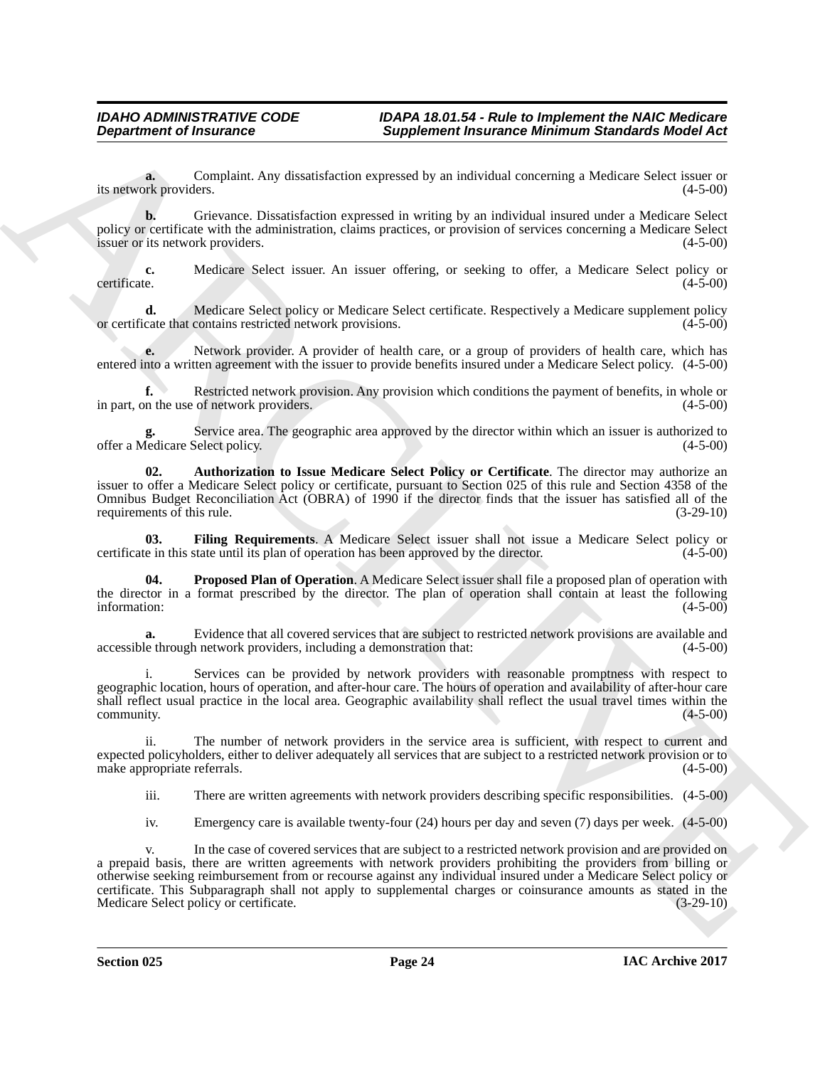**a.** Complaint. Any dissatisfaction expressed by an individual concerning a Medicare Select issuer or its network providers. (4-5-00)

**b.** Grievance. Dissatisfaction expressed in writing by an individual insured under a Medicare Select policy or certificate with the administration, claims practices, or provision of services concerning a Medicare Select issuer or its network providers. (4-5-00)

**c.** Medicare Select issuer. An issuer offering, or seeking to offer, a Medicare Select policy or certificate. (4-5-00)

**d.** Medicare Select policy or Medicare Select certificate. Respectively a Medicare supplement policy or certificate that contains restricted network provisions. (4-5-00)

**e.** Network provider. A provider of health care, or a group of providers of health care, which has entered into a written agreement with the issuer to provide benefits insured under a Medicare Select policy. (4-5-00)

**f.** Restricted network provision. Any provision which conditions the payment of benefits, in whole or in part, on the use of network providers. (4-5-00)

**g.** Service area. The geographic area approved by the director within which an issuer is authorized to offer a Medicare Select policy. (4-5-00)

**02. Authorization to Issue Medicare Select Policy or Certificate**. The director may authorize an issuer to offer a Medicare Select policy or certificate, pursuant to Section 025 of this rule and Section 4358 of the Omnibus Budget Reconciliation Act (OBRA) of 1990 if the director finds that the issuer has satisfied all of the requirements of this rule. (3-29-10)

**03. Filing Requirements**. A Medicare Select issuer shall not issue a Medicare Select policy or certificate in this state until its plan of operation has been approved by the director. (4-5-00)

**04. Proposed Plan of Operation**. A Medicare Select issuer shall file a proposed plan of operation with the director in a format prescribed by the director. The plan of operation shall contain at least the following information: (4-5-00)

**a.** Evidence that all covered services that are subject to restricted network provisions are available and accessible through network providers, including a demonstration that: (4-5-00)

i. Services can be provided by network providers with reasonable promptness with respect to geographic location, hours of operation, and after-hour care. The hours of operation and availability of after-hour care shall reflect usual practice in the local area. Geographic availability shall reflect the usual travel times within the community. (4-5-00)

ii. The number of network providers in the service area is sufficient, with respect to current and expected policyholders, either to deliver adequately all services that are subject to a restricted network provision or to make appropriate referrals. (4-5-00)

iii. There are written agreements with network providers describing specific responsibilities. (4-5-00)

iv. Emergency care is available twenty-four (24) hours per day and seven (7) days per week. (4-5-00)

v. In the case of covered services that are subject to a restricted network provision and are provided on a prepaid basis, there are written agreements with network providers prohibiting the providers from billing or otherwise seeking reimbursement from or recourse against any individual insured under a Medicare Select policy or certificate. This Subparagraph shall not apply to supplemental charges or coinsurance amounts as stated in the Medicare Select policy or certificate. (3-29-10)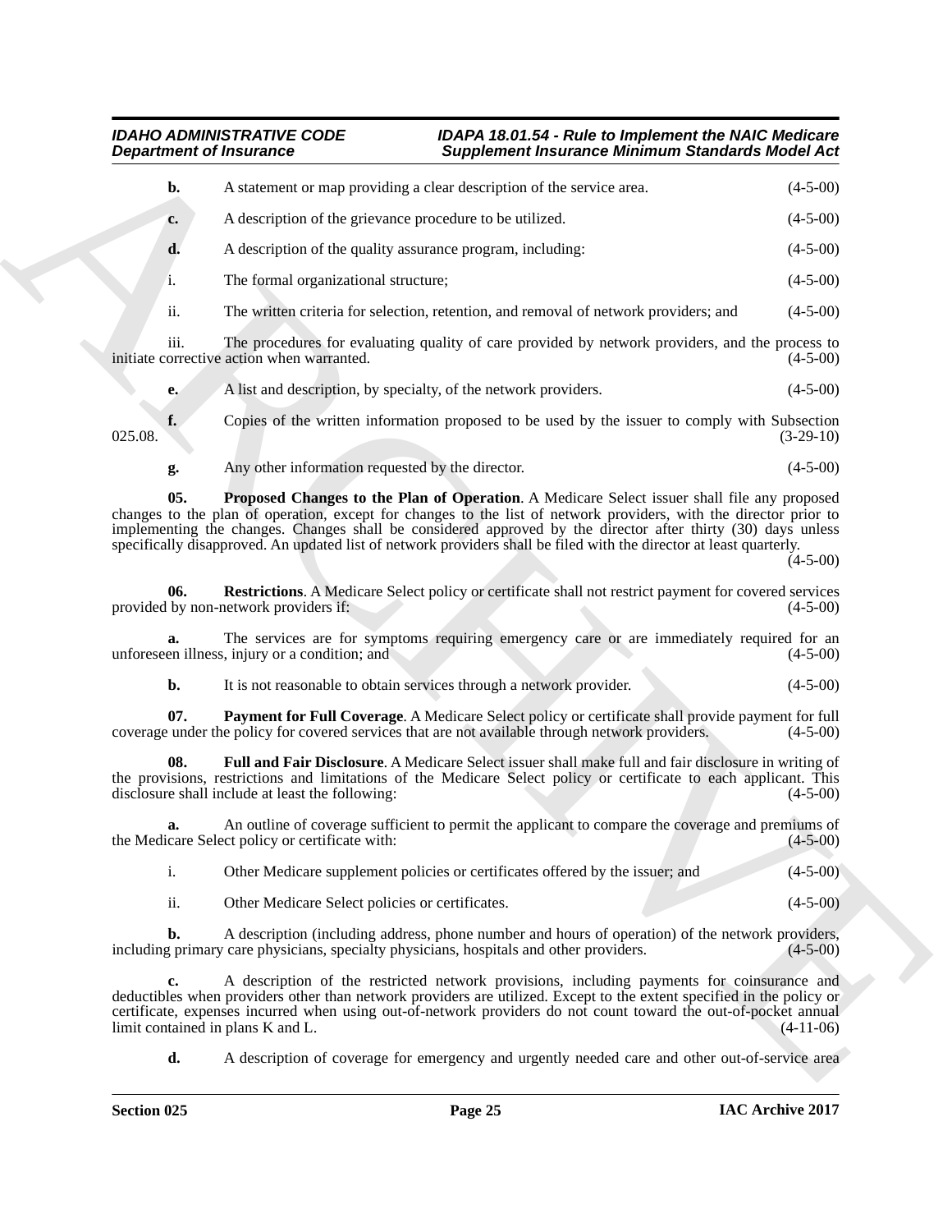**b.** A statement or map providing a clear description of the service area. (4-5-00)

**c.** A description of the grievance procedure to be utilized. (4-5-00)

**d.** A description of the quality assurance program, including: (4-5-00)

i. The formal organizational structure; (4-5-00)

ii. The written criteria for selection, retention, and removal of network providers; and (4-5-00)

iii. The procedures for evaluating quality of care provided by network providers, and the process to initiate corrective action when warranted. (4-5-00)

**e.** A list and description, by specialty, of the network providers. (4-5-00)

**f.** Copies of the written information proposed to be used by the issuer to comply with Subsection 025.08. (3-29-10)

**g.** Any other information requested by the director. (4-5-00)

**05. Proposed Changes to the Plan of Operation**. A Medicare Select issuer shall file any proposed changes to the plan of operation, except for changes to the list of network providers, with the director prior to implementing the changes. Changes shall be considered approved by the director after thirty (30) days unless specifically disapproved. An updated list of network providers shall be filed with the director at least quarterly. (4-5-00)

**06. Restrictions**. A Medicare Select policy or certificate shall not restrict payment for covered services provided by non-network providers if: (4-5-00)

**a.** The services are for symptoms requiring emergency care or are immediately required for an unforeseen illness, injury or a condition; and (4-5-00)

**b.** It is not reasonable to obtain services through a network provider. (4-5-00)

**07. Payment for Full Coverage**. A Medicare Select policy or certificate shall provide payment for full coverage under the policy for covered services that are not available through network providers. (4-5-00)

**08. Full and Fair Disclosure**. A Medicare Select issuer shall make full and fair disclosure in writing of the provisions, restrictions and limitations of the Medicare Select policy or certificate to each applicant. This disclosure shall include at least the following: (4-5-00)

**a.** An outline of coverage sufficient to permit the applicant to compare the coverage and premiums of the Medicare Select policy or certificate with: (4-5-00)

i. Other Medicare supplement policies or certificates offered by the issuer; and (4-5-00)

ii. Other Medicare Select policies or certificates. (4-5-00)

**b.** A description (including address, phone number and hours of operation) of the network providers, including primary care physicians, specialty physicians, hospitals and other providers. (4-5-00)

**c.** A description of the restricted network provisions, including payments for coinsurance and deductibles when providers other than network providers are utilized. Except to the extent specified in the policy or certificate, expenses incurred when using out-of-network providers do not count toward the out-of-pocket annual limit contained in plans K and L. (4-11-06)

**d.** A description of coverage for emergency and urgently needed care and other out-of-service area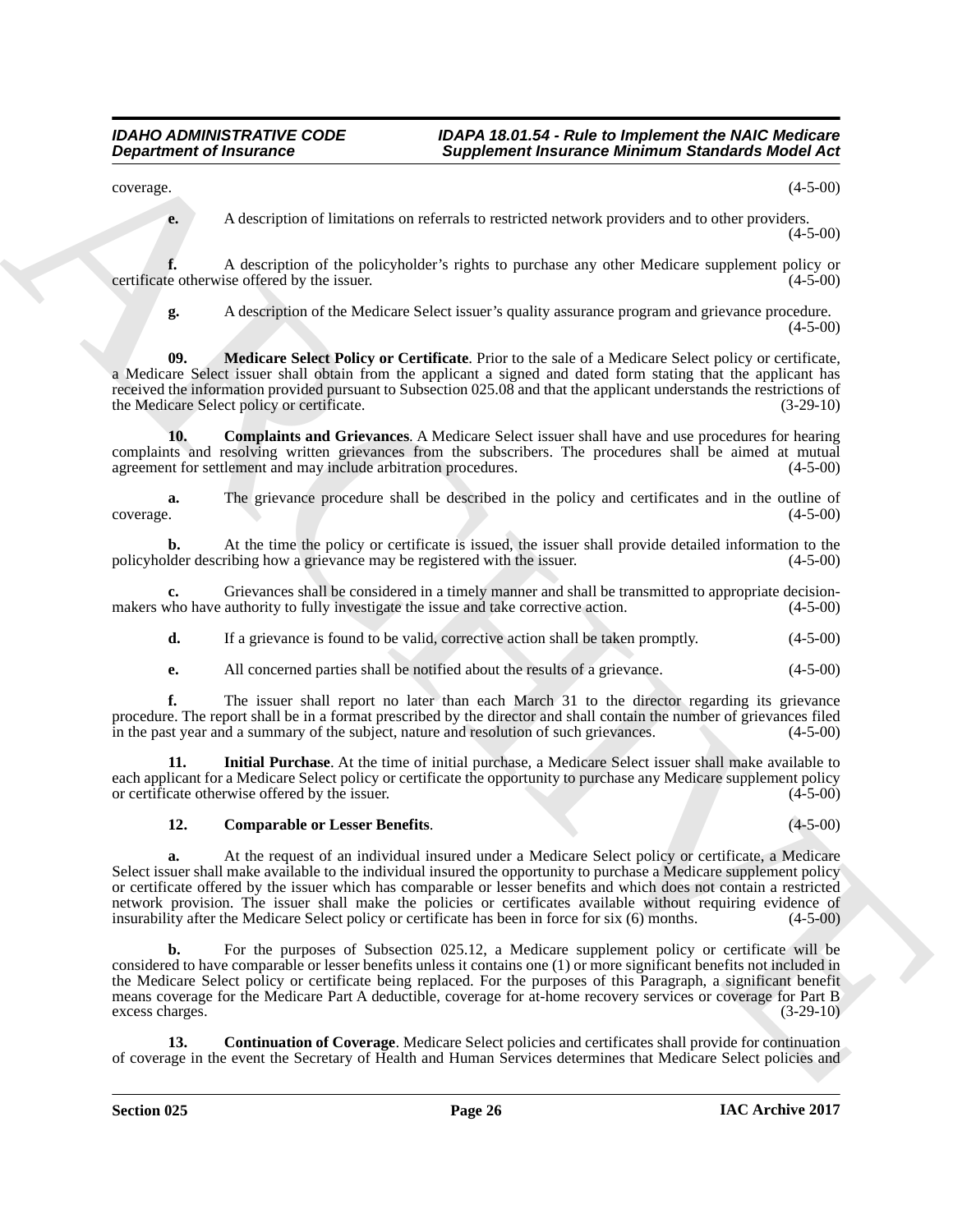coverage. (4-5-00)

**e.** A description of limitations on referrals to restricted network providers and to other providers. (4-5-00)

**f.** A description of the policyholder's rights to purchase any other Medicare supplement policy or certificate otherwise offered by the issuer. (4-5-00)

**g.** A description of the Medicare Select issuer's quality assurance program and grievance procedure. (4-5-00)

**09. Medicare Select Policy or Certificate**. Prior to the sale of a Medicare Select policy or certificate, a Medicare Select issuer shall obtain from the applicant a signed and dated form stating that the applicant has received the information provided pursuant to Subsection 025.08 and that the applicant understands the restrictions of the Medicare Select policy or certificate. (3-29-10)

**10. Complaints and Grievances**. A Medicare Select issuer shall have and use procedures for hearing complaints and resolving written grievances from the subscribers. The procedures shall be aimed at mutual agreement for settlement and may include arbitration procedures. (4-5-00)

**a.** The grievance procedure shall be described in the policy and certificates and in the outline of coverage. (4-5-00)

**b.** At the time the policy or certificate is issued, the issuer shall provide detailed information to the policyholder describing how a grievance may be registered with the issuer. (4-5-00)

**c.** Grievances shall be considered in a timely manner and shall be transmitted to appropriate decision-makers who have authority to fully investigate the issue and take corrective action. (4-5-00)

**d.** If a grievance is found to be valid, corrective action shall be taken promptly. (4-5-00)

**e.** All concerned parties shall be notified about the results of a grievance. (4-5-00)

**f.** The issuer shall report no later than each March 31 to the director regarding its grievance procedure. The report shall be in a format prescribed by the director and shall contain the number of grievances filed in the past year and a summary of the subject, nature and resolution of such grievances. (4-5-00)

**11. Initial Purchase**. At the time of initial purchase, a Medicare Select issuer shall make available to each applicant for a Medicare Select policy or certificate the opportunity to purchase any Medicare supplement policy or certificate otherwise offered by the issuer. (4-5-00)

**12. Comparable or Lesser Benefits**. (4-5-00)

**a.** At the request of an individual insured under a Medicare Select policy or certificate, a Medicare Select issuer shall make available to the individual insured the opportunity to purchase a Medicare supplement policy or certificate offered by the issuer which has comparable or lesser benefits and which does not contain a restricted network provision. The issuer shall make the policies or certificates available without requiring evidence of insurability after the Medicare Select policy or certificate has been in force for six (6) months. (4-5-00)

**b.** For the purposes of Subsection 025.12, a Medicare supplement policy or certificate will be considered to have comparable or lesser benefits unless it contains one (1) or more significant benefits not included in the Medicare Select policy or certificate being replaced. For the purposes of this Paragraph, a significant benefit means coverage for the Medicare Part A deductible, coverage for at-home recovery services or coverage for Part B excess charges. (3-29-10)

**13. Continuation of Coverage**. Medicare Select policies and certificates shall provide for continuation of coverage in the event the Secretary of Health and Human Services determines that Medicare Select policies and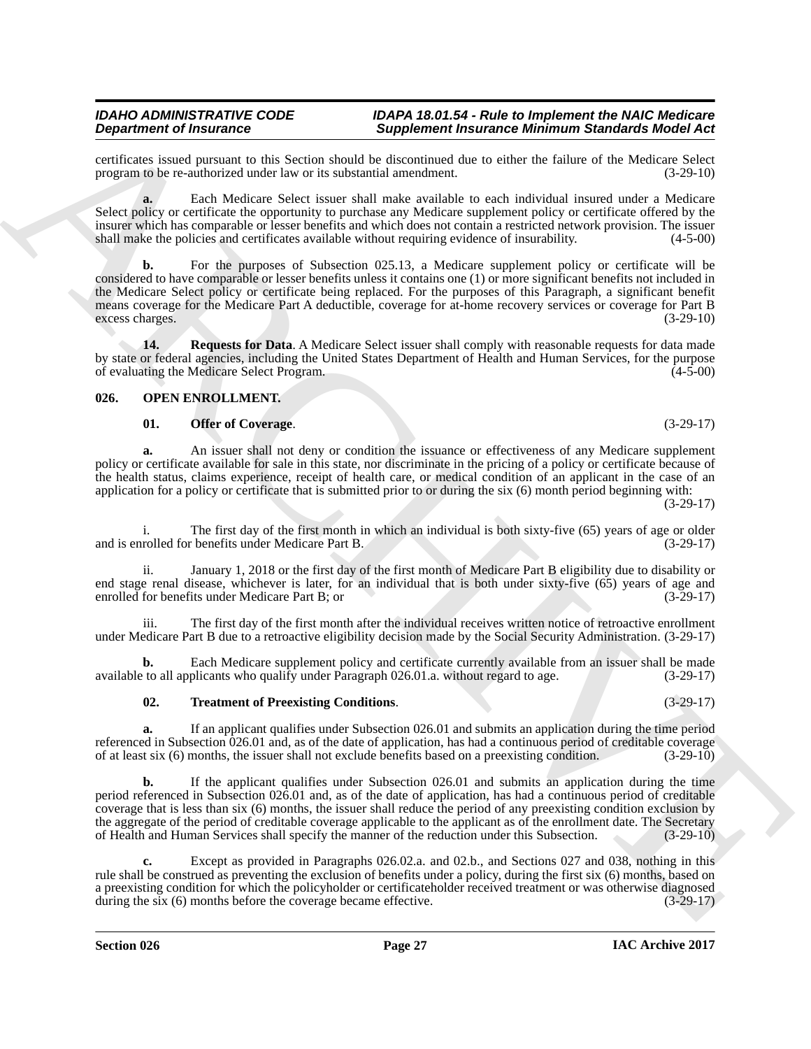certificates issued pursuant to this Section should be discontinued due to either the failure of the Medicare Select program to be re-authorized under law or its substantial amendment. (3-29-10)

**a.** Each Medicare Select issuer shall make available to each individual insured under a Medicare Select policy or certificate the opportunity to purchase any Medicare supplement policy or certificate offered by the insurer which has comparable or lesser benefits and which does not contain a restricted network provision. The issuer shall make the policies and certificates available without requiring evidence of insurability. (4-5-00)

**b.** For the purposes of Subsection 025.13, a Medicare supplement policy or certificate will be considered to have comparable or lesser benefits unless it contains one (1) or more significant benefits not included in the Medicare Select policy or certificate being replaced. For the purposes of this Paragraph, a significant benefit means coverage for the Medicare Part A deductible, coverage for at-home recovery services or coverage for Part B excess charges. (3-29-10)

**14. Requests for Data**. A Medicare Select issuer shall comply with reasonable requests for data made by state or federal agencies, including the United States Department of Health and Human Services, for the purpose of evaluating the Medicare Select Program. (4-5-00)

## 026. OPEN ENROLLMENT.

**01. Offer of Coverage**. (3-29-17)

**a.** An issuer shall not deny or condition the issuance or effectiveness of any Medicare supplement policy or certificate available for sale in this state, nor discriminate in the pricing of a policy or certificate because of the health status, claims experience, receipt of health care, or medical condition of an applicant in the case of an application for a policy or certificate that is submitted prior to or during the six (6) month period beginning with: (3-29-17)

i. The first day of the first month in which an individual is both sixty-five (65) years of age or older and is enrolled for benefits under Medicare Part B. (3-29-17)

ii. January 1, 2018 or the first day of the first month of Medicare Part B eligibility due to disability or end stage renal disease, whichever is later, for an individual that is both under sixty-five (65) years of age and enrolled for benefits under Medicare Part B; or (3-29-17)

iii. The first day of the first month after the individual receives written notice of retroactive enrollment under Medicare Part B due to a retroactive eligibility decision made by the Social Security Administration. (3-29-17)

**b.** Each Medicare supplement policy and certificate currently available from an issuer shall be made available to all applicants who qualify under Paragraph 026.01.a. without regard to age. (3-29-17)

**02. Treatment of Preexisting Conditions**. (3-29-17)

**a.** If an applicant qualifies under Subsection 026.01 and submits an application during the time period referenced in Subsection 026.01 and, as of the date of application, has had a continuous period of creditable coverage of at least six (6) months, the issuer shall not exclude benefits based on a preexisting condition. (3-29-10)

**b.** If the applicant qualifies under Subsection 026.01 and submits an application during the time period referenced in Subsection 026.01 and, as of the date of application, has had a continuous period of creditable coverage that is less than six (6) months, the issuer shall reduce the period of any preexisting condition exclusion by the aggregate of the period of creditable coverage applicable to the applicant as of the enrollment date. The Secretary of Health and Human Services shall specify the manner of the reduction under this Subsection. (3-29-10)

**c.** Except as provided in Paragraphs 026.02.a. and 02.b., and Sections 027 and 038, nothing in this rule shall be construed as preventing the exclusion of benefits under a policy, during the first six (6) months, based on a preexisting condition for which the policyholder or certificateholder received treatment or was otherwise diagnosed during the six (6) months before the coverage became effective. (3-29-17)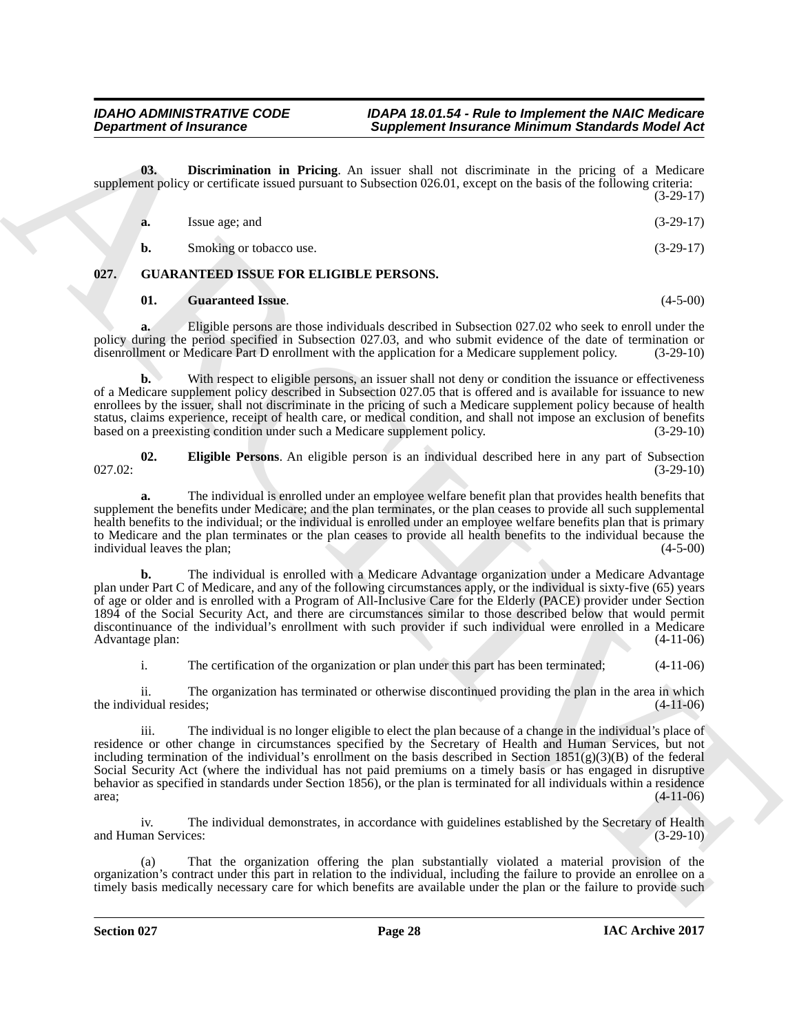**03. Discrimination in Pricing**. An issuer shall not discriminate in the pricing of a Medicare supplement policy or certificate issued pursuant to Subsection 026.01, except on the basis of the following criteria: (3-29-17)

**a.** Issue age; and (3-29-17)

**b.** Smoking or tobacco use. (3-29-17)

## 027. GUARANTEED ISSUE FOR ELIGIBLE PERSONS.

**01. Guaranteed Issue**. (4-5-00)

**a.** Eligible persons are those individuals described in Subsection 027.02 who seek to enroll under the policy during the period specified in Subsection 027.03, and who submit evidence of the date of termination or disenrollment or Medicare Part D enrollment with the application for a Medicare supplement policy. (3-29-10)

**b.** With respect to eligible persons, an issuer shall not deny or condition the issuance or effectiveness of a Medicare supplement policy described in Subsection 027.05 that is offered and is available for issuance to new enrollees by the issuer, shall not discriminate in the pricing of such a Medicare supplement policy because of health status, claims experience, receipt of health care, or medical condition, and shall not impose an exclusion of benefits based on a preexisting condition under such a Medicare supplement policy. (3-29-10)

**02. Eligible Persons**. An eligible person is an individual described here in any part of Subsection 027.02: (3-29-10)

**a.** The individual is enrolled under an employee welfare benefit plan that provides health benefits that supplement the benefits under Medicare; and the plan terminates, or the plan ceases to provide all such supplemental health benefits to the individual; or the individual is enrolled under an employee welfare benefits plan that is primary to Medicare and the plan terminates or the plan ceases to provide all health benefits to the individual because the individual leaves the plan; (4-5-00)

**b.** The individual is enrolled with a Medicare Advantage organization under a Medicare Advantage plan under Part C of Medicare, and any of the following circumstances apply, or the individual is sixty-five (65) years of age or older and is enrolled with a Program of All-Inclusive Care for the Elderly (PACE) provider under Section 1894 of the Social Security Act, and there are circumstances similar to those described below that would permit discontinuance of the individual's enrollment with such provider if such individual were enrolled in a Medicare Advantage plan: (4-11-06)

i. The certification of the organization or plan under this part has been terminated; (4-11-06)

ii. The organization has terminated or otherwise discontinued providing the plan in the area in which the individual resides; (4-11-06)

iii. The individual is no longer eligible to elect the plan because of a change in the individual's place of residence or other change in circumstances specified by the Secretary of Health and Human Services, but not including termination of the individual's enrollment on the basis described in Section 1851(g)(3)(B) of the federal Social Security Act (where the individual has not paid premiums on a timely basis or has engaged in disruptive behavior as specified in standards under Section 1856), or the plan is terminated for all individuals within a residence area; (4-11-06)

iv. The individual demonstrates, in accordance with guidelines established by the Secretary of Health and Human Services: (3-29-10)

(a) That the organization offering the plan substantially violated a material provision of the organization's contract under this part in relation to the individual, including the failure to provide an enrollee on a timely basis medically necessary care for which benefits are available under the plan or the failure to provide such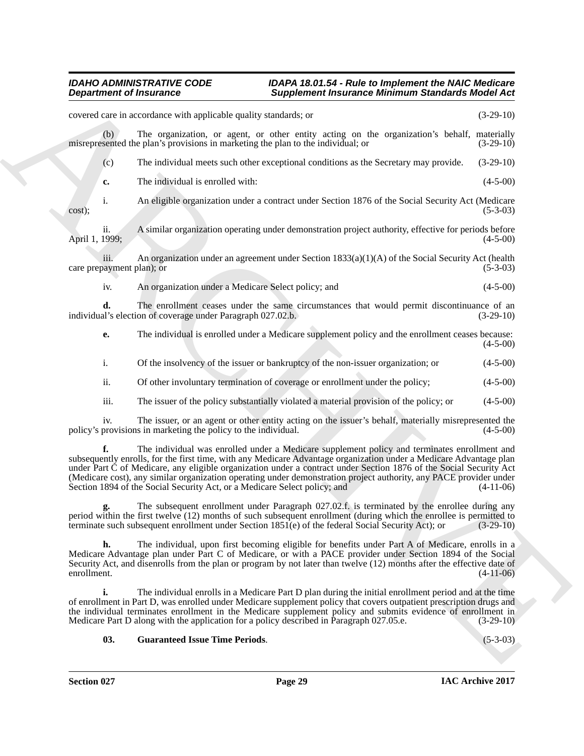covered care in accordance with applicable quality standards; or (3-29-10)

(b) The organization, or agent, or other entity acting on the organization's behalf, materially misrepresented the plan's provisions in marketing the plan to the individual; or (3-29-10)

(c) The individual meets such other exceptional conditions as the Secretary may provide. (3-29-10)

**c.** The individual is enrolled with: (4-5-00)

i. An eligible organization under a contract under Section 1876 of the Social Security Act (Medicare cost); (5-3-03)

ii. A similar organization operating under demonstration project authority, effective for periods before April 1, 1999; (4-5-00)

iii. An organization under an agreement under Section 1833(a)(1)(A) of the Social Security Act (health care prepayment plan); or (5-3-03)

iv. An organization under a Medicare Select policy; and (4-5-00)

**d.** The enrollment ceases under the same circumstances that would permit discontinuance of an individual's election of coverage under Paragraph 027.02.b. (3-29-10)

**e.** The individual is enrolled under a Medicare supplement policy and the enrollment ceases because: (4-5-00)

i. Of the insolvency of the issuer or bankruptcy of the non-issuer organization; or (4-5-00)

ii. Of other involuntary termination of coverage or enrollment under the policy; (4-5-00)

iii. The issuer of the policy substantially violated a material provision of the policy; or (4-5-00)

iv. The issuer, or an agent or other entity acting on the issuer's behalf, materially misrepresented the policy's provisions in marketing the policy to the individual. (4-5-00)

**f.** The individual was enrolled under a Medicare supplement policy and terminates enrollment and subsequently enrolls, for the first time, with any Medicare Advantage organization under a Medicare Advantage plan under Part C of Medicare, any eligible organization under a contract under Section 1876 of the Social Security Act (Medicare cost), any similar organization operating under demonstration project authority, any PACE provider under Section 1894 of the Social Security Act, or a Medicare Select policy; and (4-11-06)

**g.** The subsequent enrollment under Paragraph 027.02.f. is terminated by the enrollee during any period within the first twelve (12) months of such subsequent enrollment (during which the enrollee is permitted to terminate such subsequent enrollment under Section 1851(e) of the federal Social Security Act); or (3-29-10)

**h.** The individual, upon first becoming eligible for benefits under Part A of Medicare, enrolls in a Medicare Advantage plan under Part C of Medicare, or with a PACE provider under Section 1894 of the Social Security Act, and disenrolls from the plan or program by not later than twelve (12) months after the effective date of enrollment. (4-11-06)

**i.** The individual enrolls in a Medicare Part D plan during the initial enrollment period and at the time of enrollment in Part D, was enrolled under Medicare supplement policy that covers outpatient prescription drugs and the individual terminates enrollment in the Medicare supplement policy and submits evidence of enrollment in Medicare Part D along with the application for a policy described in Paragraph 027.05.e. (3-29-10)

**03. Guaranteed Issue Time Periods**. (5-3-03)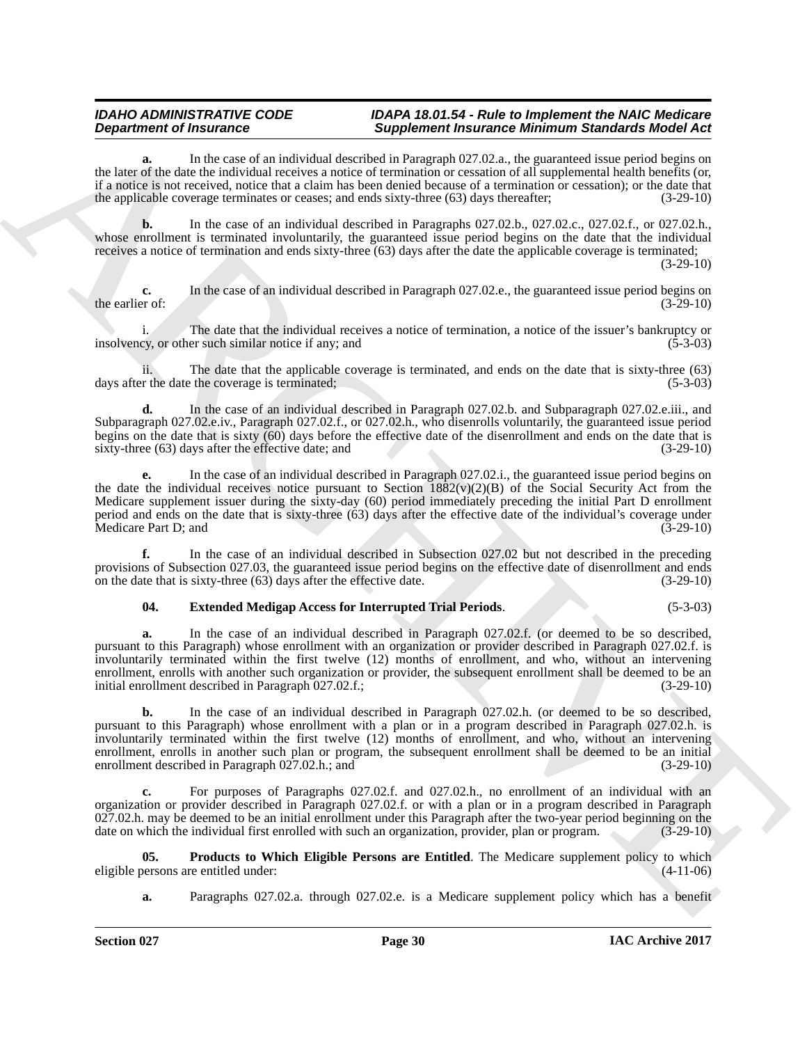**a.** In the case of an individual described in Paragraph 027.02.a., the guaranteed issue period begins on the later of the date the individual receives a notice of termination or cessation of all supplemental health benefits (or, if a notice is not received, notice that a claim has been denied because of a termination or cessation); or the date that the applicable coverage terminates or ceases; and ends sixty-three (63) days thereafter; (3-29-10)

**b.** In the case of an individual described in Paragraphs 027.02.b., 027.02.c., 027.02.f., or 027.02.h., whose enrollment is terminated involuntarily, the guaranteed issue period begins on the date that the individual receives a notice of termination and ends sixty-three (63) days after the date the applicable coverage is terminated; (3-29-10)

**c.** In the case of an individual described in Paragraph 027.02.e., the guaranteed issue period begins on the earlier of: (3-29-10)

i. The date that the individual receives a notice of termination, a notice of the issuer's bankruptcy or insolvency, or other such similar notice if any; and (5-3-03)

ii. The date that the applicable coverage is terminated, and ends on the date that is sixty-three (63) days after the date the coverage is terminated; (5-3-03)

**d.** In the case of an individual described in Paragraph 027.02.b. and Subparagraph 027.02.e.iii., and Subparagraph 027.02.e.iv., Paragraph 027.02.f., or 027.02.h., who disenrolls voluntarily, the guaranteed issue period begins on the date that is sixty (60) days before the effective date of the disenrollment and ends on the date that is sixty-three (63) days after the effective date; and (3-29-10)

**e.** In the case of an individual described in Paragraph 027.02.i., the guaranteed issue period begins on the date the individual receives notice pursuant to Section 1882(v)(2)(B) of the Social Security Act from the Medicare supplement issuer during the sixty-day (60) period immediately preceding the initial Part D enrollment period and ends on the date that is sixty-three (63) days after the effective date of the individual's coverage under Medicare Part D; and (3-29-10)

**f.** In the case of an individual described in Subsection 027.02 but not described in the preceding provisions of Subsection 027.03, the guaranteed issue period begins on the effective date of disenrollment and ends on the date that is sixty-three (63) days after the effective date. (3-29-10)

**04. Extended Medigap Access for Interrupted Trial Periods**. (5-3-03)

**a.** In the case of an individual described in Paragraph 027.02.f. (or deemed to be so described, pursuant to this Paragraph) whose enrollment with an organization or provider described in Paragraph 027.02.f. is involuntarily terminated within the first twelve (12) months of enrollment, and who, without an intervening enrollment, enrolls with another such organization or provider, the subsequent enrollment shall be deemed to be an initial enrollment described in Paragraph 027.02.f.; (3-29-10)

**b.** In the case of an individual described in Paragraph 027.02.h. (or deemed to be so described, pursuant to this Paragraph) whose enrollment with a plan or in a program described in Paragraph 027.02.h. is involuntarily terminated within the first twelve (12) months of enrollment, and who, without an intervening enrollment, enrolls in another such plan or program, the subsequent enrollment shall be deemed to be an initial enrollment described in Paragraph 027.02.h.; and (3-29-10)

**c.** For purposes of Paragraphs 027.02.f. and 027.02.h., no enrollment of an individual with an organization or provider described in Paragraph 027.02.f. or with a plan or in a program described in Paragraph 027.02.h. may be deemed to be an initial enrollment under this Paragraph after the two-year period beginning on the date on which the individual first enrolled with such an organization, provider, plan or program. (3-29-10)

**05. Products to Which Eligible Persons are Entitled**. The Medicare supplement policy to which eligible persons are entitled under: (4-11-06)

**a.** Paragraphs 027.02.a. through 027.02.e. is a Medicare supplement policy which has a benefit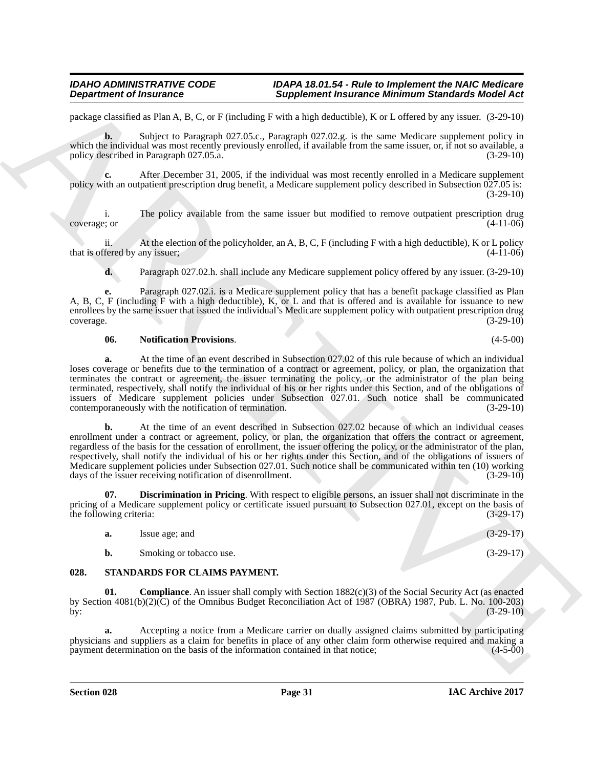package classified as Plan A, B, C, or F (including F with a high deductible), K or L offered by any issuer. (3-29-10)

**b.** Subject to Paragraph 027.05.c., Paragraph 027.02.g. is the same Medicare supplement policy in which the individual was most recently previously enrolled, if available from the same issuer, or, if not so available, a policy described in Paragraph 027.05.a. (3-29-10)

**c.** After December 31, 2005, if the individual was most recently enrolled in a Medicare supplement policy with an outpatient prescription drug benefit, a Medicare supplement policy described in Subsection 027.05 is: (3-29-10)

i. The policy available from the same issuer but modified to remove outpatient prescription drug coverage; or (4-11-06)

ii. At the election of the policyholder, an A, B, C, F (including F with a high deductible), K or L policy that is offered by any issuer; (4-11-06)

**d.** Paragraph 027.02.h. shall include any Medicare supplement policy offered by any issuer. (3-29-10)

**e.** Paragraph 027.02.i. is a Medicare supplement policy that has a benefit package classified as Plan A, B, C, F (including F with a high deductible), K, or L and that is offered and is available for issuance to new enrollees by the same issuer that issued the individual's Medicare supplement policy with outpatient prescription drug coverage. (3-29-10)

**06. Notification Provisions**. (4-5-00)

**a.** At the time of an event described in Subsection 027.02 of this rule because of which an individual loses coverage or benefits due to the termination of a contract or agreement, policy, or plan, the organization that terminates the contract or agreement, the issuer terminating the policy, or the administrator of the plan being terminated, respectively, shall notify the individual of his or her rights under this Section, and of the obligations of issuers of Medicare supplement policies under Subsection 027.01. Such notice shall be communicated contemporaneously with the notification of termination. (3-29-10)

**b.** At the time of an event described in Subsection 027.02 because of which an individual ceases enrollment under a contract or agreement, policy, or plan, the organization that offers the contract or agreement, regardless of the basis for the cessation of enrollment, the issuer offering the policy, or the administrator of the plan, respectively, shall notify the individual of his or her rights under this Section, and of the obligations of issuers of Medicare supplement policies under Subsection 027.01. Such notice shall be communicated within ten (10) working days of the issuer receiving notification of disenrollment. (3-29-10)

**07. Discrimination in Pricing**. With respect to eligible persons, an issuer shall not discriminate in the pricing of a Medicare supplement policy or certificate issued pursuant to Subsection 027.01, except on the basis of the following criteria: (3-29-17)

**a.** Issue age; and (3-29-17)

**b.** Smoking or tobacco use. (3-29-17)

## 028. STANDARDS FOR CLAIMS PAYMENT.

**01. Compliance**. An issuer shall comply with Section 1882(c)(3) of the Social Security Act (as enacted by Section 4081(b)(2)(C) of the Omnibus Budget Reconciliation Act of 1987 (OBRA) 1987, Pub. L. No. 100-203) by: (3-29-10)

**a.** Accepting a notice from a Medicare carrier on dually assigned claims submitted by participating physicians and suppliers as a claim for benefits in place of any other claim form otherwise required and making a payment determination on the basis of the information contained in that notice; (4-5-00)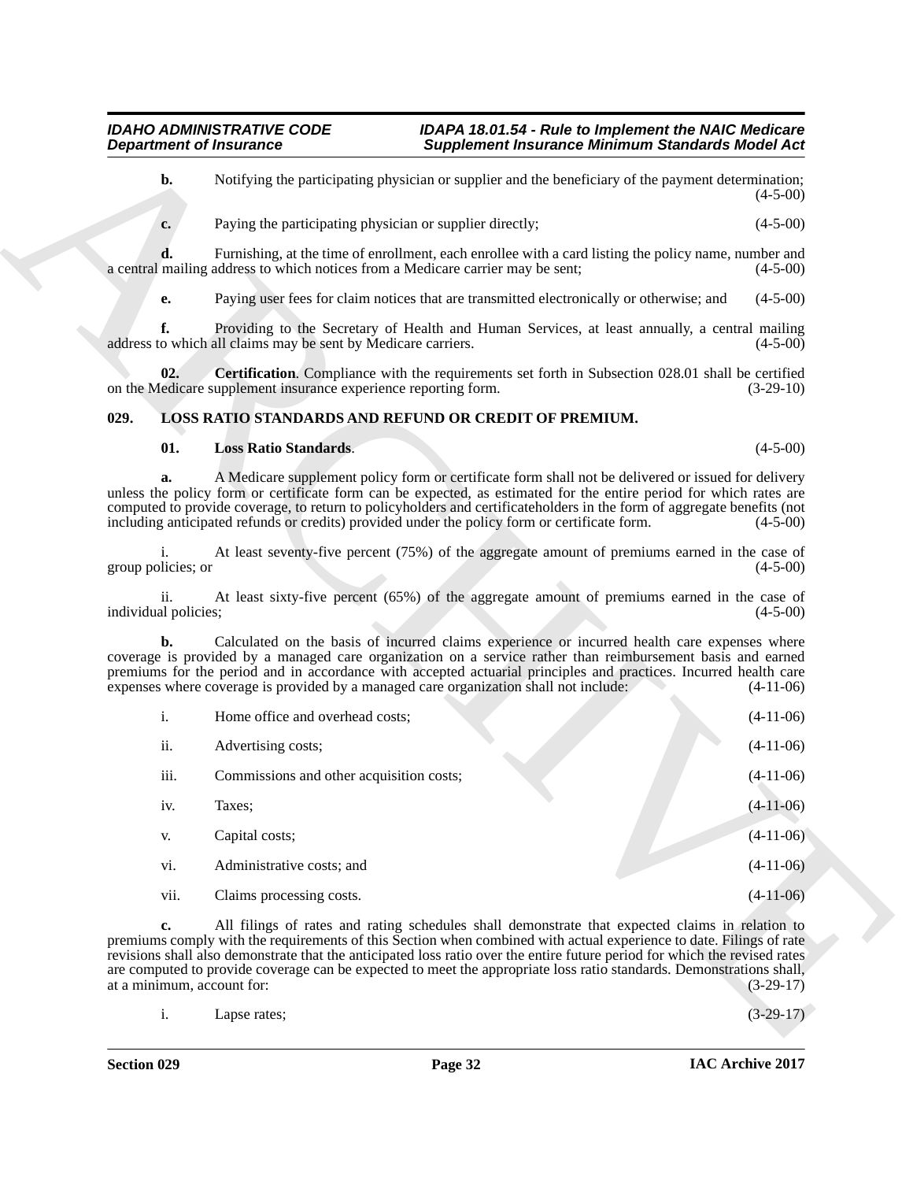**b.** Notifying the participating physician or supplier and the beneficiary of the payment determination; (4-5-00)

**c.** Paying the participating physician or supplier directly; (4-5-00)

**d.** Furnishing, at the time of enrollment, each enrollee with a card listing the policy name, number and a central mailing address to which notices from a Medicare carrier may be sent; (4-5-00)

**e.** Paying user fees for claim notices that are transmitted electronically or otherwise; and (4-5-00)

**f.** Providing to the Secretary of Health and Human Services, at least annually, a central mailing address to which all claims may be sent by Medicare carriers. (4-5-00)

**02. Certification**. Compliance with the requirements set forth in Subsection 028.01 shall be certified on the Medicare supplement insurance experience reporting form. (3-29-10)

## 029. LOSS RATIO STANDARDS AND REFUND OR CREDIT OF PREMIUM.

**01. Loss Ratio Standards**. (4-5-00)

**a.** A Medicare supplement policy form or certificate form shall not be delivered or issued for delivery unless the policy form or certificate form can be expected, as estimated for the entire period for which rates are computed to provide coverage, to return to policyholders and certificateholders in the form of aggregate benefits (not including anticipated refunds or credits) provided under the policy form or certificate form. (4-5-00)

i. At least seventy-five percent (75%) of the aggregate amount of premiums earned in the case of group policies; or (4-5-00)

ii. At least sixty-five percent (65%) of the aggregate amount of premiums earned in the case of individual policies; (4-5-00)

**b.** Calculated on the basis of incurred claims experience or incurred health care expenses where coverage is provided by a managed care organization on a service rather than reimbursement basis and earned premiums for the period and in accordance with accepted actuarial principles and practices. Incurred health care expenses where coverage is provided by a managed care organization shall not include: (4-11-06)

i. Home office and overhead costs; (4-11-06)

ii. Advertising costs; (4-11-06)

iii. Commissions and other acquisition costs; (4-11-06)

iv. Taxes; (4-11-06)

v. Capital costs; (4-11-06)

vi. Administrative costs; and (4-11-06)

vii. Claims processing costs. (4-11-06)

**c.** All filings of rates and rating schedules shall demonstrate that expected claims in relation to premiums comply with the requirements of this Section when combined with actual experience to date. Filings of rate revisions shall also demonstrate that the anticipated loss ratio over the entire future period for which the revised rates are computed to provide coverage can be expected to meet the appropriate loss ratio standards. Demonstrations shall, at a minimum, account for: (3-29-17)

i. Lapse rates; (3-29-17)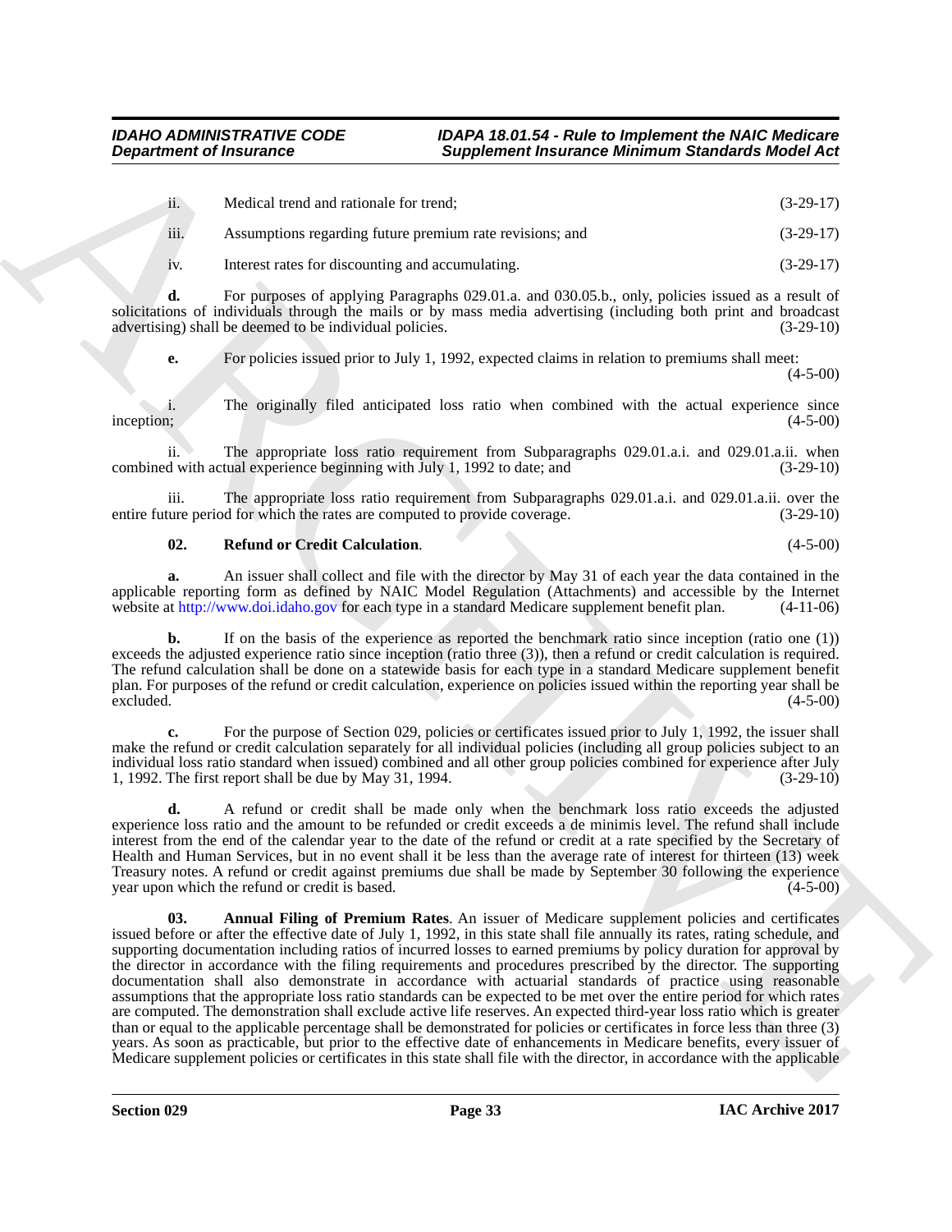ii. Medical trend and rationale for trend; (3-29-17)

iii. Assumptions regarding future premium rate revisions; and (3-29-17)

iv. Interest rates for discounting and accumulating. (3-29-17)

**d.** For purposes of applying Paragraphs 029.01.a. and 030.05.b., only, policies issued as a result of solicitations of individuals through the mails or by mass media advertising (including both print and broadcast advertising) shall be deemed to be individual policies. (3-29-10)

**e.** For policies issued prior to July 1, 1992, expected claims in relation to premiums shall meet: (4-5-00)

i. The originally filed anticipated loss ratio when combined with the actual experience since inception; (4-5-00)

ii. The appropriate loss ratio requirement from Subparagraphs 029.01.a.i. and 029.01.a.ii. when combined with actual experience beginning with July 1, 1992 to date; and (3-29-10)

iii. The appropriate loss ratio requirement from Subparagraphs 029.01.a.i. and 029.01.a.ii. over the entire future period for which the rates are computed to provide coverage. (3-29-10)

**02. Refund or Credit Calculation**. (4-5-00)

**a.** An issuer shall collect and file with the director by May 31 of each year the data contained in the applicable reporting form as defined by NAIC Model Regulation (Attachments) and accessible by the Internet website at http://www.doi.idaho.gov for each type in a standard Medicare supplement benefit plan. (4-11-06)

**b.** If on the basis of the experience as reported the benchmark ratio since inception (ratio one (1)) exceeds the adjusted experience ratio since inception (ratio three (3)), then a refund or credit calculation is required. The refund calculation shall be done on a statewide basis for each type in a standard Medicare supplement benefit plan. For purposes of the refund or credit calculation, experience on policies issued within the reporting year shall be excluded. (4-5-00)

**c.** For the purpose of Section 029, policies or certificates issued prior to July 1, 1992, the issuer shall make the refund or credit calculation separately for all individual policies (including all group policies subject to an individual loss ratio standard when issued) combined and all other group policies combined for experience after July 1, 1992. The first report shall be due by May 31, 1994. (3-29-10)

**d.** A refund or credit shall be made only when the benchmark loss ratio exceeds the adjusted experience loss ratio and the amount to be refunded or credited exceeds a de minimis level. The refund shall include interest from the end of the calendar year to the date of the refund or credit at a rate specified by the Secretary of Health and Human Services, but in no event shall it be less than the average rate of interest for thirteen (13) week Treasury notes. A refund or credit against premiums due shall be made by September 30 following the experience year upon which the refund or credit is based. (4-5-00)

**03. Annual Filing of Premium Rates**. An issuer of Medicare supplement policies and certificates issued before or after the effective date of July 1, 1992, in this state shall file annually its rates, rating schedule, and supporting documentation including ratios of incurred losses to earned premiums by policy duration for approval by the director in accordance with the filing requirements and procedures prescribed by the director. The supporting documentation shall also demonstrate in accordance with actuarial standards of practice using reasonable assumptions that the appropriate loss ratio standards can be expected to be met over the entire period for which rates are computed. The demonstration shall exclude active life reserves. An expected third-year loss ratio which is greater than or equal to the applicable percentage shall be demonstrated for policies or certificates in force less than three (3) years. As soon as practicable, but prior to the effective date of enhancements in Medicare benefits, every issuer of Medicare supplement policies or certificates in this state shall file with the director, in accordance with the applicable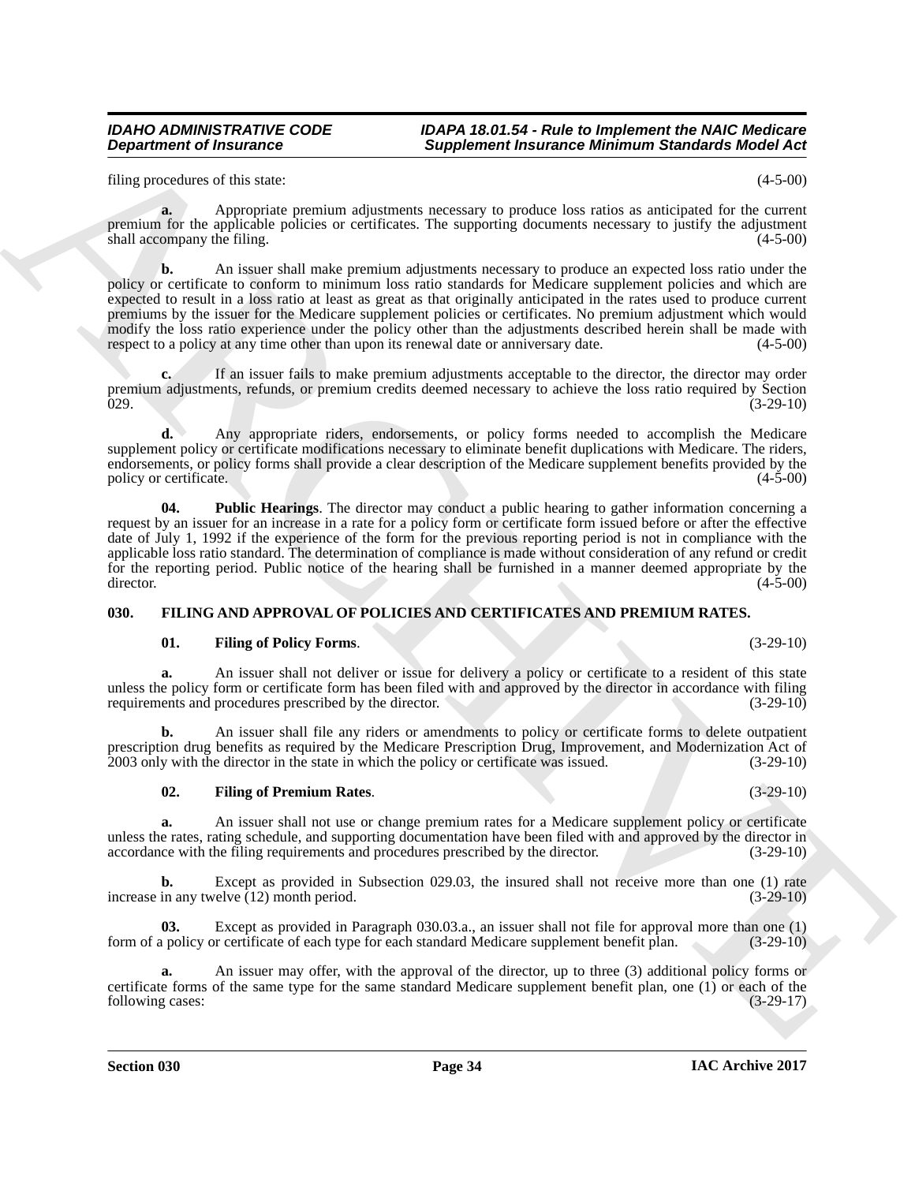filing procedures of this state: (4-5-00)

**a.** Appropriate premium adjustments necessary to produce loss ratios as anticipated for the current premium for the applicable policies or certificates. The supporting documents necessary to justify the adjustment shall accompany the filing. (4-5-00)

**b.** An issuer shall make premium adjustments necessary to produce an expected loss ratio under the policy or certificate to conform to minimum loss ratio standards for Medicare supplement policies and which are expected to result in a loss ratio at least as great as that originally anticipated in the rates used to produce current premiums by the issuer for the Medicare supplement policies or certificates. No premium adjustment which would modify the loss ratio experience under the policy other than the adjustments described herein shall be made with respect to a policy at any time other than upon its renewal date or anniversary date. (4-5-00)

**c.** If an issuer fails to make premium adjustments acceptable to the director, the director may order premium adjustments, refunds, or premium credits deemed necessary to achieve the loss ratio required by Section 029. (3-29-10)

**d.** Any appropriate riders, endorsements, or policy forms needed to accomplish the Medicare supplement policy or certificate modifications necessary to eliminate benefit duplications with Medicare. The riders, endorsements, or policy forms shall provide a clear description of the Medicare supplement benefits provided by the policy or certificate. (4-5-00)

**04. Public Hearings**. The director may conduct a public hearing to gather information concerning a request by an issuer for an increase in a rate for a policy form or certificate form issued before or after the effective date of July 1, 1992 if the experience of the form for the previous reporting period is not in compliance with the applicable loss ratio standard. The determination of compliance is made without consideration of any refund or credit for the reporting period. Public notice of the hearing shall be furnished in a manner deemed appropriate by the director. (4-5-00)

## 030. FILING AND APPROVAL OF POLICIES AND CERTIFICATES AND PREMIUM RATES.

**01. Filing of Policy Forms**. (3-29-10)

**a.** An issuer shall not deliver or issue for delivery a policy or certificate to a resident of this state unless the policy form or certificate form has been filed with and approved by the director in accordance with filing requirements and procedures prescribed by the director. (3-29-10)

**b.** An issuer shall file any riders or amendments to policy or certificate forms to delete outpatient prescription drug benefits as required by the Medicare Prescription Drug, Improvement, and Modernization Act of 2003 only with the director in the state in which the policy or certificate was issued. (3-29-10)

**02. Filing of Premium Rates**. (3-29-10)

**a.** An issuer shall not use or change premium rates for a Medicare supplement policy or certificate unless the rates, rating schedule, and supporting documentation have been filed with and approved by the director in accordance with the filing requirements and procedures prescribed by the director. (3-29-10)

**b.** Except as provided in Subsection 029.03, the insured shall not receive more than one (1) rate increase in any twelve (12) month period. (3-29-10)

**03.** Except as provided in Paragraph 030.03.a., an issuer shall not file for approval more than one (1) form of a policy or certificate of each type for each standard Medicare supplement benefit plan. (3-29-10)

**a.** An issuer may offer, with the approval of the director, up to three (3) additional policy forms or certificate forms of the same type for the same standard Medicare supplement benefit plan, one (1) or each of the following cases: (3-29-17)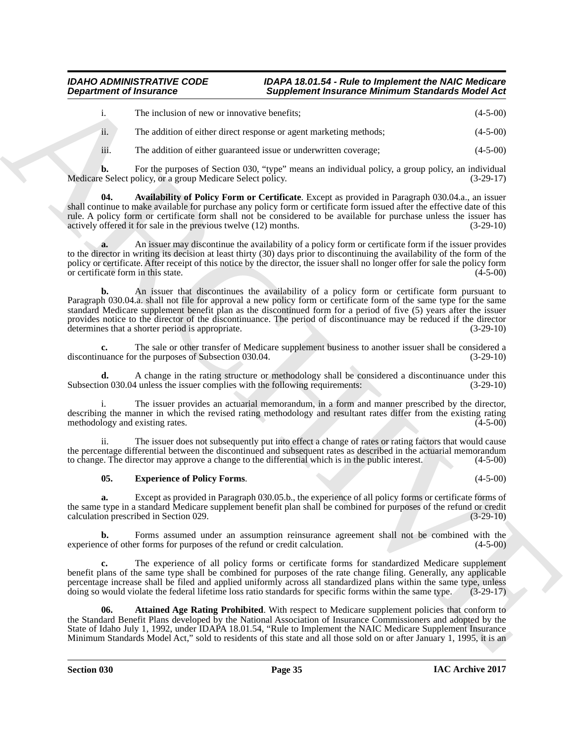i. The inclusion of new or innovative benefits; (4-5-00)

ii. The addition of either direct response or agent marketing methods; (4-5-00)

iii. The addition of either guaranteed issue or underwritten coverage; (4-5-00)

**b.** For the purposes of Section 030, "type" means an individual policy, a group policy, an individual Medicare Select policy, or a group Medicare Select policy. (3-29-17)

**04. Availability of Policy Form or Certificate**. Except as provided in Paragraph 030.04.a., an issuer shall continue to make available for purchase any policy form or certificate form issued after the effective date of this rule. A policy form or certificate form shall not be considered to be available for purchase unless the issuer has actively offered it for sale in the previous twelve (12) months. (3-29-10)

**a.** An issuer may discontinue the availability of a policy form or certificate form if the issuer provides to the director in writing its decision at least thirty (30) days prior to discontinuing the availability of the form of the policy or certificate. After receipt of this notice by the director, the issuer shall no longer offer for sale the policy form or certificate form in this state. (4-5-00)

**b.** An issuer that discontinues the availability of a policy form or certificate form pursuant to Paragraph 030.04.a. shall not file for approval a new policy form or certificate form of the same type for the same standard Medicare supplement benefit plan as the discontinued form for a period of five (5) years after the issuer provides notice to the director of the discontinuance. The period of discontinuance may be reduced if the director determines that a shorter period is appropriate. (3-29-10)

**c.** The sale or other transfer of Medicare supplement business to another issuer shall be considered a discontinuance for the purposes of Subsection 030.04. (3-29-10)

**d.** A change in the rating structure or methodology shall be considered a discontinuance under this Subsection 030.04 unless the issuer complies with the following requirements: (3-29-10)

i. The issuer provides an actuarial memorandum, in a form and manner prescribed by the director, describing the manner in which the revised rating methodology and resultant rates differ from the existing rating methodology and existing rates. (4-5-00)

ii. The issuer does not subsequently put into effect a change of rates or rating factors that would cause the percentage differential between the discontinued and subsequent rates as described in the actuarial memorandum to change. The director may approve a change to the differential which is in the public interest. (4-5-00)

**05. Experience of Policy Forms**. (4-5-00)

**a.** Except as provided in Paragraph 030.05.b., the experience of all policy forms or certificate forms of the same type in a standard Medicare supplement benefit plan shall be combined for purposes of the refund or credit calculation prescribed in Section 029. (3-29-10)

**b.** Forms assumed under an assumption reinsurance agreement shall not be combined with the experience of other forms for purposes of the refund or credit calculation. (4-5-00)

**c.** The experience of all policy forms or certificate forms for standardized Medicare supplement benefit plans of the same type shall be combined for purposes of the rate change filing. Generally, any applicable percentage increase shall be filed and applied uniformly across all standardized plans within the same type, unless doing so would violate the federal lifetime loss ratio standards for specific forms within the same type. (3-29-17)

**06. Attained Age Rating Prohibited**. With respect to Medicare supplement policies that conform to the Standard Benefit Plans developed by the National Association of Insurance Commissioners and adopted by the State of Idaho July 1, 1992, under IDAPA 18.01.54, "Rule to Implement the NAIC Medicare Supplement Insurance Minimum Standards Model Act," sold to residents of this state and all those sold on or after January 1, 1995, it is an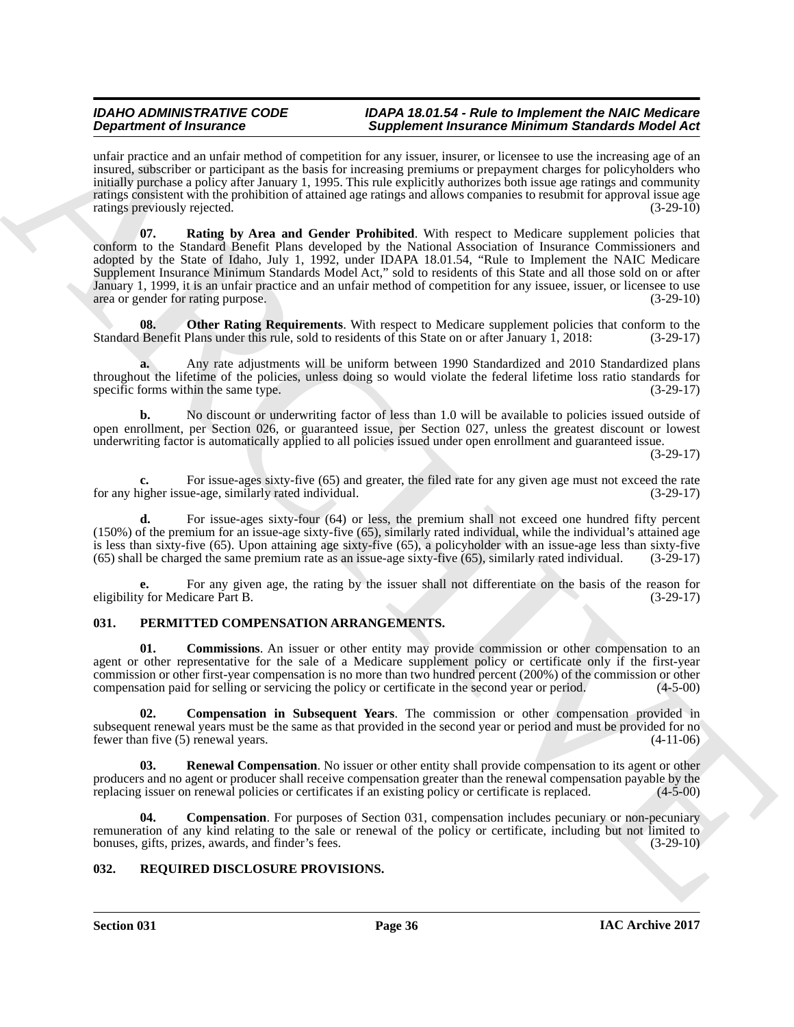unfair practice and an unfair method of competition for any issuer, insurer, or licensee to use the increasing age of an insured, subscriber or participant as the basis for increasing premiums or prepayment charges for policyholders who initially purchase a policy after January 1, 1995. This rule explicitly authorizes both issue age ratings and community ratings consistent with the prohibition of attained age ratings and allows companies to resubmit for approval issue age ratings previously rejected. (3-29-10)

**07. Rating by Area and Gender Prohibited**. With respect to Medicare supplement policies that conform to the Standard Benefit Plans developed by the National Association of Insurance Commissioners and adopted by the State of Idaho, July 1, 1992, under IDAPA 18.01.54, "Rule to Implement the NAIC Medicare Supplement Insurance Minimum Standards Model Act," sold to residents of this State and all those sold on or after January 1, 1999, it is an unfair practice and an unfair method of competition for any issuee, issuer, or licensee to use area or gender for rating purpose. (3-29-10)

**08. Other Rating Requirements**. With respect to Medicare supplement policies that conform to the Standard Benefit Plans under this rule, sold to residents of this State on or after January 1, 2018: (3-29-17)

**a.** Any rate adjustments will be uniform between 1990 Standardized and 2010 Standardized plans throughout the lifetime of the policies, unless doing so would violate the federal lifetime loss ratio standards for specific forms within the same type. (3-29-17)

**b.** No discount or underwriting factor of less than 1.0 will be available to policies issued outside of open enrollment, per Section 026, or guaranteed issue, per Section 027, unless the greatest discount or lowest underwriting factor is automatically applied to all policies issued under open enrollment and guaranteed issue. (3-29-17)

**c.** For issue-ages sixty-five (65) and greater, the filed rate for any given age must not exceed the rate for any higher issue-age, similarly rated individual. (3-29-17)

**d.** For issue-ages sixty-four (64) or less, the premium shall not exceed one hundred fifty percent (150%) of the premium for an issue-age sixty-five (65), similarly rated individual, while the individual's attained age is less than sixty-five (65). Upon attaining age sixty-five (65), a policyholder with an issue-age less than sixty-five (65) shall be charged the same premium rate as an issue-age sixty-five (65), similarly rated individual. (3-29-17)

**e.** For any given age, the rating by the issuer shall not differentiate on the basis of the reason for eligibility for Medicare Part B. (3-29-17)

## 031. PERMITTED COMPENSATION ARRANGEMENTS.

**01. Commissions**. An issuer or other entity may provide commission or other compensation to an agent or other representative for the sale of a Medicare supplement policy or certificate only if the first-year commission or other first-year compensation is no more than two hundred percent (200%) of the commission or other compensation paid for selling or servicing the policy or certificate in the second year or period. (4-5-00)

**02. Compensation in Subsequent Years**. The commission or other compensation provided in subsequent renewal years must be the same as that provided in the second year or period and must be provided for no fewer than five (5) renewal years. (4-11-06)

**03. Renewal Compensation**. No issuer or other entity shall provide compensation to its agent or other producers and no agent or producer shall receive compensation greater than the renewal compensation payable by the replacing issuer on renewal policies or certificates if an existing policy or certificate is replaced. (4-5-00)

**04. Compensation**. For purposes of Section 031, compensation includes pecuniary or non-pecuniary remuneration of any kind relating to the sale or renewal of the policy or certificate, including but not limited to bonuses, gifts, prizes, awards, and finder's fees. (3-29-10)

## 032. REQUIRED DISCLOSURE PROVISIONS.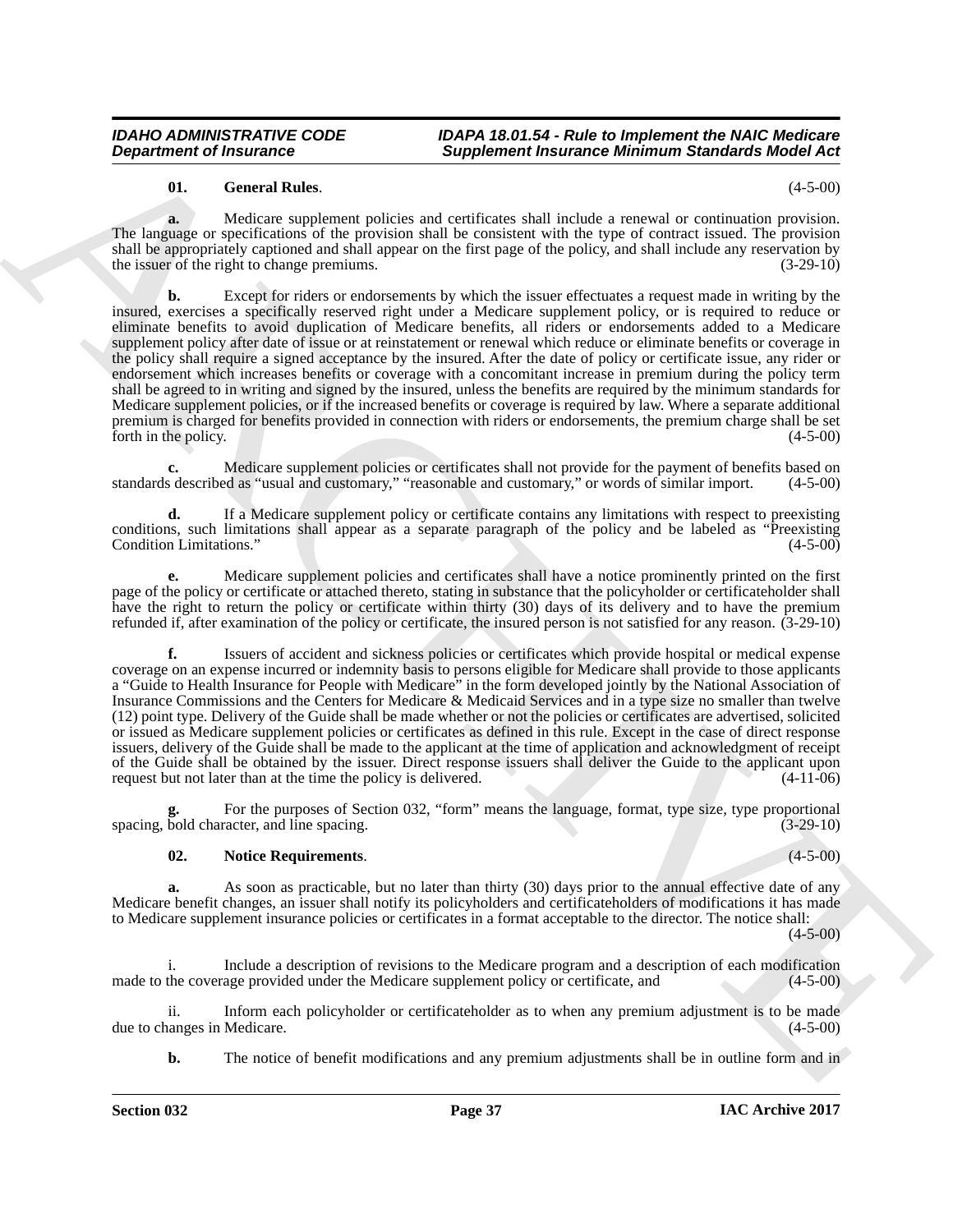**01. General Rules**. (4-5-00)

**a.** Medicare supplement policies and certificates shall include a renewal or continuation provision. The language or specifications of the provision shall be consistent with the type of contract issued. The provision shall be appropriately captioned and shall appear on the first page of the policy, and shall include any reservation by the issuer of the right to change premiums. (3-29-10)

**b.** Except for riders or endorsements by which the issuer effectuates a request made in writing by the insured, exercises a specifically reserved right under a Medicare supplement policy, or is required to reduce or eliminate benefits to avoid duplication of Medicare benefits, all riders or endorsements added to a Medicare supplement policy after date of issue or at reinstatement or renewal which reduce or eliminate benefits or coverage in the policy shall require a signed acceptance by the insured. After the date of policy or certificate issue, any rider or endorsement which increases benefits or coverage with a concomitant increase in premium during the policy term shall be agreed to in writing and signed by the insured, unless the benefits are required by the minimum standards for Medicare supplement policies, or if the increased benefits or coverage is required by law. Where a separate additional premium is charged for benefits provided in connection with riders or endorsements, the premium charge shall be set forth in the policy. (4-5-00)

**c.** Medicare supplement policies or certificates shall not provide for the payment of benefits based on standards described as "usual and customary," "reasonable and customary," or words of similar import. (4-5-00)

**d.** If a Medicare supplement policy or certificate contains any limitations with respect to preexisting conditions, such limitations shall appear as a separate paragraph of the policy and be labeled as "Preexisting Condition Limitations." (4-5-00)

**e.** Medicare supplement policies and certificates shall have a notice prominently printed on the first page of the policy or certificate or attached thereto, stating in substance that the policyholder or certificateholder shall have the right to return the policy or certificate within thirty (30) days of its delivery and to have the premium refunded if, after examination of the policy or certificate, the insured person is not satisfied for any reason. (3-29-10)

**f.** Issuers of accident and sickness policies or certificates which provide hospital or medical expense coverage on an expense incurred or indemnity basis to persons eligible for Medicare shall provide to those applicants a "Guide to Health Insurance for People with Medicare" in the form developed jointly by the National Association of Insurance Commissions and the Centers for Medicare & Medicaid Services and in a type size no smaller than twelve (12) point type. Delivery of the Guide shall be made whether or not the policies or certificates are advertised, solicited or issued as Medicare supplement policies or certificates as defined in this rule. Except in the case of direct response issuers, delivery of the Guide shall be made to the applicant at the time of application and acknowledgment of receipt of the Guide shall be obtained by the issuer. Direct response issuers shall deliver the Guide to the applicant upon request but not later than at the time the policy is delivered. (4-11-06)

**g.** For the purposes of Section 032, "form" means the language, format, type size, type proportional spacing, bold character, and line spacing. (3-29-10)

**02. Notice Requirements**. (4-5-00)

**a.** As soon as practicable, but no later than thirty (30) days prior to the annual effective date of any Medicare benefit changes, an issuer shall notify its policyholders and certificateholders of modifications it has made to Medicare supplement insurance policies or certificates in a format acceptable to the director. The notice shall: (4-5-00)

i. Include a description of revisions to the Medicare program and a description of each modification made to the coverage provided under the Medicare supplement policy or certificate, and (4-5-00)

ii. Inform each policyholder or certificateholder as to when any premium adjustment is to be made due to changes in Medicare. (4-5-00)

**b.** The notice of benefit modifications and any premium adjustments shall be in outline form and in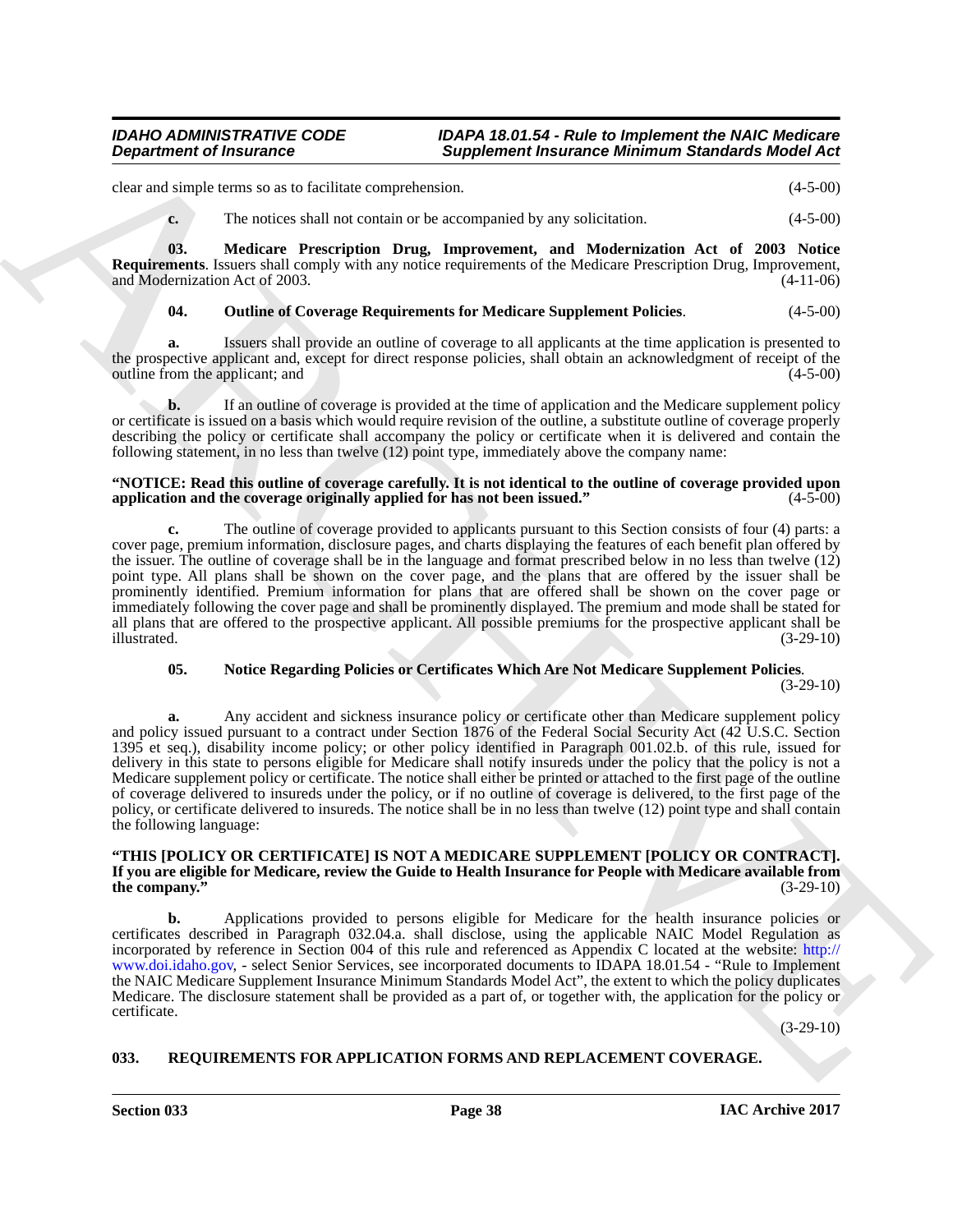clear and simple terms so as to facilitate comprehension. (4-5-00)

**c.** The notices shall not contain or be accompanied by any solicitation. (4-5-00)

**03. Medicare Prescription Drug, Improvement, and Modernization Act of 2003 Notice Requirements**. Issuers shall comply with any notice requirements of the Medicare Prescription Drug, Improvement, and Modernization Act of 2003. (4-11-06)

**04. Outline of Coverage Requirements for Medicare Supplement Policies**. (4-5-00)

**a.** Issuers shall provide an outline of coverage to all applicants at the time application is presented to the prospective applicant and, except for direct response policies, shall obtain an acknowledgment of receipt of the outline from the applicant; and (4-5-00)

**b.** If an outline of coverage is provided at the time of application and the Medicare supplement policy or certificate is issued on a basis which would require revision of the outline, a substitute outline of coverage properly describing the policy or certificate shall accompany the policy or certificate when it is delivered and contain the following statement, in no less than twelve (12) point type, immediately above the company name:

**"NOTICE: Read this outline of coverage carefully. It is not identical to the outline of coverage provided upon application and the coverage originally applied for has not been issued."** (4-5-00)

**c.** The outline of coverage provided to applicants pursuant to this Section consists of four (4) parts: a cover page, premium information, disclosure pages, and charts displaying the features of each benefit plan offered by the issuer. The outline of coverage shall be in the language and format prescribed below in no less than twelve (12) point type. All plans shall be shown on the cover page, and the plans that are offered by the issuer shall be prominently identified. Premium information for plans that are offered shall be shown on the cover page or immediately following the cover page and shall be prominently displayed. The premium and mode shall be stated for all plans that are offered to the prospective applicant. All possible premiums for the prospective applicant shall be illustrated. (3-29-10)

**05. Notice Regarding Policies or Certificates Which Are Not Medicare Supplement Policies**. (3-29-10)

**a.** Any accident and sickness insurance policy or certificate other than Medicare supplement policy and policy issued pursuant to a contract under Section 1876 of the Federal Social Security Act (42 U.S.C. Section 1395 et seq.), disability income policy; or other policy identified in Paragraph 001.02.b. of this rule, issued for delivery in this state to persons eligible for Medicare shall notify insureds under the policy that the policy is not a Medicare supplement policy or certificate. The notice shall either be printed or attached to the first page of the outline of coverage delivered to insureds under the policy, or if no outline of coverage is delivered, to the first page of the policy, or certificate delivered to insureds. The notice shall be in no less than twelve (12) point type and shall contain the following language:

**"THIS [POLICY OR CERTIFICATE] IS NOT A MEDICARE SUPPLEMENT [POLICY OR CONTRACT]. If you are eligible for Medicare, review the Guide to Health Insurance for People with Medicare available from the company."** (3-29-10)

**b.** Applications provided to persons eligible for Medicare for the health insurance policies or certificates described in Paragraph 032.04.a. shall disclose, using the applicable NAIC Model Regulation as incorporated by reference in Section 004 of this rule and referenced as Appendix C located at the website: http://www.doi.idaho.gov, - select Senior Services, see incorporated documents to IDAPA 18.01.54 - "Rule to Implement the NAIC Medicare Supplement Insurance Minimum Standards Model Act", the extent to which the policy duplicates Medicare. The disclosure statement shall be provided as a part of, or together with, the application for the policy or certificate. (3-29-10)

## 033. REQUIREMENTS FOR APPLICATION FORMS AND REPLACEMENT COVERAGE.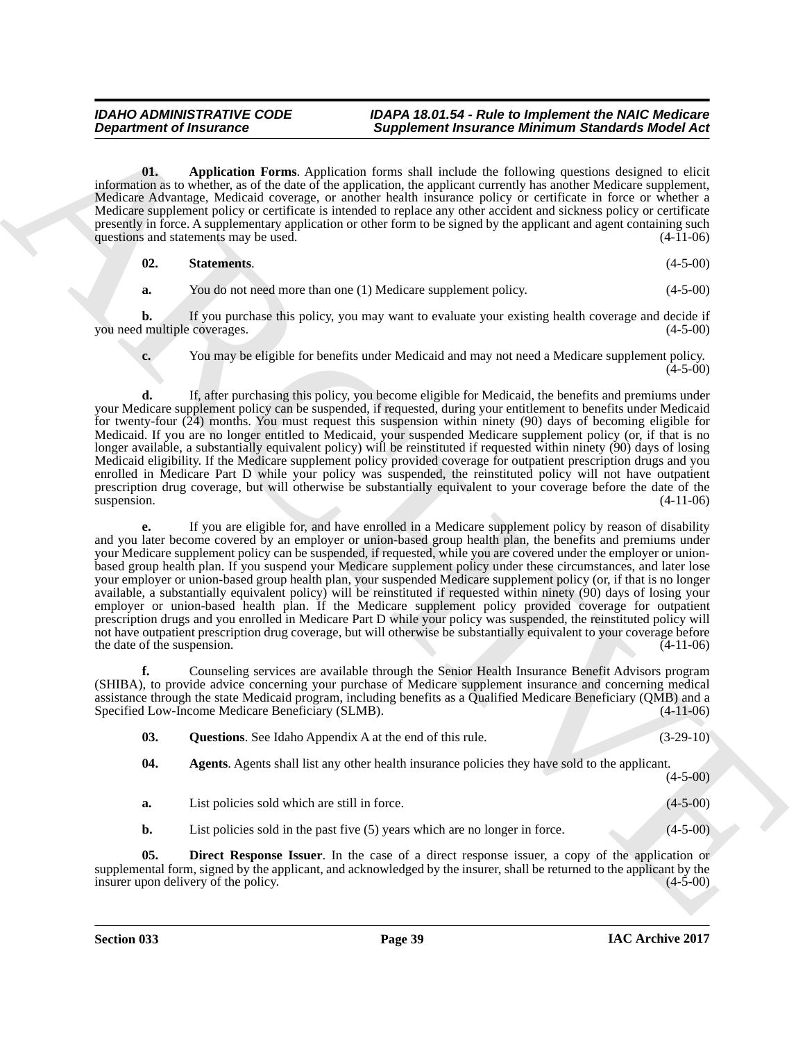**01. Application Forms**. Application forms shall include the following questions designed to elicit information as to whether, as of the date of the application, the applicant currently has another Medicare supplement, Medicare Advantage, Medicaid coverage, or another health insurance policy or certificate in force or whether a Medicare supplement policy or certificate is intended to replace any other accident and sickness policy or certificate presently in force. A supplementary application or other form to be signed by the applicant and agent containing such questions and statements may be used. (4-11-06)

**02. Statements**. (4-5-00)

**a.** You do not need more than one (1) Medicare supplement policy. (4-5-00)

**b.** If you purchase this policy, you may want to evaluate your existing health coverage and decide if you need multiple coverages. (4-5-00)

**c.** You may be eligible for benefits under Medicaid and may not need a Medicare supplement policy. (4-5-00)

**d.** If, after purchasing this policy, you become eligible for Medicaid, the benefits and premiums under your Medicare supplement policy can be suspended, if requested, during your entitlement to benefits under Medicaid for twenty-four (24) months. You must request this suspension within ninety (90) days of becoming eligible for Medicaid. If you are no longer entitled to Medicaid, your suspended Medicare supplement policy (or, if that is no longer available, a substantially equivalent policy) will be reinstituted if requested within ninety (90) days of losing Medicaid eligibility. If the Medicare supplement policy provided coverage for outpatient prescription drugs and you enrolled in Medicare Part D while your policy was suspended, the reinstituted policy will not have outpatient prescription drug coverage, but will otherwise be substantially equivalent to your coverage before the date of the suspension. (4-11-06)

**e.** If you are eligible for, and have enrolled in a Medicare supplement policy by reason of disability and you later become covered by an employer or union-based group health plan, the benefits and premiums under your Medicare supplement policy can be suspended, if requested, while you are covered under the employer or union-based group health plan. If you suspend your Medicare supplement policy under these circumstances, and later lose your employer or union-based group health plan, your suspended Medicare supplement policy (or, if that is no longer available, a substantially equivalent policy) will be reinstituted if requested within ninety (90) days of losing your employer or union-based health plan. If the Medicare supplement policy provided coverage for outpatient prescription drugs and you enrolled in Medicare Part D while your policy was suspended, the reinstituted policy will not have outpatient prescription drug coverage, but will otherwise be substantially equivalent to your coverage before the date of the suspension. (4-11-06)

**f.** Counseling services are available through the Senior Health Insurance Benefit Advisors program (SHIBA), to provide advice concerning your purchase of Medicare supplement insurance and concerning medical assistance through the state Medicaid program, including benefits as a Qualified Medicare Beneficiary (QMB) and a Specified Low-Income Medicare Beneficiary (SLMB). (4-11-06)

**03. Questions**. See Idaho Appendix A at the end of this rule. (3-29-10)

**04. Agents**. Agents shall list any other health insurance policies they have sold to the applicant. (4-5-00)

**a.** List policies sold which are still in force. (4-5-00)

**b.** List policies sold in the past five (5) years which are no longer in force. (4-5-00)

**05. Direct Response Issuer**. In the case of a direct response issuer, a copy of the application or supplemental form, signed by the applicant, and acknowledged by the insurer, shall be returned to the applicant by the insurer upon delivery of the policy. (4-5-00)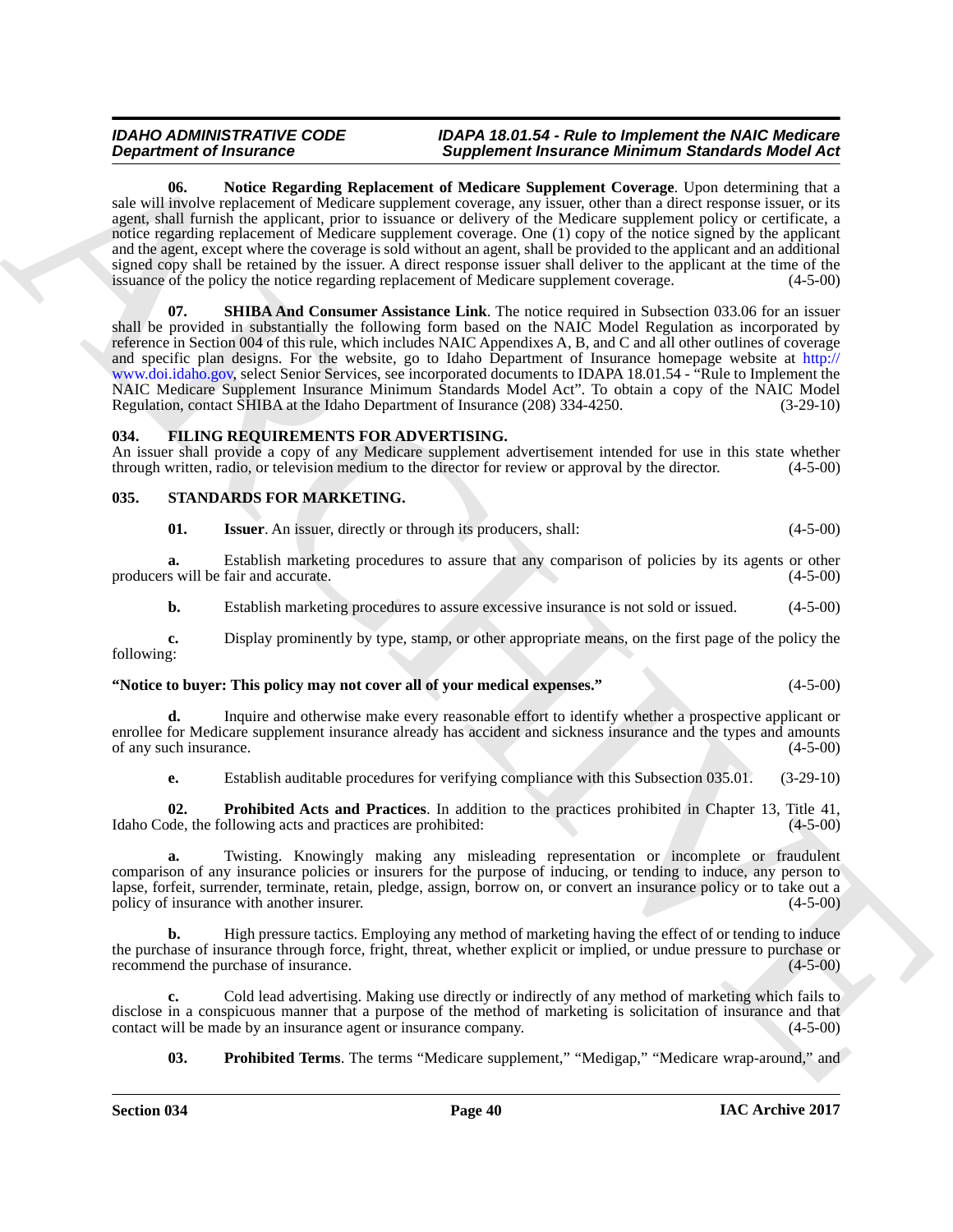**06. Notice Regarding Replacement of Medicare Supplement Coverage**. Upon determining that a sale will involve replacement of Medicare supplement coverage, any issuer, other than a direct response issuer, or its agent, shall furnish the applicant, prior to issuance or delivery of the Medicare supplement policy or certificate, a notice regarding replacement of Medicare supplement coverage. One (1) copy of the notice signed by the applicant and the agent, except where the coverage is sold without an agent, shall be provided to the applicant and an additional signed copy shall be retained by the issuer. A direct response issuer shall deliver to the applicant at the time of the issuance of the policy the notice regarding replacement of Medicare supplement coverage. (4-5-00)

**07. SHIBA And Consumer Assistance Link**. The notice required in Subsection 033.06 for an issuer shall be provided in substantially the following form based on the NAIC Model Regulation as incorporated by reference in Section 004 of this rule, which includes NAIC Appendixes A, B, and C and all other outlines of coverage and specific plan designs. For the website, go to Idaho Department of Insurance homepage website at http://www.doi.idaho.gov, select Senior Services, see incorporated documents to IDAPA 18.01.54 - "Rule to Implement the NAIC Medicare Supplement Insurance Minimum Standards Model Act". To obtain a copy of the NAIC Model Regulation, contact SHIBA at the Idaho Department of Insurance (208) 334-4250. (3-29-10)

## 034. FILING REQUIREMENTS FOR ADVERTISING.

An issuer shall provide a copy of any Medicare supplement advertisement intended for use in this state whether through written, radio, or television medium to the director for review or approval by the director. (4-5-00)

## 035. STANDARDS FOR MARKETING.

**01. Issuer**. An issuer, directly or through its producers, shall: (4-5-00)

**a.** Establish marketing procedures to assure that any comparison of policies by its agents or other producers will be fair and accurate. (4-5-00)

**b.** Establish marketing procedures to assure excessive insurance is not sold or issued. (4-5-00)

**c.** Display prominently by type, stamp, or other appropriate means, on the first page of the policy the following:

**"Notice to buyer: This policy may not cover all of your medical expenses."** (4-5-00)

**d.** Inquire and otherwise make every reasonable effort to identify whether a prospective applicant or enrollee for Medicare supplement insurance already has accident and sickness insurance and the types and amounts of any such insurance. (4-5-00)

**e.** Establish auditable procedures for verifying compliance with this Subsection 035.01. (3-29-10)

**02. Prohibited Acts and Practices**. In addition to the practices prohibited in Chapter 13, Title 41, Idaho Code, the following acts and practices are prohibited: (4-5-00)

**a.** Twisting. Knowingly making any misleading representation or incomplete or fraudulent comparison of any insurance policies or insurers for the purpose of inducing, or tending to induce, any person to lapse, forfeit, surrender, terminate, retain, pledge, assign, borrow on, or convert an insurance policy or to take out a policy of insurance with another insurer. (4-5-00)

**b.** High pressure tactics. Employing any method of marketing having the effect of or tending to induce the purchase of insurance through force, fright, threat, whether explicit or implied, or undue pressure to purchase or recommend the purchase of insurance. (4-5-00)

**c.** Cold lead advertising. Making use directly or indirectly of any method of marketing which fails to disclose in a conspicuous manner that a purpose of the method of marketing is solicitation of insurance and that contact will be made by an insurance agent or insurance company. (4-5-00)

**03. Prohibited Terms**. The terms "Medicare supplement," "Medigap," "Medicare wrap-around," and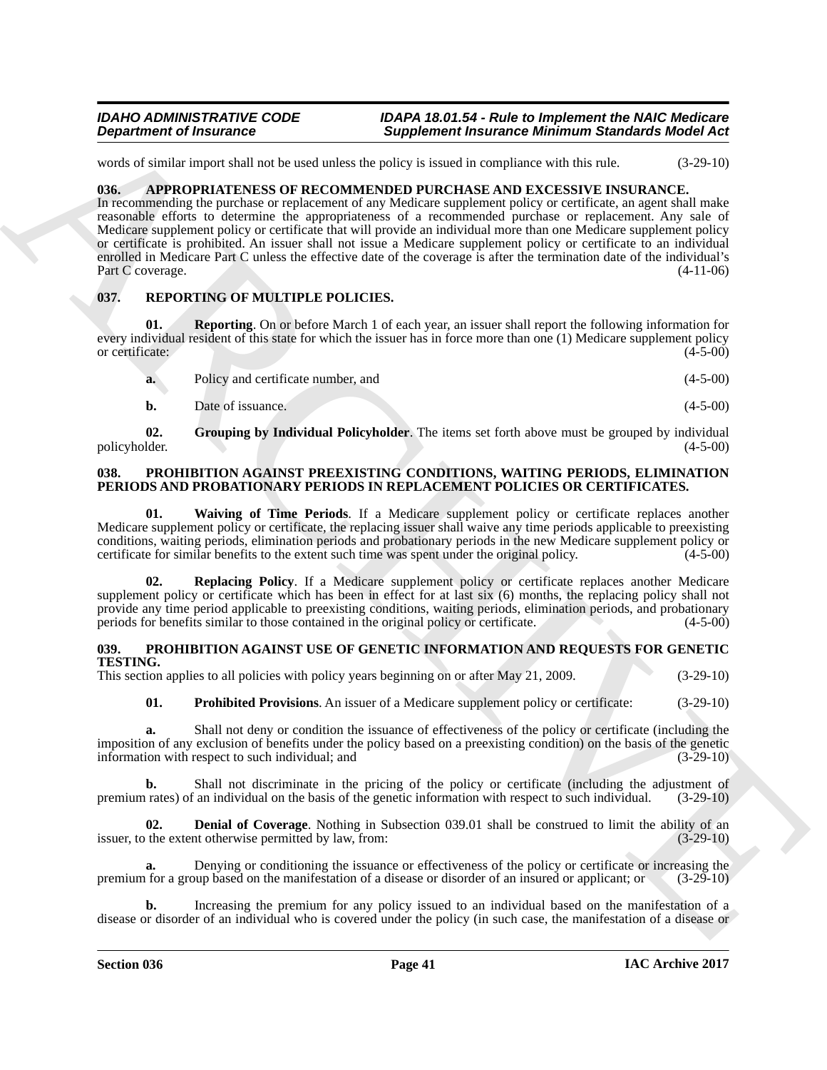words of similar import shall not be used unless the policy is issued in compliance with this rule. (3-29-10)

### 036. APPROPRIATENESS OF RECOMMENDED PURCHASE AND EXCESSIVE INSURANCE.

In recommending the purchase or replacement of any Medicare supplement policy or certificate, an agent shall make reasonable efforts to determine the appropriateness of a recommended purchase or replacement. Any sale of Medicare supplement policy or certificate that will provide an individual more than one Medicare supplement policy or certificate is prohibited. An issuer shall not issue a Medicare supplement policy or certificate to an individual enrolled in Medicare Part C unless the effective date of the coverage is after the termination date of the individual's Part C coverage. (4-11-06)

### 037. REPORTING OF MULTIPLE POLICIES.

**01. Reporting**. On or before March 1 of each year, an issuer shall report the following information for every individual resident of this state for which the issuer has in force more than one (1) Medicare supplement policy or certificate: (4-5-00)

**a.** Policy and certificate number, and (4-5-00)

**b.** Date of issuance. (4-5-00)

**02. Grouping by Individual Policyholder**. The items set forth above must be grouped by individual policyholder. (4-5-00)

### 038. PROHIBITION AGAINST PREEXISTING CONDITIONS, WAITING PERIODS, ELIMINATION PERIODS AND PROBATIONARY PERIODS IN REPLACEMENT POLICIES OR CERTIFICATES.

**01. Waiving of Time Periods**. If a Medicare supplement policy or certificate replaces another Medicare supplement policy or certificate, the replacing issuer shall waive any time periods applicable to preexisting conditions, waiting periods, elimination periods and probationary periods in the new Medicare supplement policy or certificate for similar benefits to the extent such time was spent under the original policy. (4-5-00)

**02. Replacing Policy**. If a Medicare supplement policy or certificate replaces another Medicare supplement policy or certificate which has been in effect for at last six (6) months, the replacing policy shall not provide any time period applicable to preexisting conditions, waiting periods, elimination periods, and probationary periods for benefits similar to those contained in the original policy or certificate. (4-5-00)

### 039. PROHIBITION AGAINST USE OF GENETIC INFORMATION AND REQUESTS FOR GENETIC TESTING.

This section applies to all policies with policy years beginning on or after May 21, 2009. (3-29-10)

**01. Prohibited Provisions**. An issuer of a Medicare supplement policy or certificate: (3-29-10)

**a.** Shall not deny or condition the issuance of effectiveness of the policy or certificate (including the imposition of any exclusion of benefits under the policy based on a preexisting condition) on the basis of the genetic information with respect to such individual; and (3-29-10)

**b.** Shall not discriminate in the pricing of the policy or certificate (including the adjustment of premium rates) of an individual on the basis of the genetic information with respect to such individual. (3-29-10)

**02. Denial of Coverage**. Nothing in Subsection 039.01 shall be construed to limit the ability of an issuer, to the extent otherwise permitted by law, from: (3-29-10)

**a.** Denying or conditioning the issuance or effectiveness of the policy or certificate or increasing the premium for a group based on the manifestation of a disease or disorder of an insured or applicant; or (3-29-10)

**b.** Increasing the premium for any policy issued to an individual based on the manifestation of a disease or disorder of an individual who is covered under the policy (in such case, the manifestation of a disease or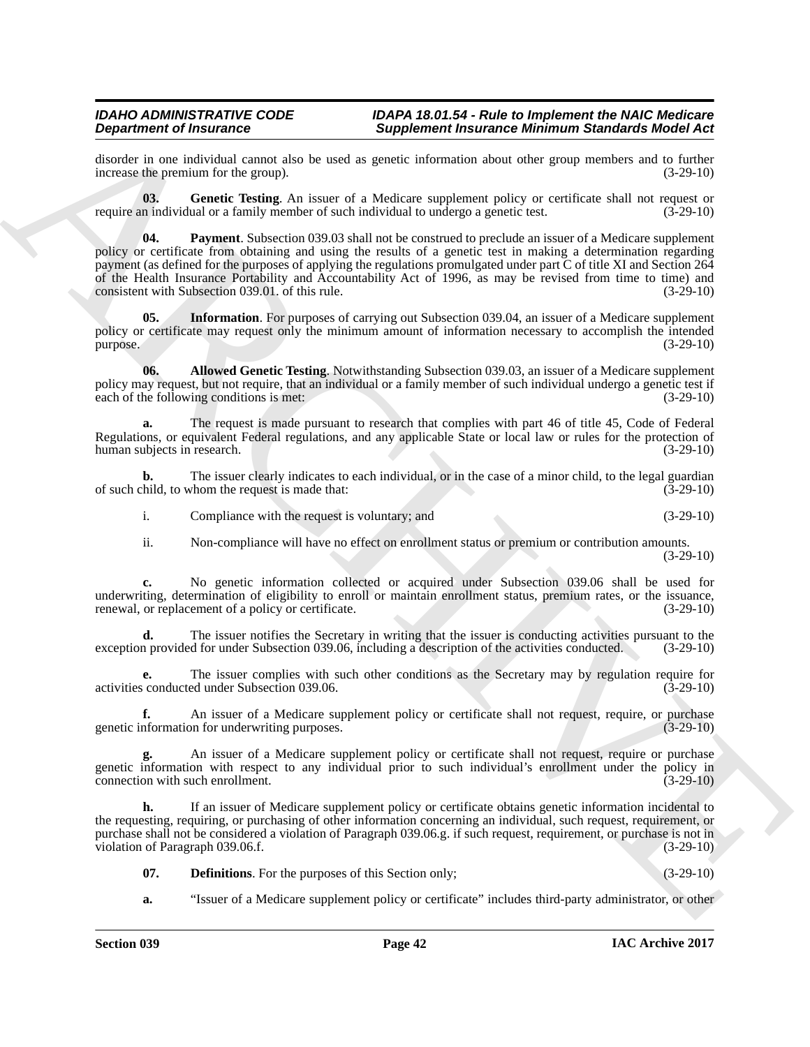disorder in one individual cannot also be used as genetic information about other group members and to further increase the premium for the group). (3-29-10)

**03. Genetic Testing**. An issuer of a Medicare supplement policy or certificate shall not request or require an individual or a family member of such individual to undergo a genetic test. (3-29-10)

**04. Payment**. Subsection 039.03 shall not be construed to preclude an issuer of a Medicare supplement policy or certificate from obtaining and using the results of a genetic test in making a determination regarding payment (as defined for the purposes of applying the regulations promulgated under part C of title XI and Section 264 of the Health Insurance Portability and Accountability Act of 1996, as may be revised from time to time) and consistent with Subsection 039.01. of this rule. (3-29-10)

**05. Information**. For purposes of carrying out Subsection 039.04, an issuer of a Medicare supplement policy or certificate may request only the minimum amount of information necessary to accomplish the intended purpose. (3-29-10)

**06. Allowed Genetic Testing**. Notwithstanding Subsection 039.03, an issuer of a Medicare supplement policy may request, but not require, that an individual or a family member of such individual undergo a genetic test if each of the following conditions is met: (3-29-10)

**a.** The request is made pursuant to research that complies with part 46 of title 45, Code of Federal Regulations, or equivalent Federal regulations, and any applicable State or local law or rules for the protection of human subjects in research. (3-29-10)

**b.** The issuer clearly indicates to each individual, or in the case of a minor child, to the legal guardian of such child, to whom the request is made that: (3-29-10)

i. Compliance with the request is voluntary; and (3-29-10)

ii. Non-compliance will have no effect on enrollment status or premium or contribution amounts. (3-29-10)

**c.** No genetic information collected or acquired under Subsection 039.06 shall be used for underwriting, determination of eligibility to enroll or maintain enrollment status, premium rates, or the issuance, renewal, or replacement of a policy or certificate. (3-29-10)

**d.** The issuer notifies the Secretary in writing that the issuer is conducting activities pursuant to the exception provided for under Subsection 039.06, including a description of the activities conducted. (3-29-10)

**e.** The issuer complies with such other conditions as the Secretary may by regulation require for activities conducted under Subsection 039.06. (3-29-10)

**f.** An issuer of a Medicare supplement policy or certificate shall not request, require, or purchase genetic information for underwriting purposes. (3-29-10)

**g.** An issuer of a Medicare supplement policy or certificate shall not request, require or purchase genetic information with respect to any individual prior to such individual's enrollment under the policy in connection with such enrollment. (3-29-10)

**h.** If an issuer of Medicare supplement policy or certificate obtains genetic information incidental to the requesting, requiring, or purchasing of other information concerning an individual, such request, requirement, or purchase shall not be considered a violation of Paragraph 039.06.g. if such request, requirement, or purchase is not in violation of Paragraph 039.06.f. (3-29-10)

**07. Definitions**. For the purposes of this Section only; (3-29-10)

**a.** "Issuer of a Medicare supplement policy or certificate" includes third-party administrator, or other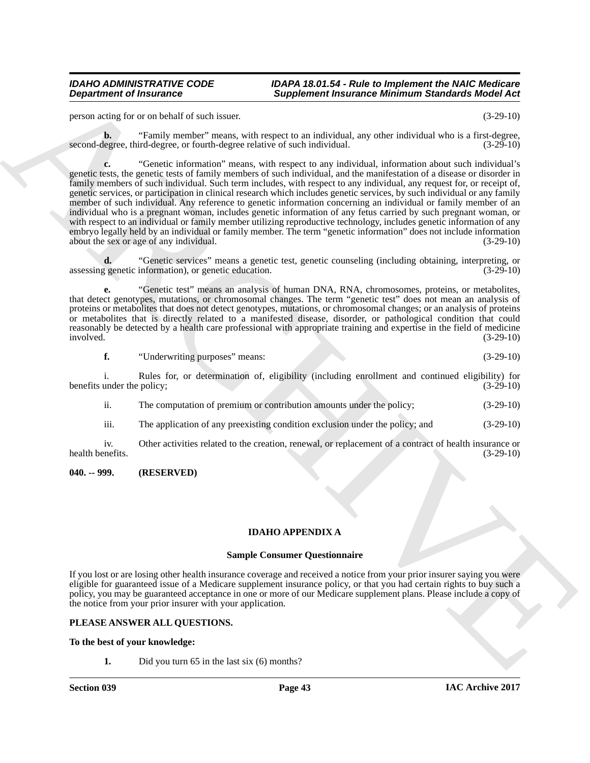person acting for or on behalf of such issuer. (3-29-10)

**b.** "Family member" means, with respect to an individual, any other individual who is a first-degree, second-degree, third-degree, or fourth-degree relative of such individual. (3-29-10)

**c.** "Genetic information" means, with respect to any individual, information about such individual's genetic tests, the genetic tests of family members of such individual, and the manifestation of a disease or disorder in family members of such individual. Such term includes, with respect to any individual, any request for, or receipt of, genetic services, or participation in clinical research which includes genetic services, by such individual or any family member of such individual. Any reference to genetic information concerning an individual or family member of an individual who is a pregnant woman, includes genetic information of any fetus carried by such pregnant woman, or with respect to an individual or family member utilizing reproductive technology, includes genetic information of any embryo legally held by an individual or family member. The term "genetic information" does not include information about the sex or age of any individual. (3-29-10)

**d.** "Genetic services" means a genetic test, genetic counseling (including obtaining, interpreting, or assessing genetic information), or genetic education. (3-29-10)

**e.** "Genetic test" means an analysis of human DNA, RNA, chromosomes, proteins, or metabolites, that detect genotypes, mutations, or chromosomal changes. The term "genetic test" does not mean an analysis of proteins or metabolites that does not detect genotypes, mutations, or chromosomal changes; or an analysis of proteins or metabolites that is directly related to a manifested disease, disorder, or pathological condition that could reasonably be detected by a health care professional with appropriate training and expertise in the field of medicine involved. (3-29-10)

**f.** "Underwriting purposes" means: (3-29-10)

i. Rules for, or determination of, eligibility (including enrollment and continued eligibility) for benefits under the policy; (3-29-10)

ii. The computation of premium or contribution amounts under the policy; (3-29-10)

iii. The application of any preexisting condition exclusion under the policy; and (3-29-10)

iv. Other activities related to the creation, renewal, or replacement of a contract of health insurance or health benefits. (3-29-10)

**040. -- 999. (RESERVED)**

## IDAHO APPENDIX A

### Sample Consumer Questionnaire

If you lost or are losing other health insurance coverage and received a notice from your prior insurer saying you were eligible for guaranteed issue of a Medicare supplement insurance policy, or that you had certain rights to buy such a policy, you may be guaranteed acceptance in one or more of our Medicare supplement plans. Please include a copy of the notice from your prior insurer with your application.

**PLEASE ANSWER ALL QUESTIONS.**

**To the best of your knowledge:**

**1.** Did you turn 65 in the last six (6) months?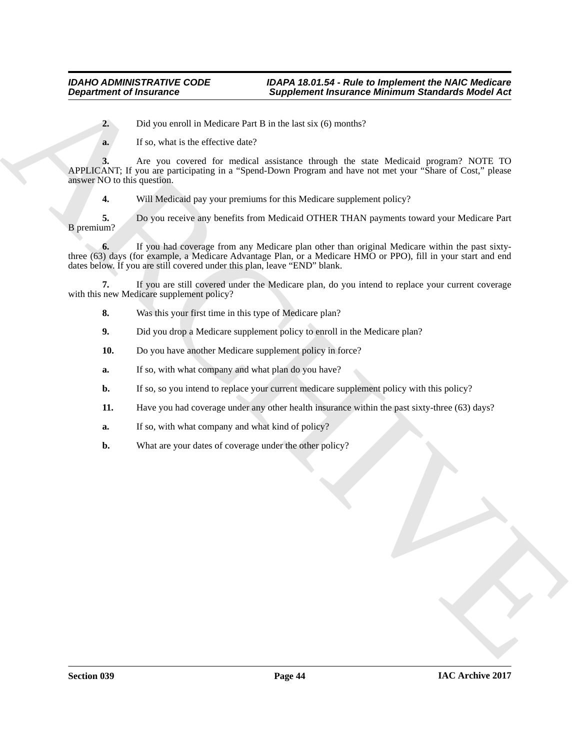**2.** Did you enroll in Medicare Part B in the last six (6) months?

**a.** If so, what is the effective date?

**3.** Are you covered for medical assistance through the state Medicaid program? NOTE TO APPLICANT; If you are participating in a "Spend-Down Program and have not met your "Share of Cost," please answer NO to this question.

**4.** Will Medicaid pay your premiums for this Medicare supplement policy?

**5.** Do you receive any benefits from Medicaid OTHER THAN payments toward your Medicare Part B premium?

**6.** If you had coverage from any Medicare plan other than original Medicare within the past sixty-three (63) days (for example, a Medicare Advantage Plan, or a Medicare HMO or PPO), fill in your start and end dates below. If you are still covered under this plan, leave "END" blank.

**7.** If you are still covered under the Medicare plan, do you intend to replace your current coverage with this new Medicare supplement policy?

**8.** Was this your first time in this type of Medicare plan?

**9.** Did you drop a Medicare supplement policy to enroll in the Medicare plan?

**10.** Do you have another Medicare supplement policy in force?

**a.** If so, with what company and what plan do you have?

**b.** If so, so you intend to replace your current medicare supplement policy with this policy?

**11.** Have you had coverage under any other health insurance within the past sixty-three (63) days?

**a.** If so, with what company and what kind of policy?

**b.** What are your dates of coverage under the other policy?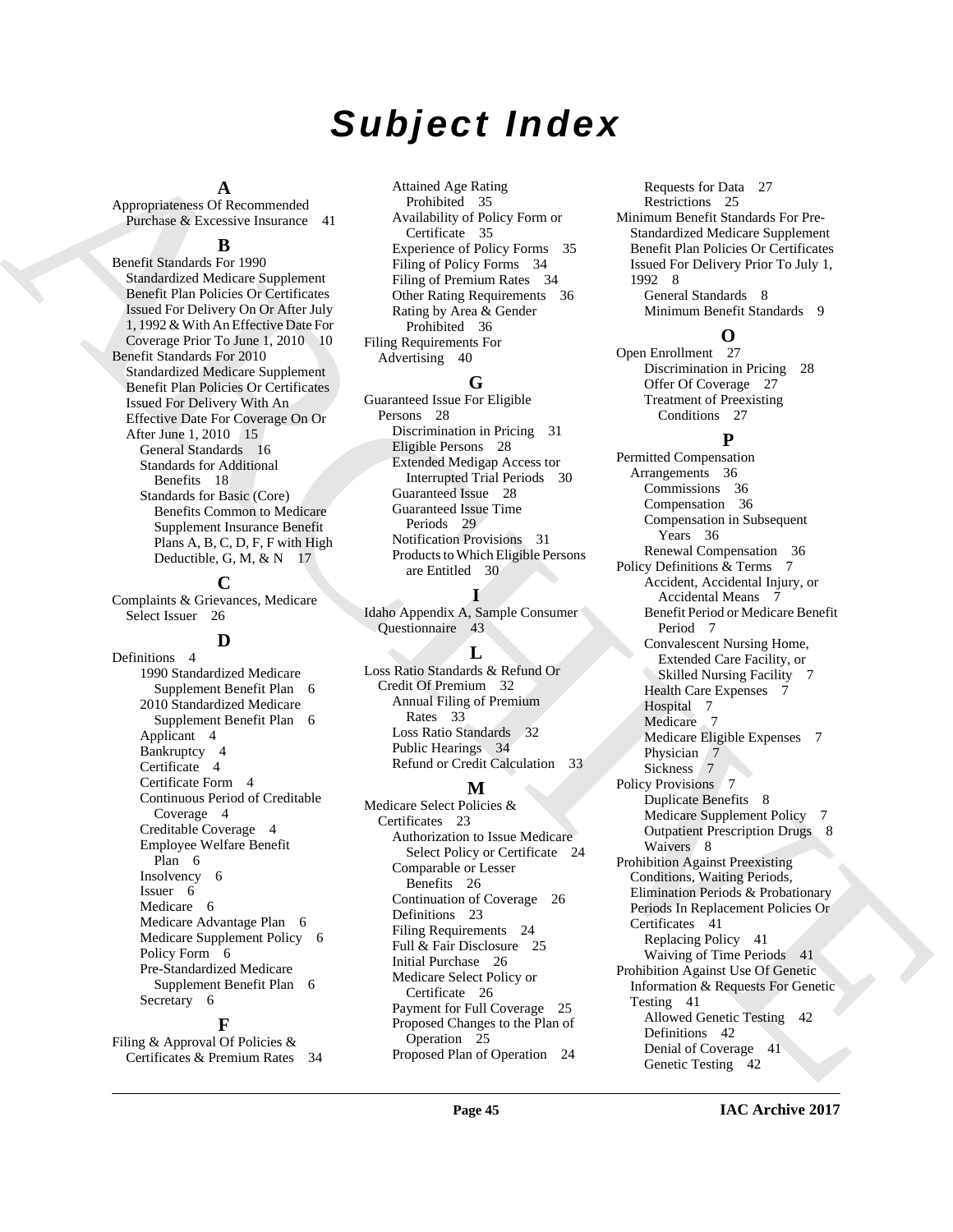# Subject Index

### A

Appropriateness Of Recommended Purchase & Excessive Insurance 41

### B

Benefit Standards For 1990 Standardized Medicare Supplement Benefit Plan Policies Or Certificates Issued For Delivery On Or After July 1, 1992 & With An Effective Date For Coverage Prior To June 1, 2010 10

Benefit Standards For 2010 Standardized Medicare Supplement Benefit Plan Policies Or Certificates Issued For Delivery With An Effective Date For Coverage On Or After June 1, 2010 15
- General Standards 16
- Standards for Additional Benefits 18
- Standards for Basic (Core) Benefits Common to Medicare Supplement Insurance Benefit Plans A, B, C, D, F, F with High Deductible, G, M, & N 17

### C

Complaints & Grievances, Medicare Select Issuer 26

### D

Definitions 4
- 1990 Standardized Medicare Supplement Benefit Plan 6
- 2010 Standardized Medicare Supplement Benefit Plan 6
- Applicant 4
- Bankruptcy 4
- Certificate 4
- Certificate Form 4
- Continuous Period of Creditable Coverage 4
- Creditable Coverage 4
- Employee Welfare Benefit Plan 6
- Insolvency 6
- Issuer 6
- Medicare 6
- Medicare Advantage Plan 6
- Medicare Supplement Policy 6
- Policy Form 6
- Pre-Standardized Medicare Supplement Benefit Plan 6
- Secretary 6

### F

Filing & Approval Of Policies & Certificates & Premium Rates 34
- Attained Age Rating Prohibited 35
- Availability of Policy Form or Certificate 35
- Experience of Policy Forms 35
- Filing of Policy Forms 34
- Filing of Premium Rates 34
- Other Rating Requirements 36
- Rating by Area & Gender Prohibited 36

Filing Requirements For Advertising 40

### G

Guaranteed Issue For Eligible Persons 28
- Discrimination in Pricing 31
- Eligible Persons 28
- Extended Medigap Access tor Interrupted Trial Periods 30
- Guaranteed Issue 28
- Guaranteed Issue Time Periods 29
- Notification Provisions 31
- Products to Which Eligible Persons are Entitled 30

### I

Idaho Appendix A, Sample Consumer Questionnaire 43

### L

Loss Ratio Standards & Refund Or Credit Of Premium 32
- Annual Filing of Premium Rates 33
- Loss Ratio Standards 32
- Public Hearings 34
- Refund or Credit Calculation 33

### M

Medicare Select Policies & Certificates 23
- Authorization to Issue Medicare Select Policy or Certificate 24
- Comparable or Lesser Benefits 26
- Continuation of Coverage 26
- Definitions 23
- Filing Requirements 24
- Full & Fair Disclosure 25
- Initial Purchase 26
- Medicare Select Policy or Certificate 26
- Payment for Full Coverage 25
- Proposed Changes to the Plan of Operation 25
- Proposed Plan of Operation 24
- Requests for Data 27
- Restrictions 25

Minimum Benefit Standards For Pre-Standardized Medicare Supplement Benefit Plan Policies Or Certificates Issued For Delivery Prior To July 1, 1992 8
- General Standards 8
- Minimum Benefit Standards 9

### O

Open Enrollment 27
- Discrimination in Pricing 28
- Offer Of Coverage 27
- Treatment of Preexisting Conditions 27

### P

Permitted Compensation Arrangements 36
- Commissions 36
- Compensation 36
- Compensation in Subsequent Years 36
- Renewal Compensation 36

Policy Definitions & Terms 7
- Accident, Accidental Injury, or Accidental Means 7
- Benefit Period or Medicare Benefit Period 7
- Convalescent Nursing Home, Extended Care Facility, or Skilled Nursing Facility 7
- Health Care Expenses 7
- Hospital 7
- Medicare 7
- Medicare Eligible Expenses 7
- Physician 7
- Sickness 7

Policy Provisions 7
- Duplicate Benefits 8
- Medicare Supplement Policy 7
- Outpatient Prescription Drugs 8
- Waivers 8

Prohibition Against Preexisting Conditions, Waiting Periods, Elimination Periods & Probationary Periods In Replacement Policies Or Certificates 41
- Replacing Policy 41
- Waiving of Time Periods 41

Prohibition Against Use Of Genetic Information & Requests For Genetic Testing 41
- Allowed Genetic Testing 42
- Definitions 42
- Denial of Coverage 41
- Genetic Testing 42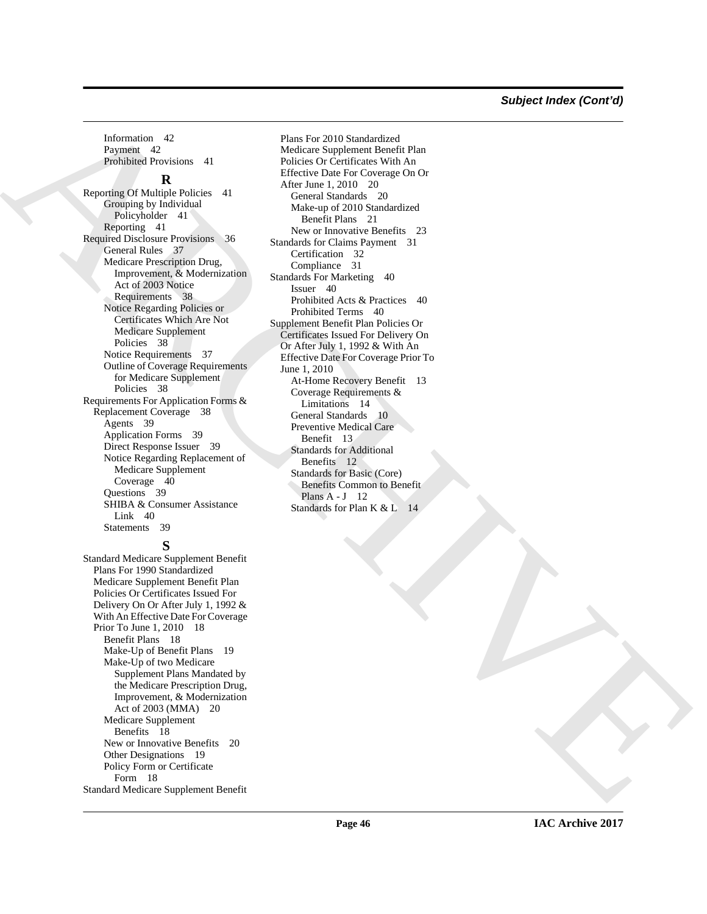Information 42
Payment 42
Prohibited Provisions 41

## R

Reporting Of Multiple Policies 41
Grouping by Individual Policyholder 41
Reporting 41
Required Disclosure Provisions 36
General Rules 37
Medicare Prescription Drug, Improvement, & Modernization Act of 2003 Notice Requirements 38
Notice Regarding Policies or Certificates Which Are Not Medicare Supplement Policies 38
Notice Requirements 37
Outline of Coverage Requirements for Medicare Supplement Policies 38
Requirements For Application Forms & Replacement Coverage 38
Agents 39
Application Forms 39
Direct Response Issuer 39
Notice Regarding Replacement of Medicare Supplement Coverage 40
Questions 39
SHIBA & Consumer Assistance Link 40
Statements 39

## S

Standard Medicare Supplement Benefit Plans For 1990 Standardized Medicare Supplement Benefit Plan Policies Or Certificates Issued For Delivery On Or After July 1, 1992 & With An Effective Date For Coverage Prior To June 1, 2010 18
Benefit Plans 18
Make-Up of Benefit Plans 19
Make-Up of two Medicare Supplement Plans Mandated by the Medicare Prescription Drug, Improvement, & Modernization Act of 2003 (MMA) 20
Medicare Supplement Benefits 18
New or Innovative Benefits 20
Other Designations 19
Policy Form or Certificate Form 18
Standard Medicare Supplement Benefit Plans For 2010 Standardized Medicare Supplement Benefit Plan Policies Or Certificates With An Effective Date For Coverage On Or After June 1, 2010 20
General Standards 20
Make-up of 2010 Standardized Benefit Plans 21
New or Innovative Benefits 23
Standards for Claims Payment 31
Certification 32
Compliance 31
Standards For Marketing 40
Issuer 40
Prohibited Acts & Practices 40
Prohibited Terms 40
Supplement Benefit Plan Policies Or Certificates Issued For Delivery On Or After July 1, 1992 & With An Effective Date For Coverage Prior To June 1, 2010
At-Home Recovery Benefit 13
Coverage Requirements & Limitations 14
General Standards 10
Preventive Medical Care Benefit 13
Standards for Additional Benefits 12
Standards for Basic (Core) Benefits Common to Benefit Plans A - J 12
Standards for Plan K & L 14